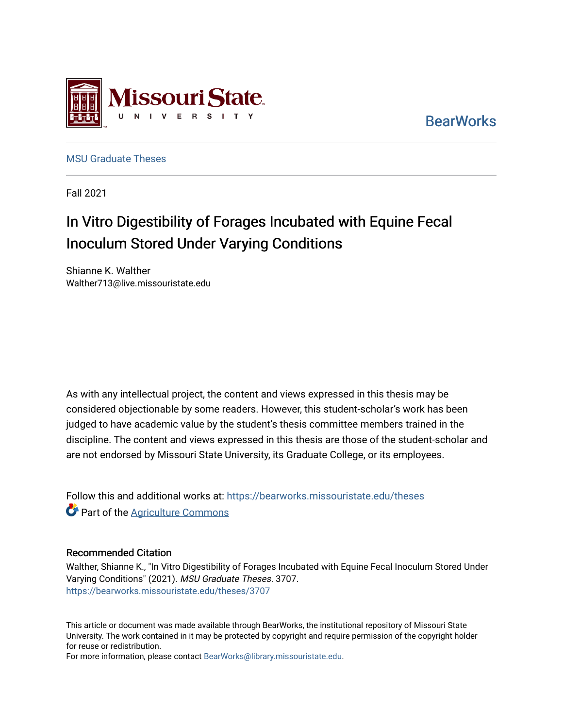Missouri State University

BearWorks

MSU Graduate Theses

Fall 2021

# In Vitro Digestibility of Forages Incubated with Equine Fecal Inoculum Stored Under Varying Conditions

Shianne K. Walther
Walther713@live.missouristate.edu

As with any intellectual project, the content and views expressed in this thesis may be considered objectionable by some readers. However, this student-scholar's work has been judged to have academic value by the student's thesis committee members trained in the discipline. The content and views expressed in this thesis are those of the student-scholar and are not endorsed by Missouri State University, its Graduate College, or its employees.

Follow this and additional works at: https://bearworks.missouristate.edu/theses

Part of the Agriculture Commons

## Recommended Citation

Walther, Shianne K., "In Vitro Digestibility of Forages Incubated with Equine Fecal Inoculum Stored Under Varying Conditions" (2021). *MSU Graduate Theses*. 3707.
https://bearworks.missouristate.edu/theses/3707

This article or document was made available through BearWorks, the institutional repository of Missouri State University. The work contained in it may be protected by copyright and require permission of the copyright holder for reuse or redistribution.
For more information, please contact BearWorks@library.missouristate.edu.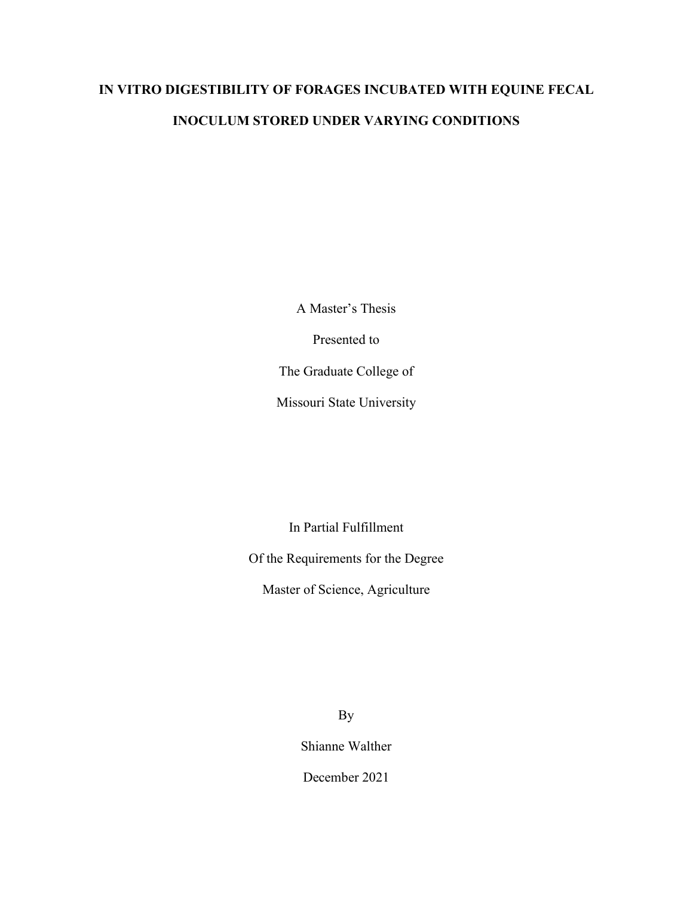# IN VITRO DIGESTIBILITY OF FORAGES INCUBATED WITH EQUINE FECAL INOCULUM STORED UNDER VARYING CONDITIONS

A Master's Thesis

Presented to

The Graduate College of

Missouri State University

In Partial Fulfillment

Of the Requirements for the Degree

Master of Science, Agriculture

By

Shianne Walther

December 2021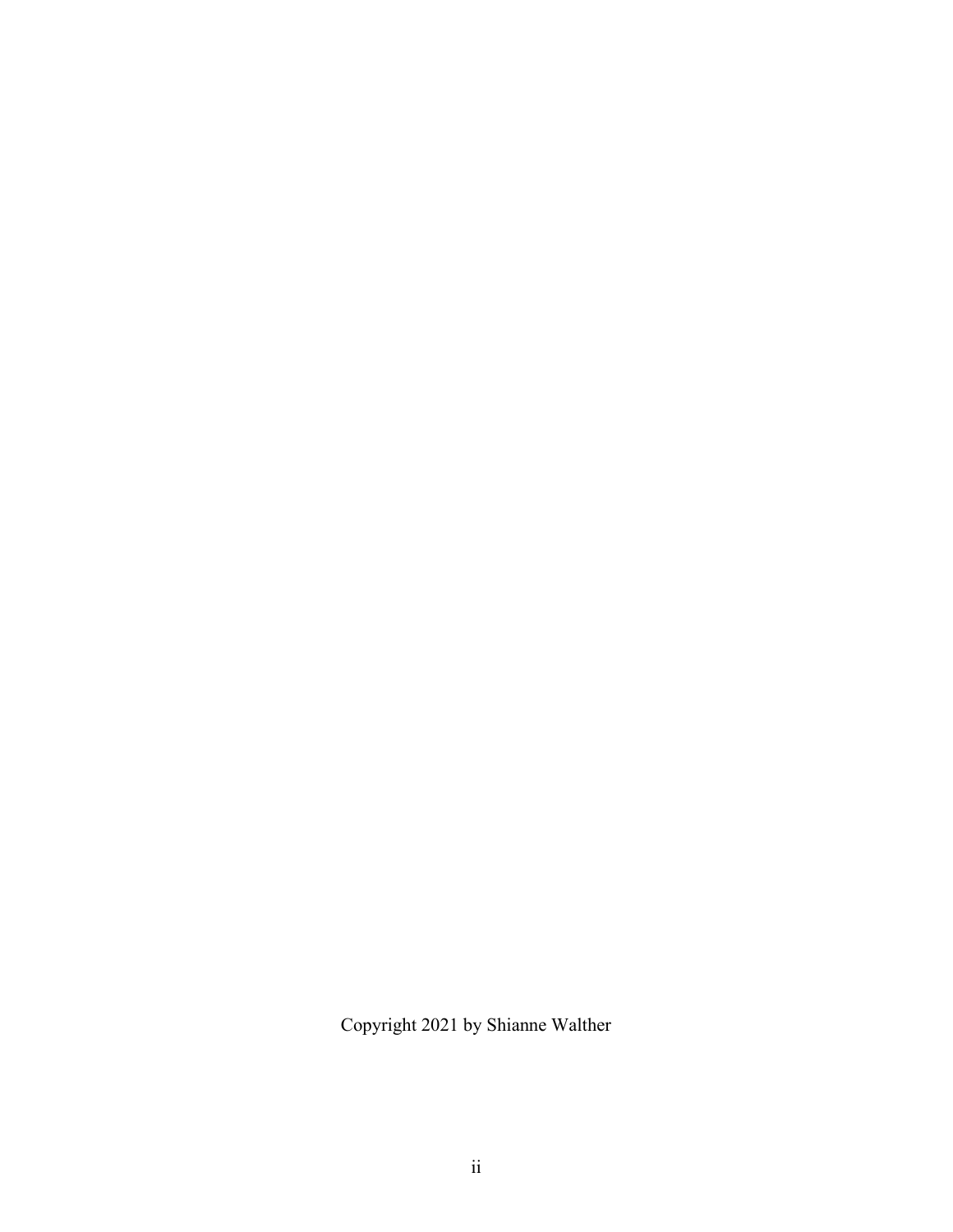Copyright 2021 by Shianne Walther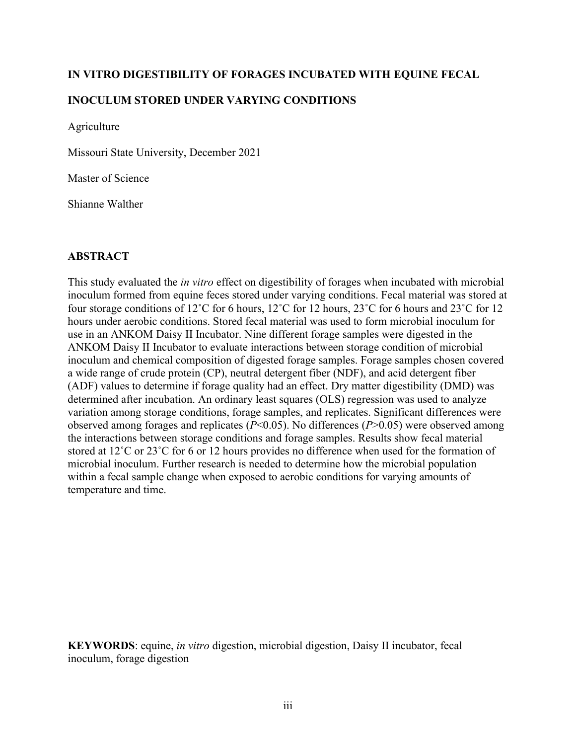**IN VITRO DIGESTIBILITY OF FORAGES INCUBATED WITH EQUINE FECAL INOCULUM STORED UNDER VARYING CONDITIONS**

Agriculture

Missouri State University, December 2021

Master of Science

Shianne Walther

## ABSTRACT

This study evaluated the *in vitro* effect on digestibility of forages when incubated with microbial inoculum formed from equine feces stored under varying conditions. Fecal material was stored at four storage conditions of 12˚C for 6 hours, 12˚C for 12 hours, 23˚C for 6 hours and 23˚C for 12 hours under aerobic conditions. Stored fecal material was used to form microbial inoculum for use in an ANKOM Daisy II Incubator. Nine different forage samples were digested in the ANKOM Daisy II Incubator to evaluate interactions between storage condition of microbial inoculum and chemical composition of digested forage samples. Forage samples chosen covered a wide range of crude protein (CP), neutral detergent fiber (NDF), and acid detergent fiber (ADF) values to determine if forage quality had an effect. Dry matter digestibility (DMD) was determined after incubation. An ordinary least squares (OLS) regression was used to analyze variation among storage conditions, forage samples, and replicates. Significant differences were observed among forages and replicates ($P<0.05$). No differences ($P>0.05$) were observed among the interactions between storage conditions and forage samples. Results show fecal material stored at 12˚C or 23˚C for 6 or 12 hours provides no difference when used for the formation of microbial inoculum. Further research is needed to determine how the microbial population within a fecal sample change when exposed to aerobic conditions for varying amounts of temperature and time.

**KEYWORDS**: equine, *in vitro* digestion, microbial digestion, Daisy II incubator, fecal inoculum, forage digestion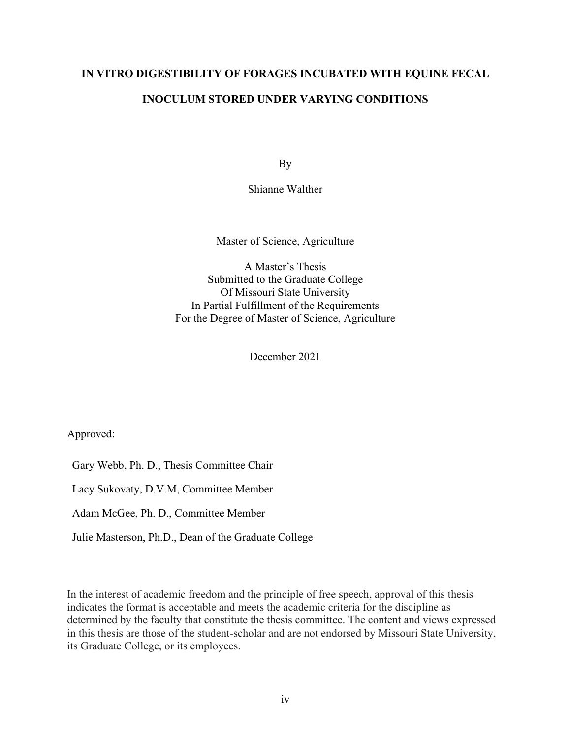# IN VITRO DIGESTIBILITY OF FORAGES INCUBATED WITH EQUINE FECAL INOCULUM STORED UNDER VARYING CONDITIONS

By

Shianne Walther

Master of Science, Agriculture

A Master's Thesis
Submitted to the Graduate College
Of Missouri State University
In Partial Fulfillment of the Requirements
For the Degree of Master of Science, Agriculture

December 2021

Approved:

Gary Webb, Ph. D., Thesis Committee Chair

Lacy Sukovaty, D.V.M, Committee Member

Adam McGee, Ph. D., Committee Member

Julie Masterson, Ph.D., Dean of the Graduate College

In the interest of academic freedom and the principle of free speech, approval of this thesis indicates the format is acceptable and meets the academic criteria for the discipline as determined by the faculty that constitute the thesis committee. The content and views expressed in this thesis are those of the student-scholar and are not endorsed by Missouri State University, its Graduate College, or its employees.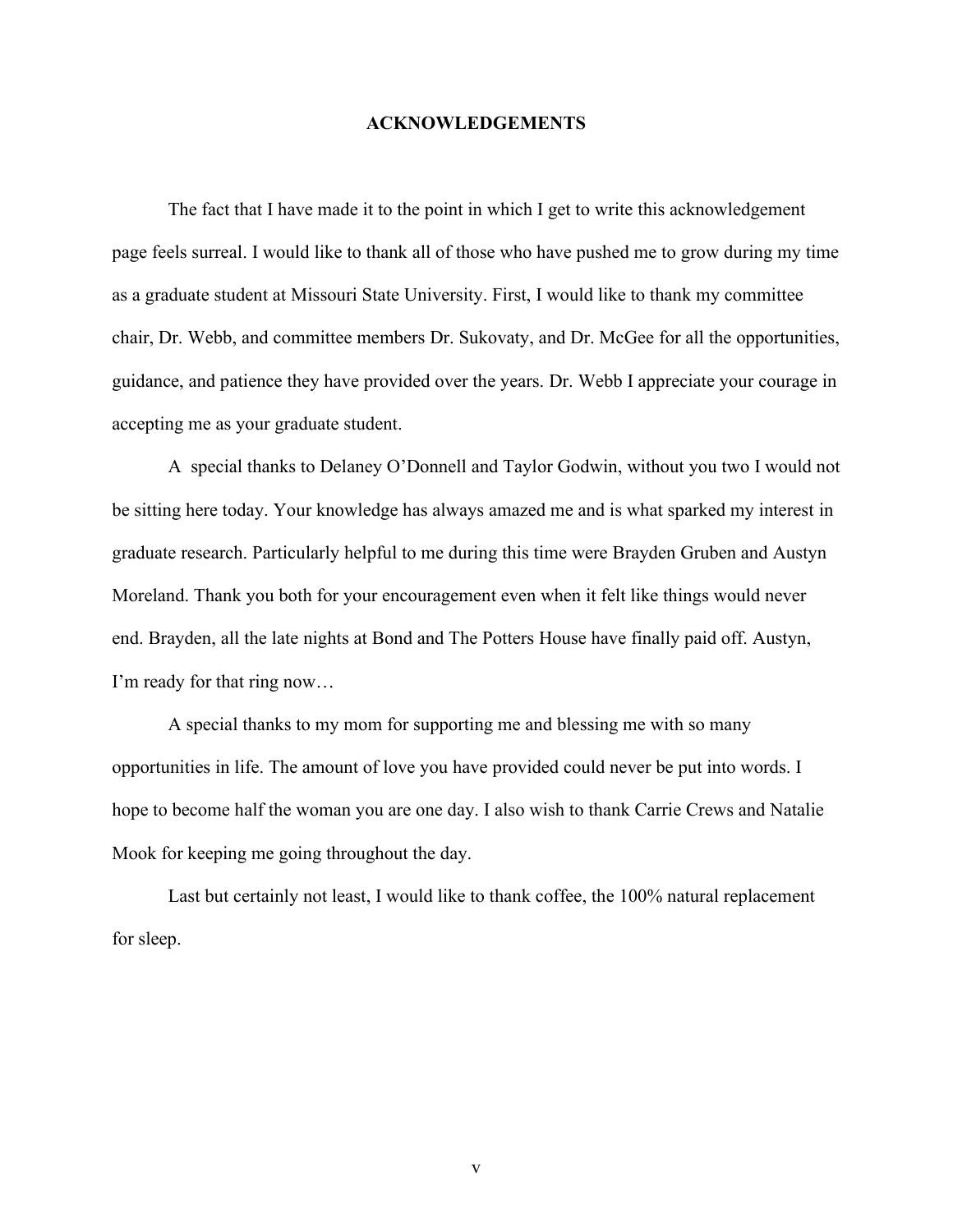# ACKNOWLEDGEMENTS

The fact that I have made it to the point in which I get to write this acknowledgement page feels surreal. I would like to thank all of those who have pushed me to grow during my time as a graduate student at Missouri State University. First, I would like to thank my committee chair, Dr. Webb, and committee members Dr. Sukovaty, and Dr. McGee for all the opportunities, guidance, and patience they have provided over the years. Dr. Webb I appreciate your courage in accepting me as your graduate student.

A special thanks to Delaney O'Donnell and Taylor Godwin, without you two I would not be sitting here today. Your knowledge has always amazed me and is what sparked my interest in graduate research. Particularly helpful to me during this time were Brayden Gruben and Austyn Moreland. Thank you both for your encouragement even when it felt like things would never end. Brayden, all the late nights at Bond and The Potters House have finally paid off. Austyn, I'm ready for that ring now…

A special thanks to my mom for supporting me and blessing me with so many opportunities in life. The amount of love you have provided could never be put into words. I hope to become half the woman you are one day. I also wish to thank Carrie Crews and Natalie Mook for keeping me going throughout the day.

Last but certainly not least, I would like to thank coffee, the 100% natural replacement for sleep.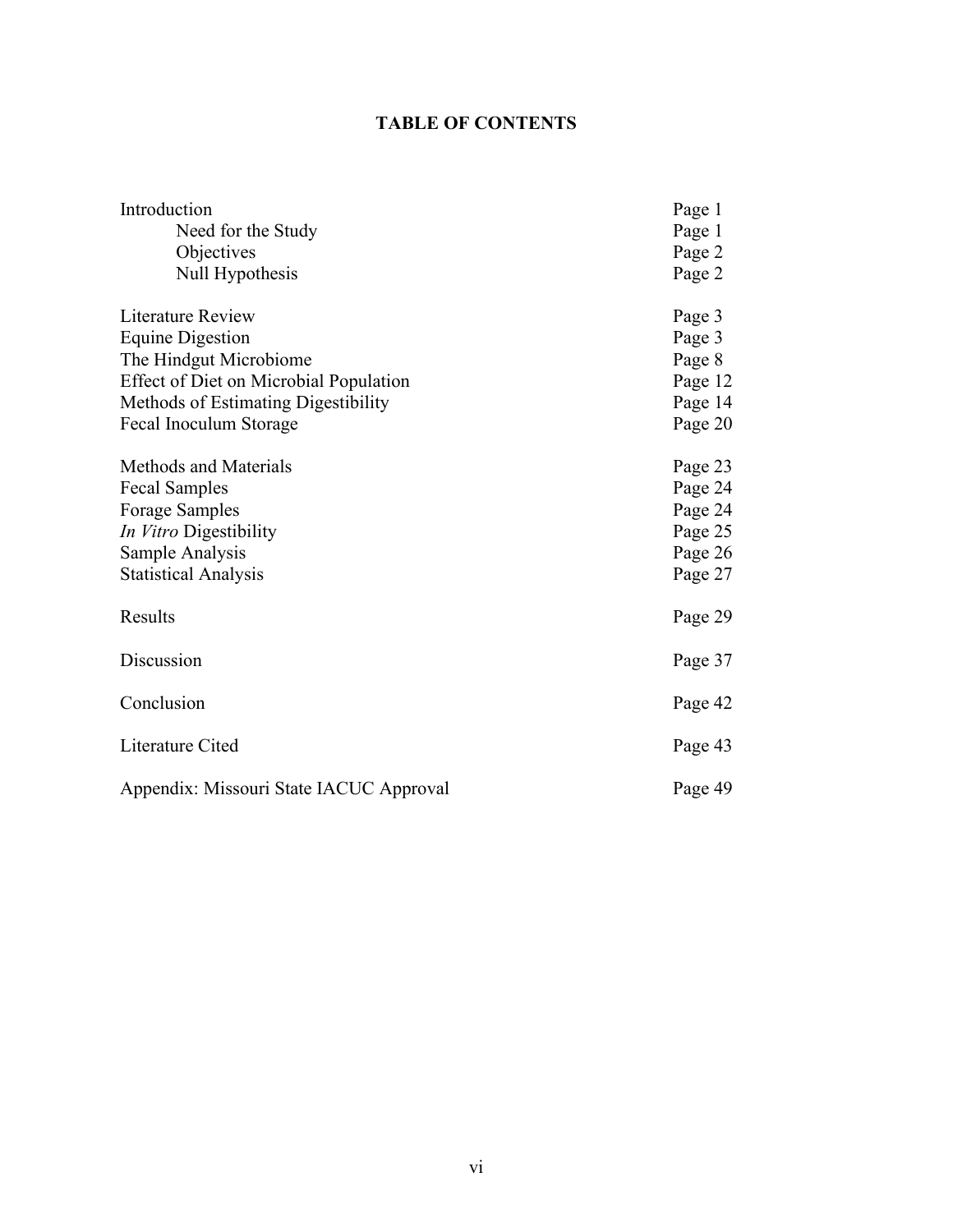# TABLE OF CONTENTS

| | |
|---|---|
| Introduction | Page 1 |
| Need for the Study | Page 1 |
| Objectives | Page 2 |
| Null Hypothesis | Page 2 |
| | |
| Literature Review | Page 3 |
| Equine Digestion | Page 3 |
| The Hindgut Microbiome | Page 8 |
| Effect of Diet on Microbial Population | Page 12 |
| Methods of Estimating Digestibility | Page 14 |
| Fecal Inoculum Storage | Page 20 |
| | |
| Methods and Materials | Page 23 |
| Fecal Samples | Page 24 |
| Forage Samples | Page 24 |
| *In Vitro* Digestibility | Page 25 |
| Sample Analysis | Page 26 |
| Statistical Analysis | Page 27 |
| | |
| Results | Page 29 |
| | |
| Discussion | Page 37 |
| | |
| Conclusion | Page 42 |
| | |
| Literature Cited | Page 43 |
| | |
| Appendix: Missouri State IACUC Approval | Page 49 |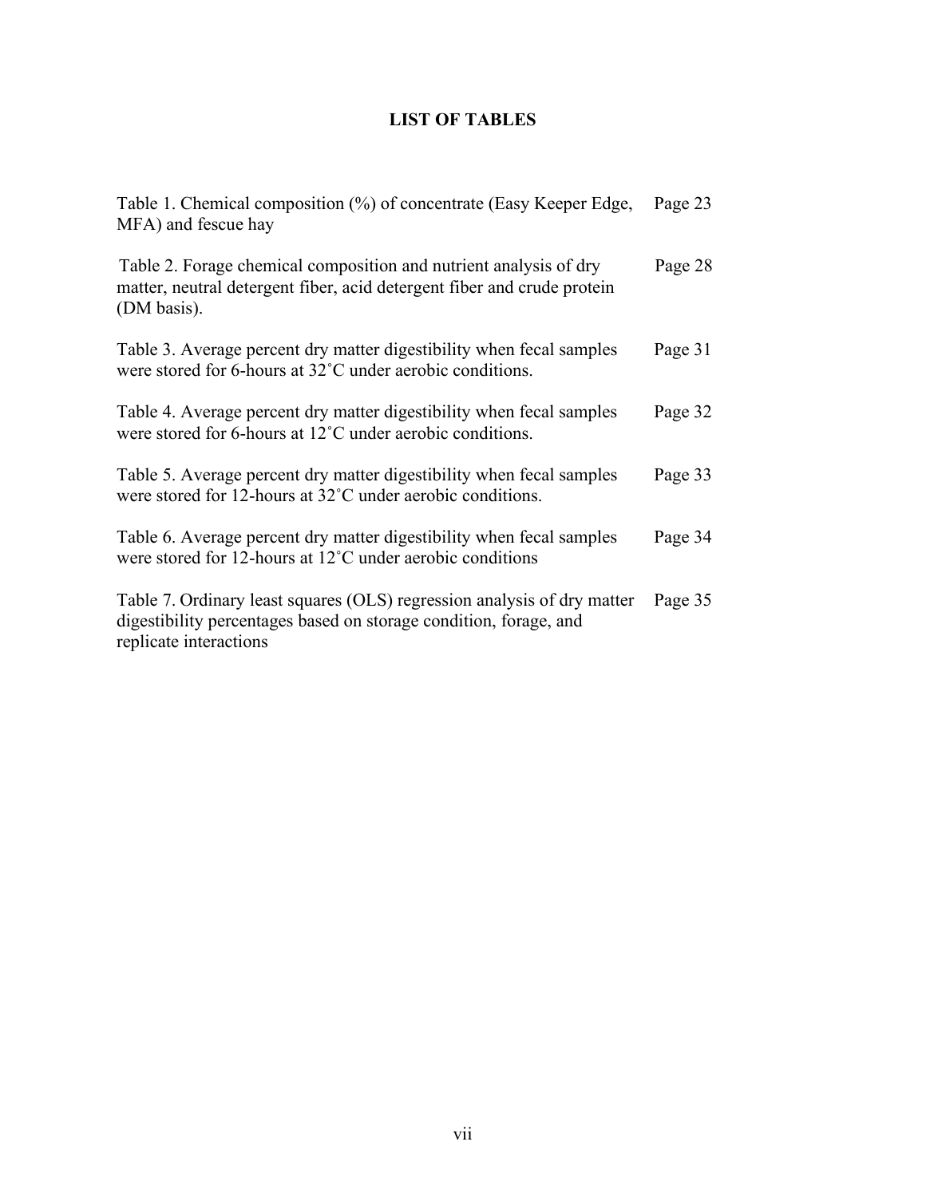# LIST OF TABLES

| | |
|---|---|
| Table 1. Chemical composition (%) of concentrate (Easy Keeper Edge, MFA) and fescue hay | Page 23 |
| Table 2. Forage chemical composition and nutrient analysis of dry matter, neutral detergent fiber, acid detergent fiber and crude protein (DM basis). | Page 28 |
| Table 3. Average percent dry matter digestibility when fecal samples were stored for 6-hours at 32˚C under aerobic conditions. | Page 31 |
| Table 4. Average percent dry matter digestibility when fecal samples were stored for 6-hours at 12˚C under aerobic conditions. | Page 32 |
| Table 5. Average percent dry matter digestibility when fecal samples were stored for 12-hours at 32˚C under aerobic conditions. | Page 33 |
| Table 6. Average percent dry matter digestibility when fecal samples were stored for 12-hours at 12˚C under aerobic conditions | Page 34 |
| Table 7. Ordinary least squares (OLS) regression analysis of dry matter digestibility percentages based on storage condition, forage, and replicate interactions | Page 35 |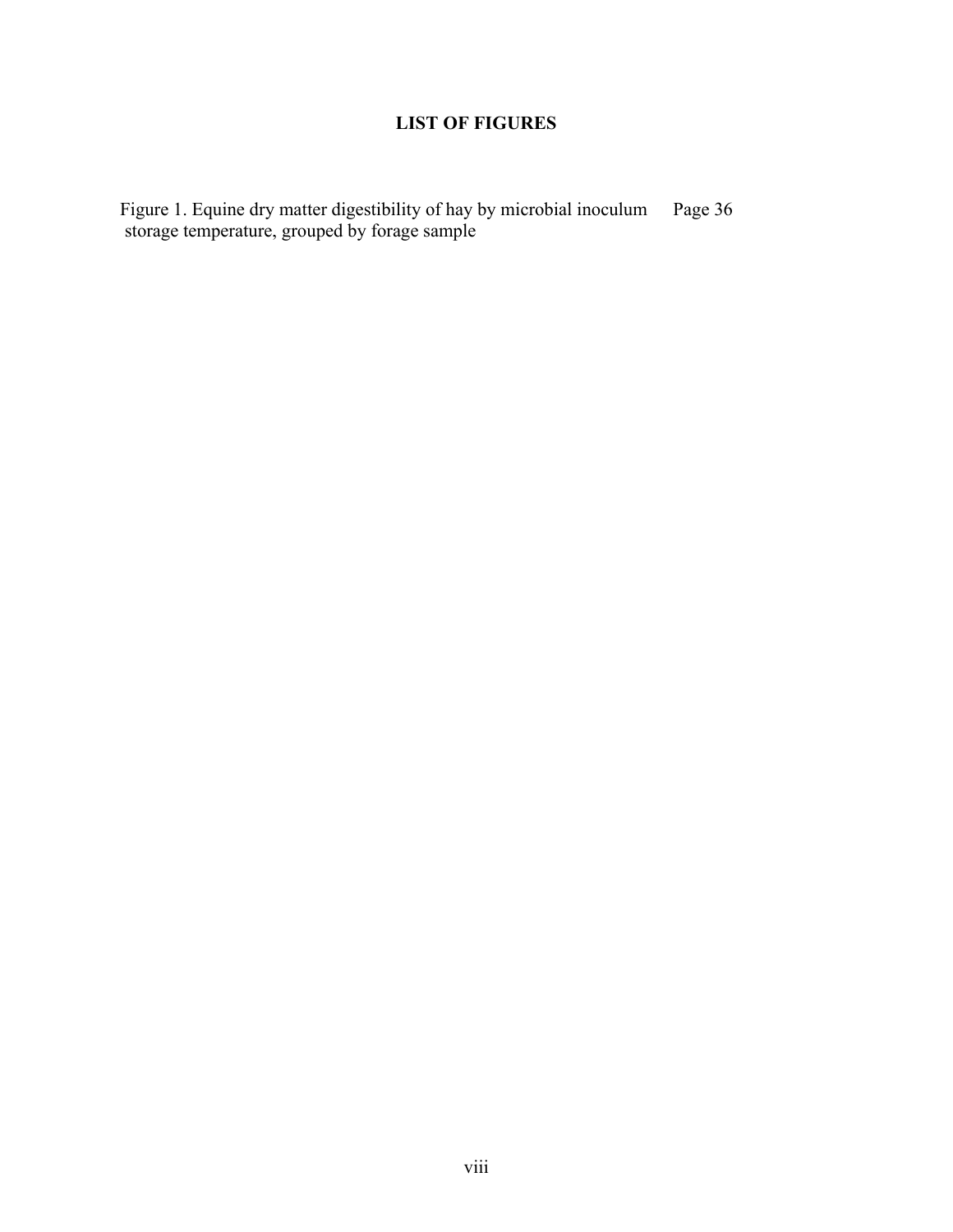# LIST OF FIGURES

Figure 1. Equine dry matter digestibility of hay by microbial inoculum storage temperature, grouped by forage sample — Page 36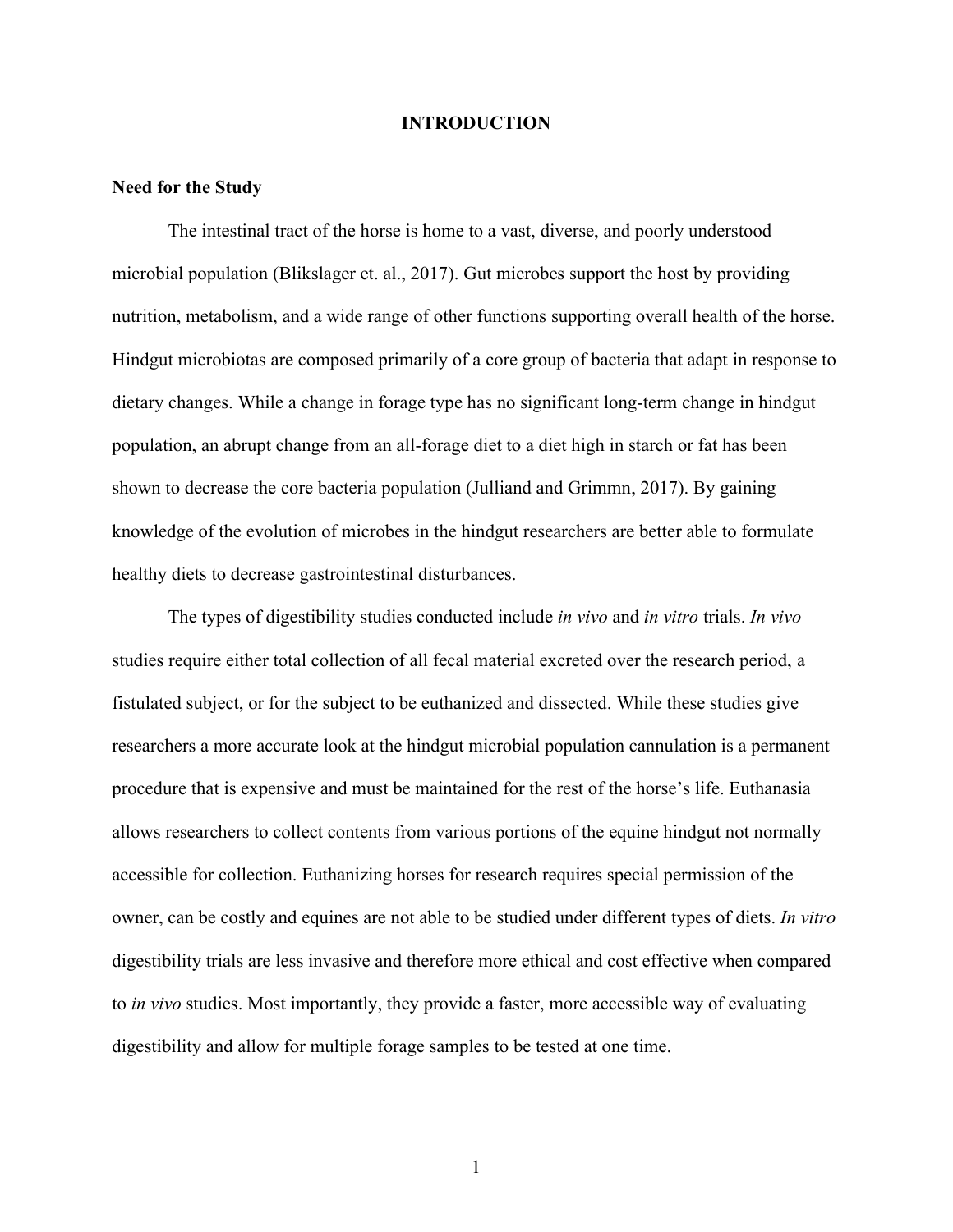# INTRODUCTION

## Need for the Study

The intestinal tract of the horse is home to a vast, diverse, and poorly understood microbial population (Blikslager et. al., 2017). Gut microbes support the host by providing nutrition, metabolism, and a wide range of other functions supporting overall health of the horse. Hindgut microbiotas are composed primarily of a core group of bacteria that adapt in response to dietary changes. While a change in forage type has no significant long-term change in hindgut population, an abrupt change from an all-forage diet to a diet high in starch or fat has been shown to decrease the core bacteria population (Julliand and Grimmn, 2017). By gaining knowledge of the evolution of microbes in the hindgut researchers are better able to formulate healthy diets to decrease gastrointestinal disturbances.

The types of digestibility studies conducted include *in vivo* and *in vitro* trials. *In vivo* studies require either total collection of all fecal material excreted over the research period, a fistulated subject, or for the subject to be euthanized and dissected. While these studies give researchers a more accurate look at the hindgut microbial population cannulation is a permanent procedure that is expensive and must be maintained for the rest of the horse's life. Euthanasia allows researchers to collect contents from various portions of the equine hindgut not normally accessible for collection. Euthanizing horses for research requires special permission of the owner, can be costly and equines are not able to be studied under different types of diets. *In vitro* digestibility trials are less invasive and therefore more ethical and cost effective when compared to *in vivo* studies. Most importantly, they provide a faster, more accessible way of evaluating digestibility and allow for multiple forage samples to be tested at one time.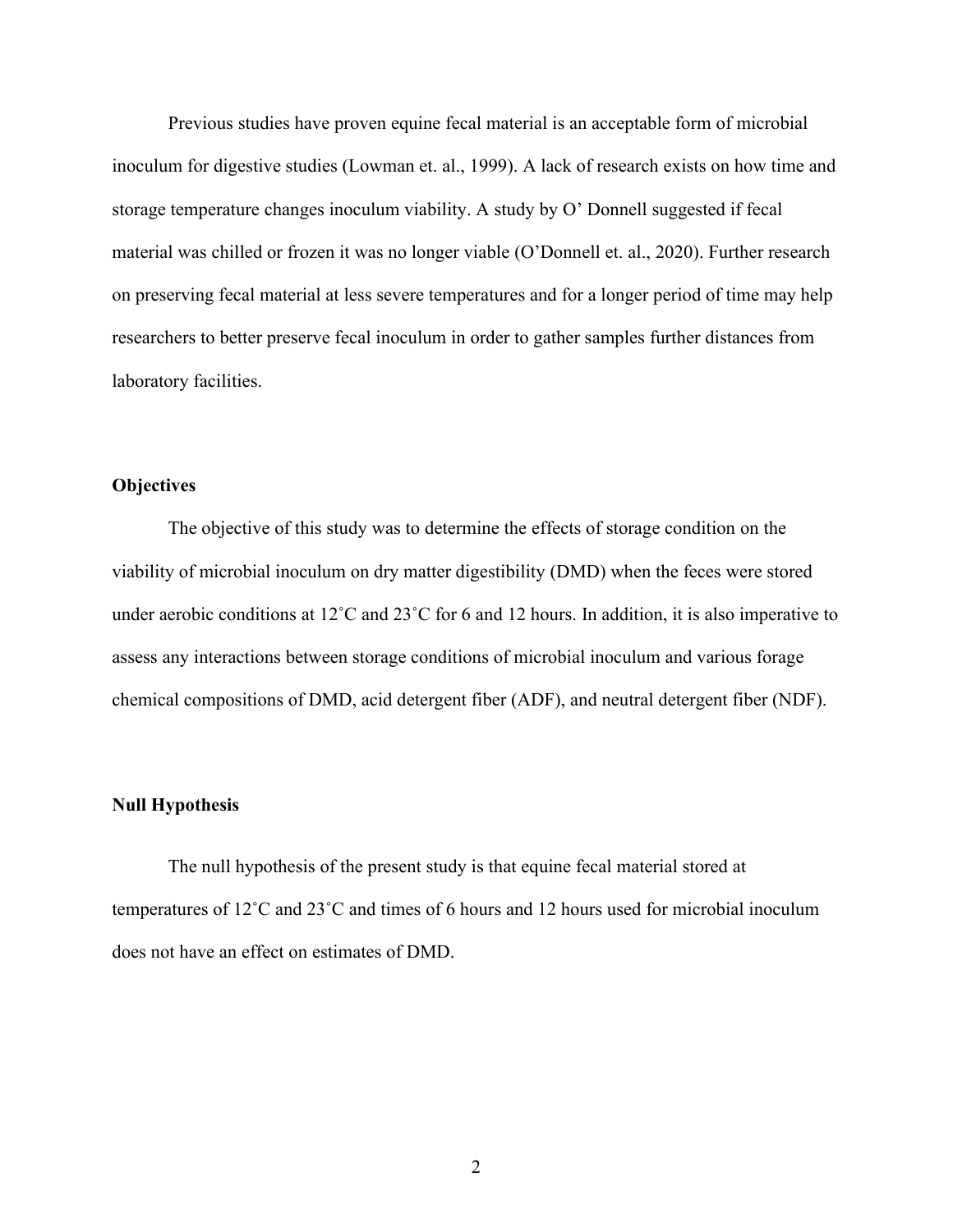Previous studies have proven equine fecal material is an acceptable form of microbial inoculum for digestive studies (Lowman et. al., 1999). A lack of research exists on how time and storage temperature changes inoculum viability. A study by O' Donnell suggested if fecal material was chilled or frozen it was no longer viable (O'Donnell et. al., 2020). Further research on preserving fecal material at less severe temperatures and for a longer period of time may help researchers to better preserve fecal inoculum in order to gather samples further distances from laboratory facilities.

## Objectives

The objective of this study was to determine the effects of storage condition on the viability of microbial inoculum on dry matter digestibility (DMD) when the feces were stored under aerobic conditions at 12˚C and 23˚C for 6 and 12 hours. In addition, it is also imperative to assess any interactions between storage conditions of microbial inoculum and various forage chemical compositions of DMD, acid detergent fiber (ADF), and neutral detergent fiber (NDF).

## Null Hypothesis

The null hypothesis of the present study is that equine fecal material stored at temperatures of 12˚C and 23˚C and times of 6 hours and 12 hours used for microbial inoculum does not have an effect on estimates of DMD.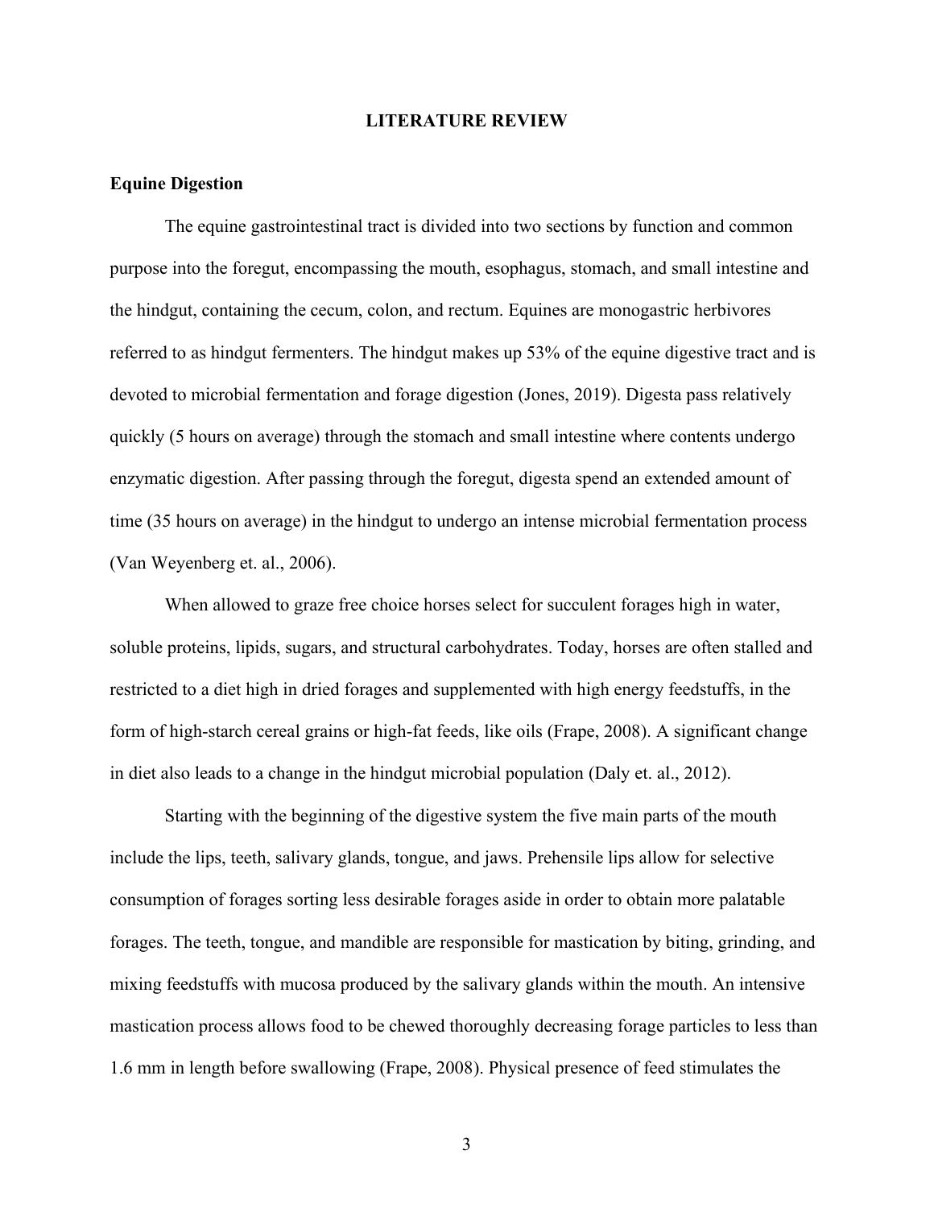# LITERATURE REVIEW

## Equine Digestion

The equine gastrointestinal tract is divided into two sections by function and common purpose into the foregut, encompassing the mouth, esophagus, stomach, and small intestine and the hindgut, containing the cecum, colon, and rectum. Equines are monogastric herbivores referred to as hindgut fermenters. The hindgut makes up 53% of the equine digestive tract and is devoted to microbial fermentation and forage digestion (Jones, 2019). Digesta pass relatively quickly (5 hours on average) through the stomach and small intestine where contents undergo enzymatic digestion. After passing through the foregut, digesta spend an extended amount of time (35 hours on average) in the hindgut to undergo an intense microbial fermentation process (Van Weyenberg et. al., 2006).

When allowed to graze free choice horses select for succulent forages high in water, soluble proteins, lipids, sugars, and structural carbohydrates. Today, horses are often stalled and restricted to a diet high in dried forages and supplemented with high energy feedstuffs, in the form of high-starch cereal grains or high-fat feeds, like oils (Frape, 2008). A significant change in diet also leads to a change in the hindgut microbial population (Daly et. al., 2012).

Starting with the beginning of the digestive system the five main parts of the mouth include the lips, teeth, salivary glands, tongue, and jaws. Prehensile lips allow for selective consumption of forages sorting less desirable forages aside in order to obtain more palatable forages. The teeth, tongue, and mandible are responsible for mastication by biting, grinding, and mixing feedstuffs with mucosa produced by the salivary glands within the mouth. An intensive mastication process allows food to be chewed thoroughly decreasing forage particles to less than 1.6 mm in length before swallowing (Frape, 2008). Physical presence of feed stimulates the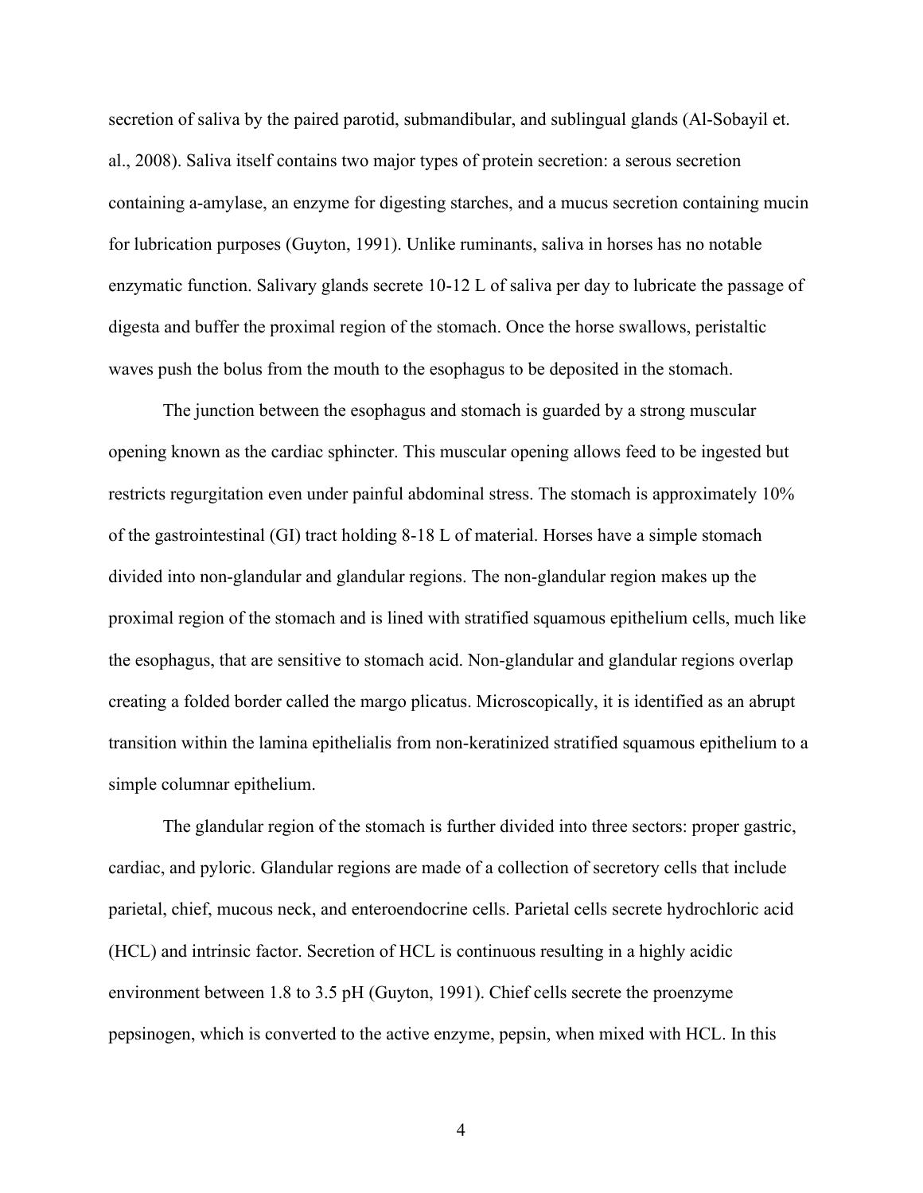secretion of saliva by the paired parotid, submandibular, and sublingual glands (Al-Sobayil et. al., 2008). Saliva itself contains two major types of protein secretion: a serous secretion containing a-amylase, an enzyme for digesting starches, and a mucus secretion containing mucin for lubrication purposes (Guyton, 1991). Unlike ruminants, saliva in horses has no notable enzymatic function. Salivary glands secrete 10-12 L of saliva per day to lubricate the passage of digesta and buffer the proximal region of the stomach. Once the horse swallows, peristaltic waves push the bolus from the mouth to the esophagus to be deposited in the stomach.

The junction between the esophagus and stomach is guarded by a strong muscular opening known as the cardiac sphincter. This muscular opening allows feed to be ingested but restricts regurgitation even under painful abdominal stress. The stomach is approximately 10% of the gastrointestinal (GI) tract holding 8-18 L of material. Horses have a simple stomach divided into non-glandular and glandular regions. The non-glandular region makes up the proximal region of the stomach and is lined with stratified squamous epithelium cells, much like the esophagus, that are sensitive to stomach acid. Non-glandular and glandular regions overlap creating a folded border called the margo plicatus. Microscopically, it is identified as an abrupt transition within the lamina epithelialis from non-keratinized stratified squamous epithelium to a simple columnar epithelium.

The glandular region of the stomach is further divided into three sectors: proper gastric, cardiac, and pyloric. Glandular regions are made of a collection of secretory cells that include parietal, chief, mucous neck, and enteroendocrine cells. Parietal cells secrete hydrochloric acid (HCL) and intrinsic factor. Secretion of HCL is continuous resulting in a highly acidic environment between 1.8 to 3.5 pH (Guyton, 1991). Chief cells secrete the proenzyme pepsinogen, which is converted to the active enzyme, pepsin, when mixed with HCL. In this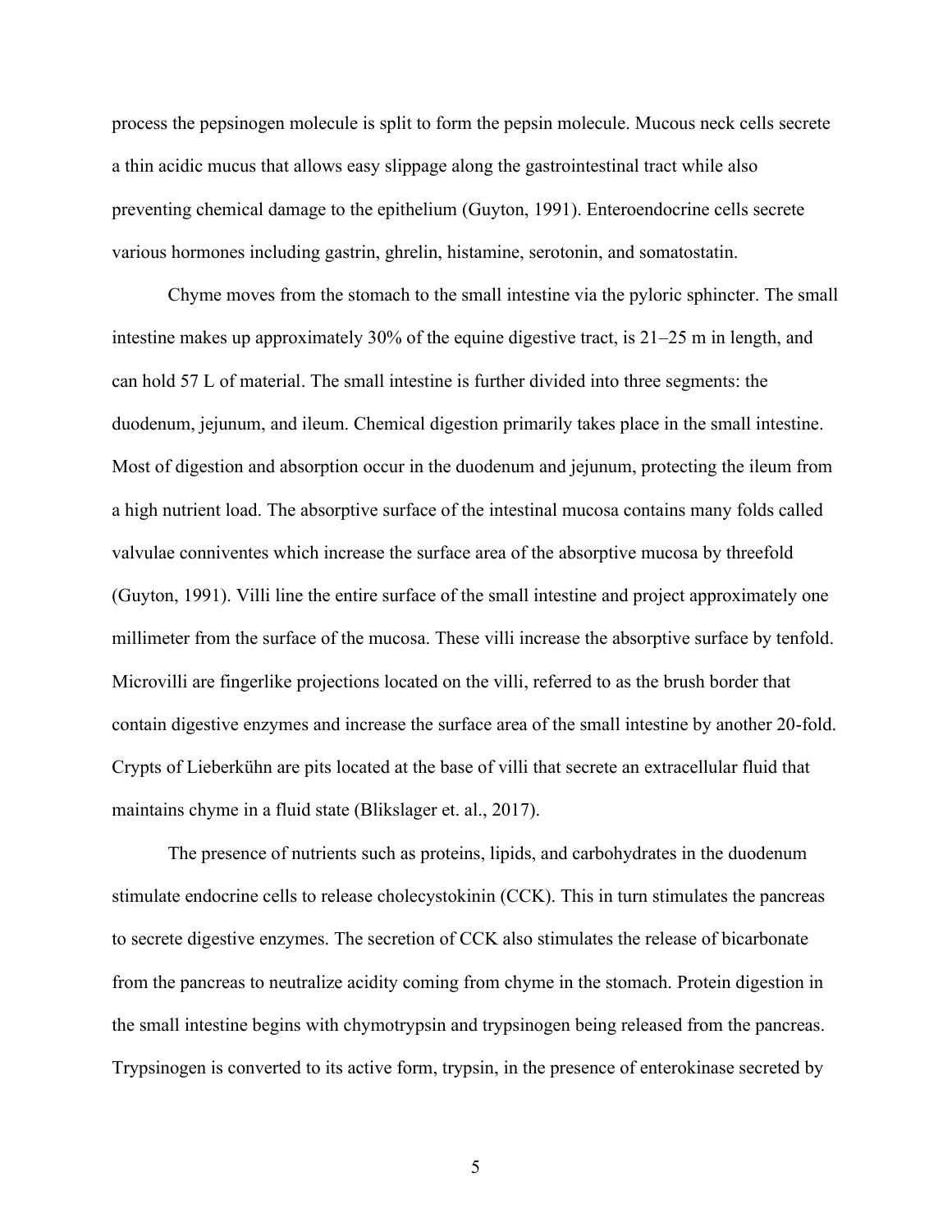process the pepsinogen molecule is split to form the pepsin molecule. Mucous neck cells secrete a thin acidic mucus that allows easy slippage along the gastrointestinal tract while also preventing chemical damage to the epithelium (Guyton, 1991). Enteroendocrine cells secrete various hormones including gastrin, ghrelin, histamine, serotonin, and somatostatin.

Chyme moves from the stomach to the small intestine via the pyloric sphincter. The small intestine makes up approximately 30% of the equine digestive tract, is 21–25 m in length, and can hold 57 L of material. The small intestine is further divided into three segments: the duodenum, jejunum, and ileum. Chemical digestion primarily takes place in the small intestine. Most of digestion and absorption occur in the duodenum and jejunum, protecting the ileum from a high nutrient load. The absorptive surface of the intestinal mucosa contains many folds called valvulae conniventes which increase the surface area of the absorptive mucosa by threefold (Guyton, 1991). Villi line the entire surface of the small intestine and project approximately one millimeter from the surface of the mucosa. These villi increase the absorptive surface by tenfold. Microvilli are fingerlike projections located on the villi, referred to as the brush border that contain digestive enzymes and increase the surface area of the small intestine by another 20-fold. Crypts of Lieberkühn are pits located at the base of villi that secrete an extracellular fluid that maintains chyme in a fluid state (Blikslager et. al., 2017).

The presence of nutrients such as proteins, lipids, and carbohydrates in the duodenum stimulate endocrine cells to release cholecystokinin (CCK). This in turn stimulates the pancreas to secrete digestive enzymes. The secretion of CCK also stimulates the release of bicarbonate from the pancreas to neutralize acidity coming from chyme in the stomach. Protein digestion in the small intestine begins with chymotrypsin and trypsinogen being released from the pancreas. Trypsinogen is converted to its active form, trypsin, in the presence of enterokinase secreted by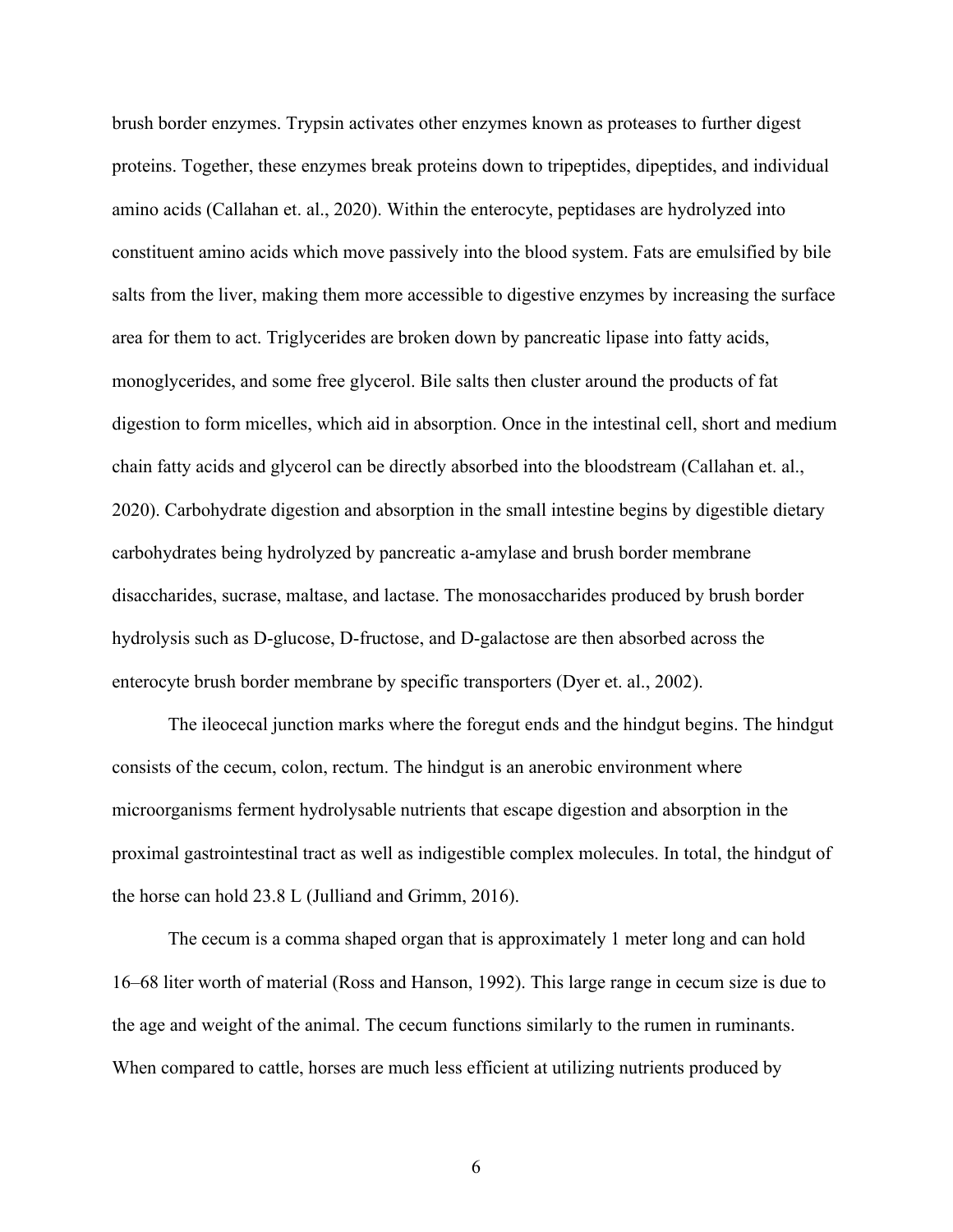brush border enzymes. Trypsin activates other enzymes known as proteases to further digest proteins. Together, these enzymes break proteins down to tripeptides, dipeptides, and individual amino acids (Callahan et. al., 2020). Within the enterocyte, peptidases are hydrolyzed into constituent amino acids which move passively into the blood system. Fats are emulsified by bile salts from the liver, making them more accessible to digestive enzymes by increasing the surface area for them to act. Triglycerides are broken down by pancreatic lipase into fatty acids, monoglycerides, and some free glycerol. Bile salts then cluster around the products of fat digestion to form micelles, which aid in absorption. Once in the intestinal cell, short and medium chain fatty acids and glycerol can be directly absorbed into the bloodstream (Callahan et. al., 2020). Carbohydrate digestion and absorption in the small intestine begins by digestible dietary carbohydrates being hydrolyzed by pancreatic a-amylase and brush border membrane disaccharides, sucrase, maltase, and lactase. The monosaccharides produced by brush border hydrolysis such as D-glucose, D-fructose, and D-galactose are then absorbed across the enterocyte brush border membrane by specific transporters (Dyer et. al., 2002).

The ileocecal junction marks where the foregut ends and the hindgut begins. The hindgut consists of the cecum, colon, rectum. The hindgut is an anerobic environment where microorganisms ferment hydrolysable nutrients that escape digestion and absorption in the proximal gastrointestinal tract as well as indigestible complex molecules. In total, the hindgut of the horse can hold 23.8 L (Julliand and Grimm, 2016).

The cecum is a comma shaped organ that is approximately 1 meter long and can hold 16–68 liter worth of material (Ross and Hanson, 1992). This large range in cecum size is due to the age and weight of the animal. The cecum functions similarly to the rumen in ruminants. When compared to cattle, horses are much less efficient at utilizing nutrients produced by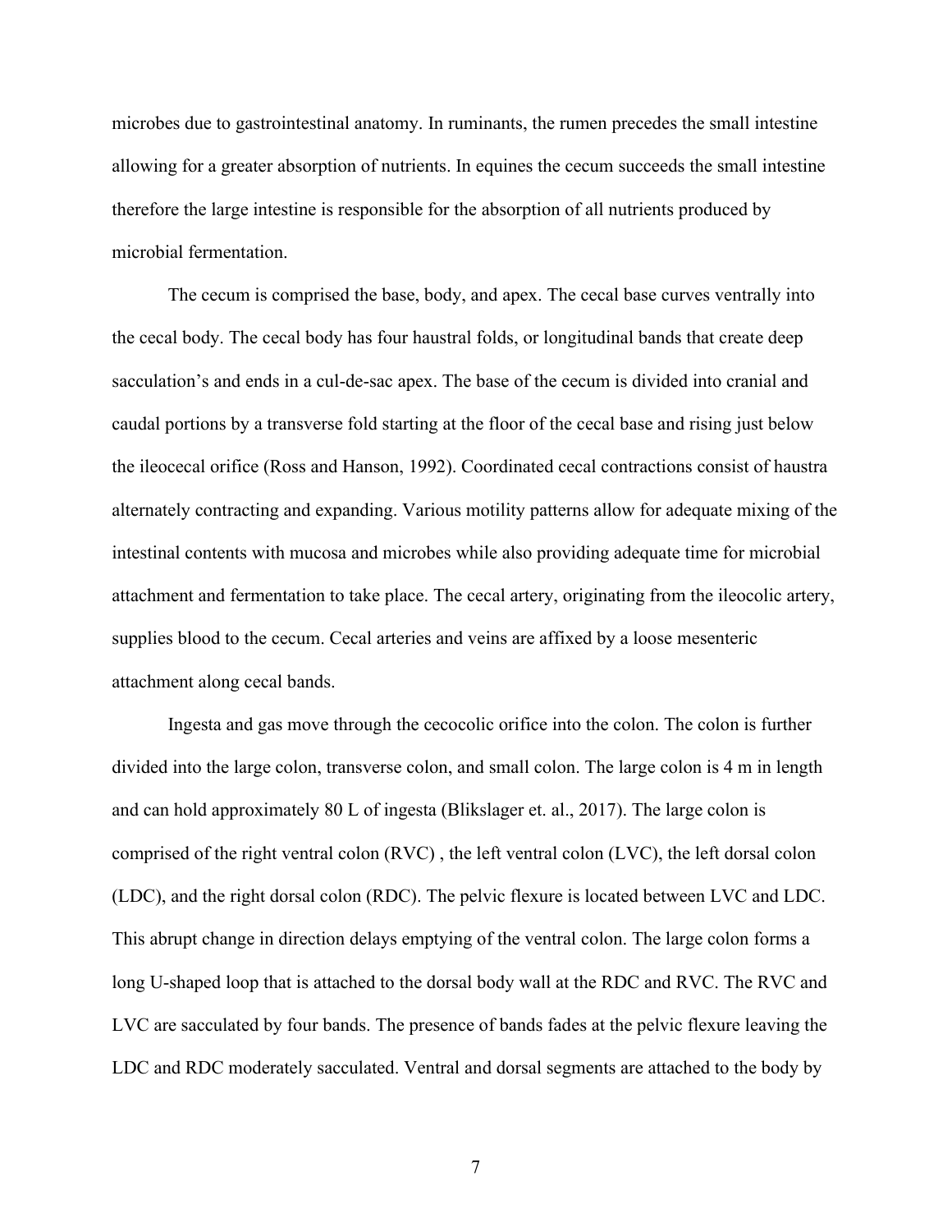microbes due to gastrointestinal anatomy. In ruminants, the rumen precedes the small intestine allowing for a greater absorption of nutrients. In equines the cecum succeeds the small intestine therefore the large intestine is responsible for the absorption of all nutrients produced by microbial fermentation.

The cecum is comprised the base, body, and apex. The cecal base curves ventrally into the cecal body. The cecal body has four haustral folds, or longitudinal bands that create deep sacculation's and ends in a cul-de-sac apex. The base of the cecum is divided into cranial and caudal portions by a transverse fold starting at the floor of the cecal base and rising just below the ileocecal orifice (Ross and Hanson, 1992). Coordinated cecal contractions consist of haustra alternately contracting and expanding. Various motility patterns allow for adequate mixing of the intestinal contents with mucosa and microbes while also providing adequate time for microbial attachment and fermentation to take place. The cecal artery, originating from the ileocolic artery, supplies blood to the cecum. Cecal arteries and veins are affixed by a loose mesenteric attachment along cecal bands.

Ingesta and gas move through the cecocolic orifice into the colon. The colon is further divided into the large colon, transverse colon, and small colon. The large colon is 4 m in length and can hold approximately 80 L of ingesta (Blikslager et. al., 2017). The large colon is comprised of the right ventral colon (RVC) , the left ventral colon (LVC), the left dorsal colon (LDC), and the right dorsal colon (RDC). The pelvic flexure is located between LVC and LDC. This abrupt change in direction delays emptying of the ventral colon. The large colon forms a long U-shaped loop that is attached to the dorsal body wall at the RDC and RVC. The RVC and LVC are sacculated by four bands. The presence of bands fades at the pelvic flexure leaving the LDC and RDC moderately sacculated. Ventral and dorsal segments are attached to the body by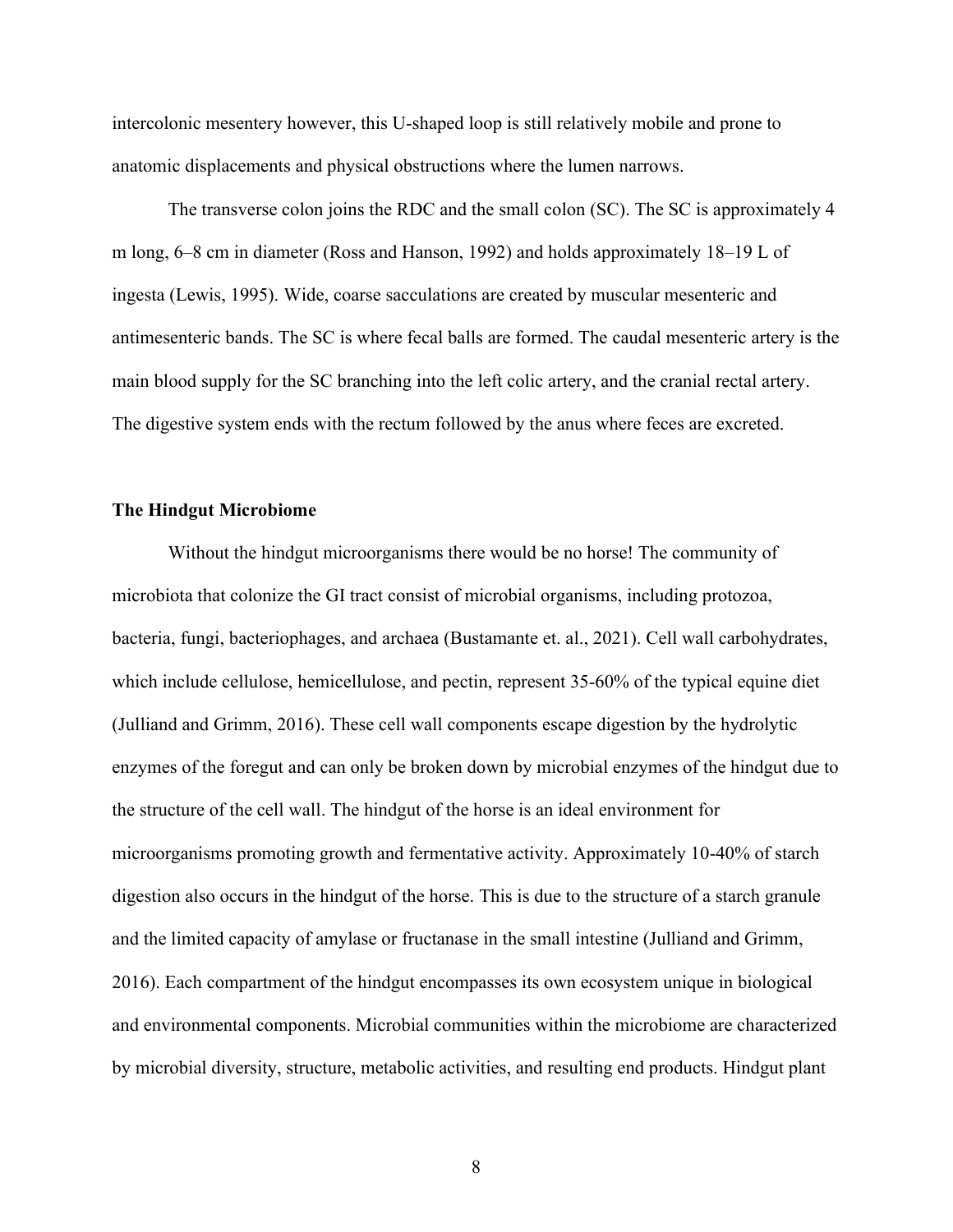intercolonic mesentery however, this U-shaped loop is still relatively mobile and prone to anatomic displacements and physical obstructions where the lumen narrows.

The transverse colon joins the RDC and the small colon (SC). The SC is approximately 4 m long, 6–8 cm in diameter (Ross and Hanson, 1992) and holds approximately 18–19 L of ingesta (Lewis, 1995). Wide, coarse sacculations are created by muscular mesenteric and antimesenteric bands. The SC is where fecal balls are formed. The caudal mesenteric artery is the main blood supply for the SC branching into the left colic artery, and the cranial rectal artery. The digestive system ends with the rectum followed by the anus where feces are excreted.

### The Hindgut Microbiome

Without the hindgut microorganisms there would be no horse! The community of microbiota that colonize the GI tract consist of microbial organisms, including protozoa, bacteria, fungi, bacteriophages, and archaea (Bustamante et. al., 2021). Cell wall carbohydrates, which include cellulose, hemicellulose, and pectin, represent 35-60% of the typical equine diet (Julliand and Grimm, 2016). These cell wall components escape digestion by the hydrolytic enzymes of the foregut and can only be broken down by microbial enzymes of the hindgut due to the structure of the cell wall. The hindgut of the horse is an ideal environment for microorganisms promoting growth and fermentative activity. Approximately 10-40% of starch digestion also occurs in the hindgut of the horse. This is due to the structure of a starch granule and the limited capacity of amylase or fructanase in the small intestine (Julliand and Grimm, 2016). Each compartment of the hindgut encompasses its own ecosystem unique in biological and environmental components. Microbial communities within the microbiome are characterized by microbial diversity, structure, metabolic activities, and resulting end products. Hindgut plant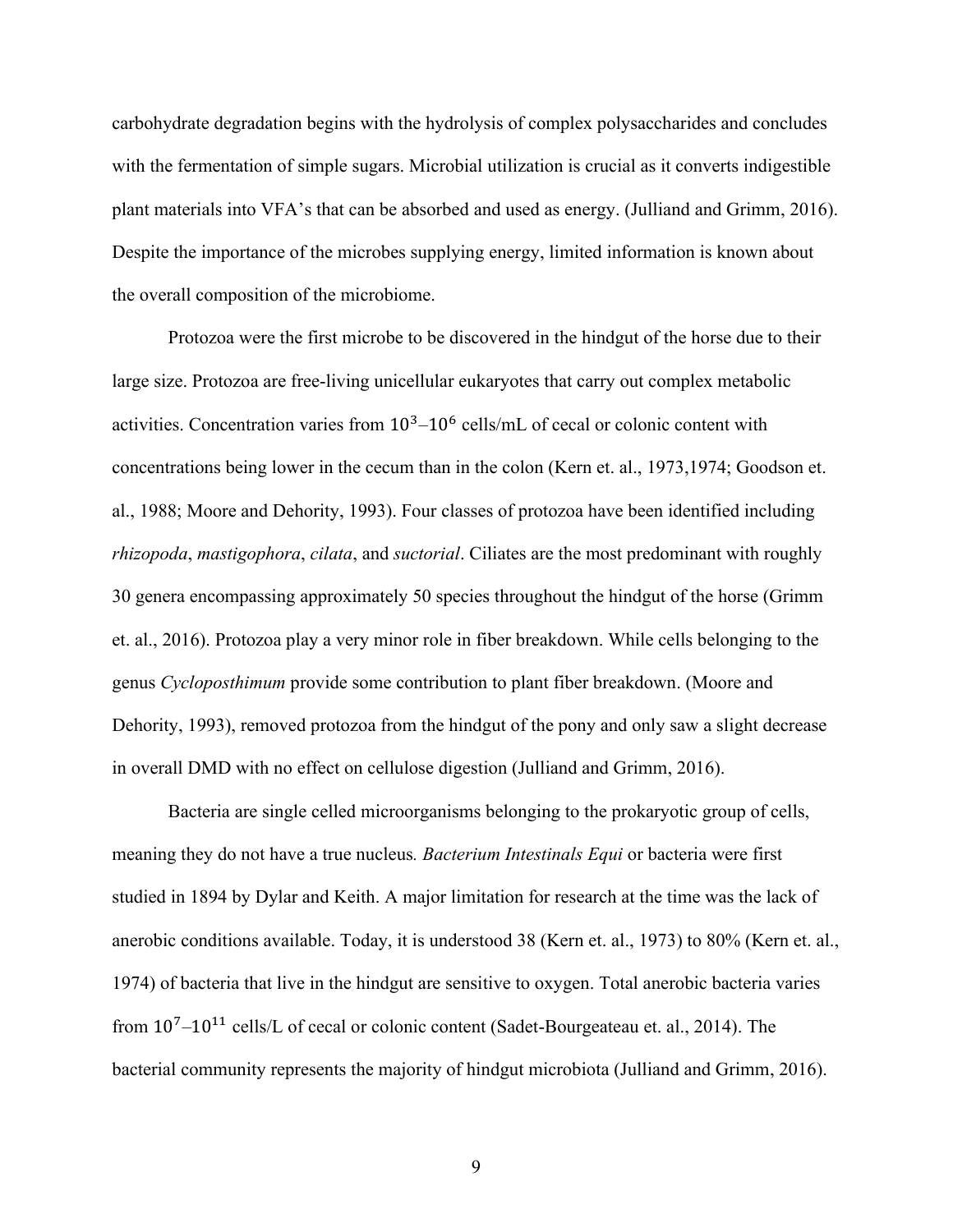carbohydrate degradation begins with the hydrolysis of complex polysaccharides and concludes with the fermentation of simple sugars. Microbial utilization is crucial as it converts indigestible plant materials into VFA's that can be absorbed and used as energy. (Julliand and Grimm, 2016). Despite the importance of the microbes supplying energy, limited information is known about the overall composition of the microbiome.

Protozoa were the first microbe to be discovered in the hindgut of the horse due to their large size. Protozoa are free-living unicellular eukaryotes that carry out complex metabolic activities. Concentration varies from $10^3$–$10^6$ cells/mL of cecal or colonic content with concentrations being lower in the cecum than in the colon (Kern et. al., 1973,1974; Goodson et. al., 1988; Moore and Dehority, 1993). Four classes of protozoa have been identified including *rhizopoda*, *mastigophora*, *cilata*, and *suctorial*. Ciliates are the most predominant with roughly 30 genera encompassing approximately 50 species throughout the hindgut of the horse (Grimm et. al., 2016). Protozoa play a very minor role in fiber breakdown. While cells belonging to the genus *Cycloposthimum* provide some contribution to plant fiber breakdown. (Moore and Dehority, 1993), removed protozoa from the hindgut of the pony and only saw a slight decrease in overall DMD with no effect on cellulose digestion (Julliand and Grimm, 2016).

Bacteria are single celled microorganisms belonging to the prokaryotic group of cells, meaning they do not have a true nucleus*. Bacterium Intestinals Equi* or bacteria were first studied in 1894 by Dylar and Keith. A major limitation for research at the time was the lack of anerobic conditions available. Today, it is understood 38 (Kern et. al., 1973) to 80% (Kern et. al., 1974) of bacteria that live in the hindgut are sensitive to oxygen. Total anerobic bacteria varies from $10^7$–$10^{11}$ cells/L of cecal or colonic content (Sadet-Bourgeateau et. al., 2014). The bacterial community represents the majority of hindgut microbiota (Julliand and Grimm, 2016).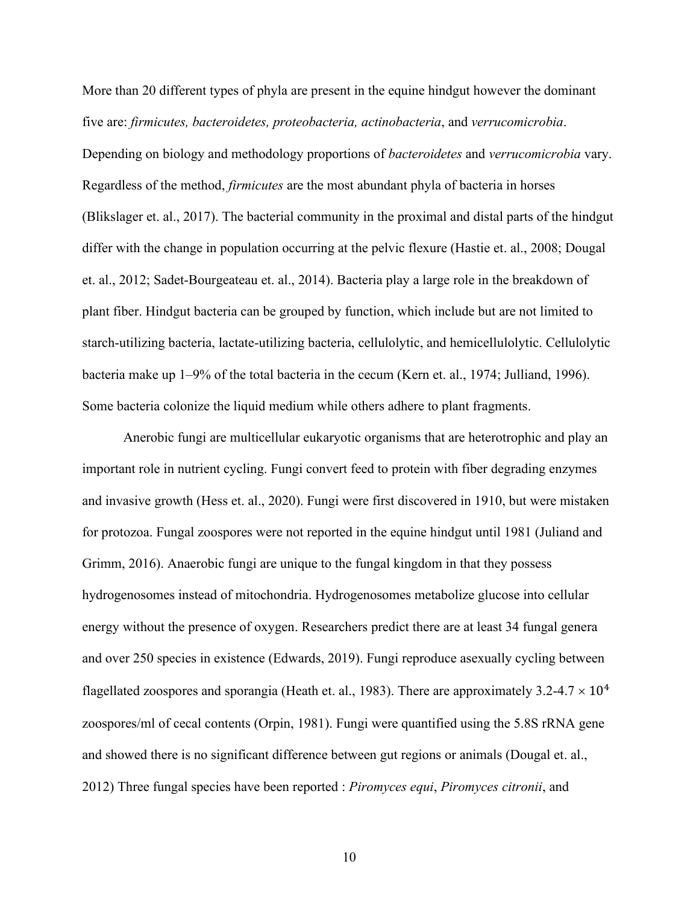More than 20 different types of phyla are present in the equine hindgut however the dominant five are: *firmicutes, bacteroidetes, proteobacteria, actinobacteria*, and *verrucomicrobia*. Depending on biology and methodology proportions of *bacteroidetes* and *verrucomicrobia* vary. Regardless of the method, *firmicutes* are the most abundant phyla of bacteria in horses (Blikslager et. al., 2017). The bacterial community in the proximal and distal parts of the hindgut differ with the change in population occurring at the pelvic flexure (Hastie et. al., 2008; Dougal et. al., 2012; Sadet-Bourgeateau et. al., 2014). Bacteria play a large role in the breakdown of plant fiber. Hindgut bacteria can be grouped by function, which include but are not limited to starch-utilizing bacteria, lactate-utilizing bacteria, cellulolytic, and hemicellulolytic. Cellulolytic bacteria make up 1–9% of the total bacteria in the cecum (Kern et. al., 1974; Julliand, 1996). Some bacteria colonize the liquid medium while others adhere to plant fragments.

Anerobic fungi are multicellular eukaryotic organisms that are heterotrophic and play an important role in nutrient cycling. Fungi convert feed to protein with fiber degrading enzymes and invasive growth (Hess et. al., 2020). Fungi were first discovered in 1910, but were mistaken for protozoa. Fungal zoospores were not reported in the equine hindgut until 1981 (Juliand and Grimm, 2016). Anaerobic fungi are unique to the fungal kingdom in that they possess hydrogenosomes instead of mitochondria. Hydrogenosomes metabolize glucose into cellular energy without the presence of oxygen. Researchers predict there are at least 34 fungal genera and over 250 species in existence (Edwards, 2019). Fungi reproduce asexually cycling between flagellated zoospores and sporangia (Heath et. al., 1983). There are approximately 3.2-4.7 $\times 10^4$ zoospores/ml of cecal contents (Orpin, 1981). Fungi were quantified using the 5.8S rRNA gene and showed there is no significant difference between gut regions or animals (Dougal et. al., 2012) Three fungal species have been reported : *Piromyces equi*, *Piromyces citronii*, and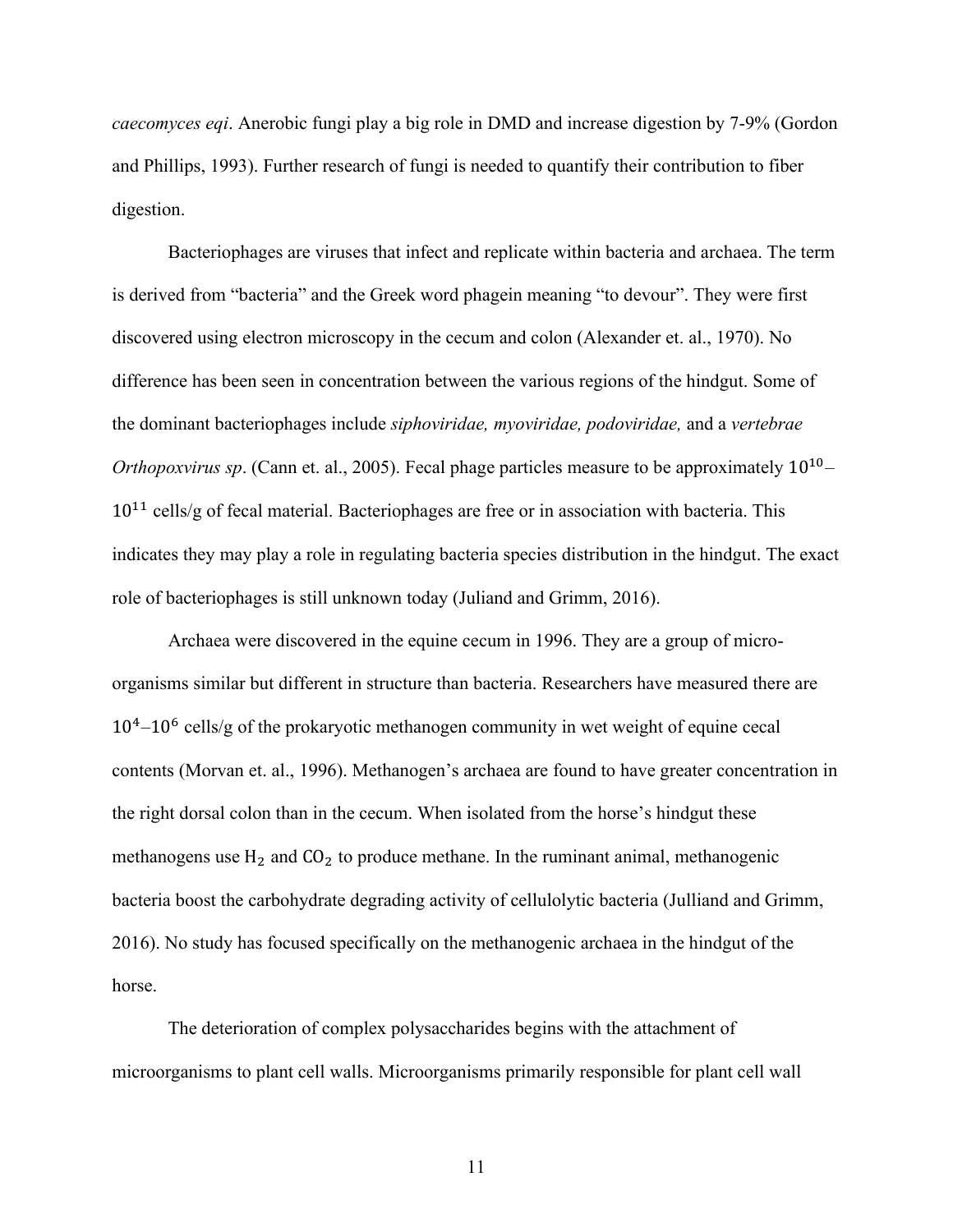*caecomyces eqi*. Anerobic fungi play a big role in DMD and increase digestion by 7-9% (Gordon and Phillips, 1993). Further research of fungi is needed to quantify their contribution to fiber digestion.

Bacteriophages are viruses that infect and replicate within bacteria and archaea. The term is derived from "bacteria" and the Greek word phagein meaning "to devour". They were first discovered using electron microscopy in the cecum and colon (Alexander et. al., 1970). No difference has been seen in concentration between the various regions of the hindgut. Some of the dominant bacteriophages include *siphoviridae, myoviridae, podoviridae,* and a *vertebrae Orthopoxvirus sp*. (Cann et. al., 2005). Fecal phage particles measure to be approximately $10^{10}$–$10^{11}$ cells/g of fecal material. Bacteriophages are free or in association with bacteria. This indicates they may play a role in regulating bacteria species distribution in the hindgut. The exact role of bacteriophages is still unknown today (Juliand and Grimm, 2016).

Archaea were discovered in the equine cecum in 1996. They are a group of micro-organisms similar but different in structure than bacteria. Researchers have measured there are $10^4$–$10^6$ cells/g of the prokaryotic methanogen community in wet weight of equine cecal contents (Morvan et. al., 1996). Methanogen's archaea are found to have greater concentration in the right dorsal colon than in the cecum. When isolated from the horse's hindgut these methanogens use $H_2$ and $CO_2$ to produce methane. In the ruminant animal, methanogenic bacteria boost the carbohydrate degrading activity of cellulolytic bacteria (Julliand and Grimm, 2016). No study has focused specifically on the methanogenic archaea in the hindgut of the horse.

The deterioration of complex polysaccharides begins with the attachment of microorganisms to plant cell walls. Microorganisms primarily responsible for plant cell wall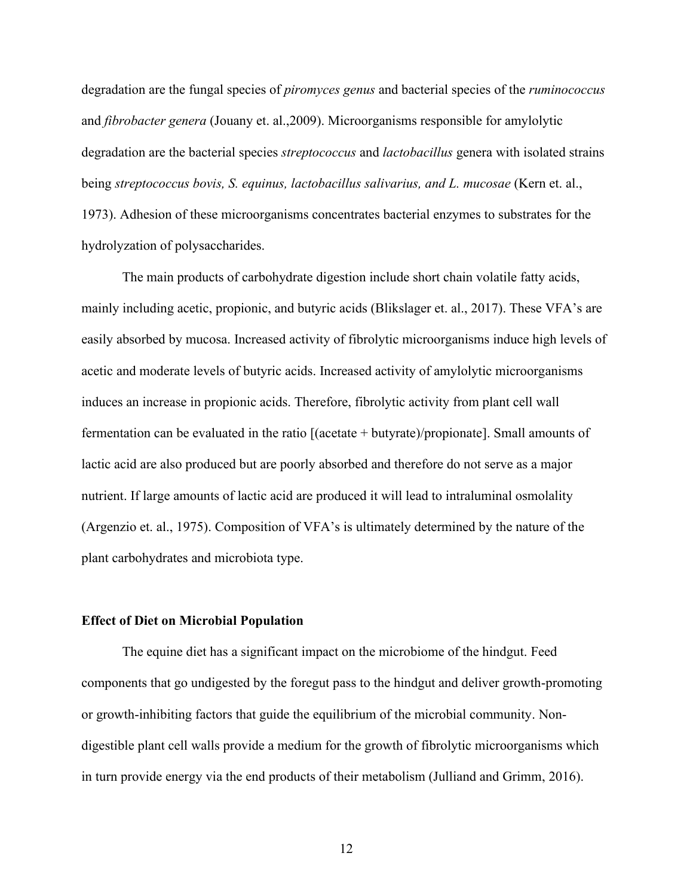degradation are the fungal species of *piromyces genus* and bacterial species of the *ruminococcus* and *fibrobacter genera* (Jouany et. al.,2009). Microorganisms responsible for amylolytic degradation are the bacterial species *streptococcus* and *lactobacillus* genera with isolated strains being *streptococcus bovis, S. equinus, lactobacillus salivarius, and L. mucosae* (Kern et. al., 1973). Adhesion of these microorganisms concentrates bacterial enzymes to substrates for the hydrolyzation of polysaccharides.

The main products of carbohydrate digestion include short chain volatile fatty acids, mainly including acetic, propionic, and butyric acids (Blikslager et. al., 2017). These VFA's are easily absorbed by mucosa. Increased activity of fibrolytic microorganisms induce high levels of acetic and moderate levels of butyric acids. Increased activity of amylolytic microorganisms induces an increase in propionic acids. Therefore, fibrolytic activity from plant cell wall fermentation can be evaluated in the ratio [(acetate + butyrate)/propionate]. Small amounts of lactic acid are also produced but are poorly absorbed and therefore do not serve as a major nutrient. If large amounts of lactic acid are produced it will lead to intraluminal osmolality (Argenzio et. al., 1975). Composition of VFA's is ultimately determined by the nature of the plant carbohydrates and microbiota type.

### Effect of Diet on Microbial Population

The equine diet has a significant impact on the microbiome of the hindgut. Feed components that go undigested by the foregut pass to the hindgut and deliver growth-promoting or growth-inhibiting factors that guide the equilibrium of the microbial community. Non-digestible plant cell walls provide a medium for the growth of fibrolytic microorganisms which in turn provide energy via the end products of their metabolism (Julliand and Grimm, 2016).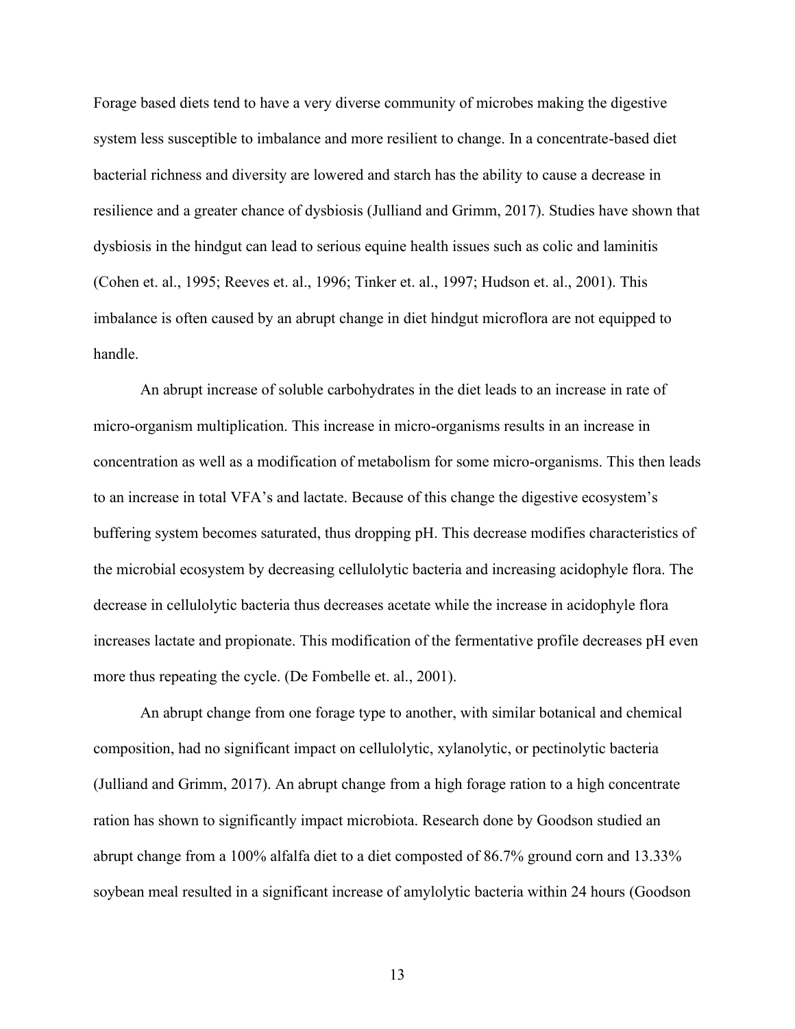Forage based diets tend to have a very diverse community of microbes making the digestive system less susceptible to imbalance and more resilient to change. In a concentrate-based diet bacterial richness and diversity are lowered and starch has the ability to cause a decrease in resilience and a greater chance of dysbiosis (Julliand and Grimm, 2017). Studies have shown that dysbiosis in the hindgut can lead to serious equine health issues such as colic and laminitis (Cohen et. al., 1995; Reeves et. al., 1996; Tinker et. al., 1997; Hudson et. al., 2001). This imbalance is often caused by an abrupt change in diet hindgut microflora are not equipped to handle.

An abrupt increase of soluble carbohydrates in the diet leads to an increase in rate of micro-organism multiplication. This increase in micro-organisms results in an increase in concentration as well as a modification of metabolism for some micro-organisms. This then leads to an increase in total VFA's and lactate. Because of this change the digestive ecosystem's buffering system becomes saturated, thus dropping pH. This decrease modifies characteristics of the microbial ecosystem by decreasing cellulolytic bacteria and increasing acidophyle flora. The decrease in cellulolytic bacteria thus decreases acetate while the increase in acidophyle flora increases lactate and propionate. This modification of the fermentative profile decreases pH even more thus repeating the cycle. (De Fombelle et. al., 2001).

An abrupt change from one forage type to another, with similar botanical and chemical composition, had no significant impact on cellulolytic, xylanolytic, or pectinolytic bacteria (Julliand and Grimm, 2017). An abrupt change from a high forage ration to a high concentrate ration has shown to significantly impact microbiota. Research done by Goodson studied an abrupt change from a 100% alfalfa diet to a diet composted of 86.7% ground corn and 13.33% soybean meal resulted in a significant increase of amylolytic bacteria within 24 hours (Goodson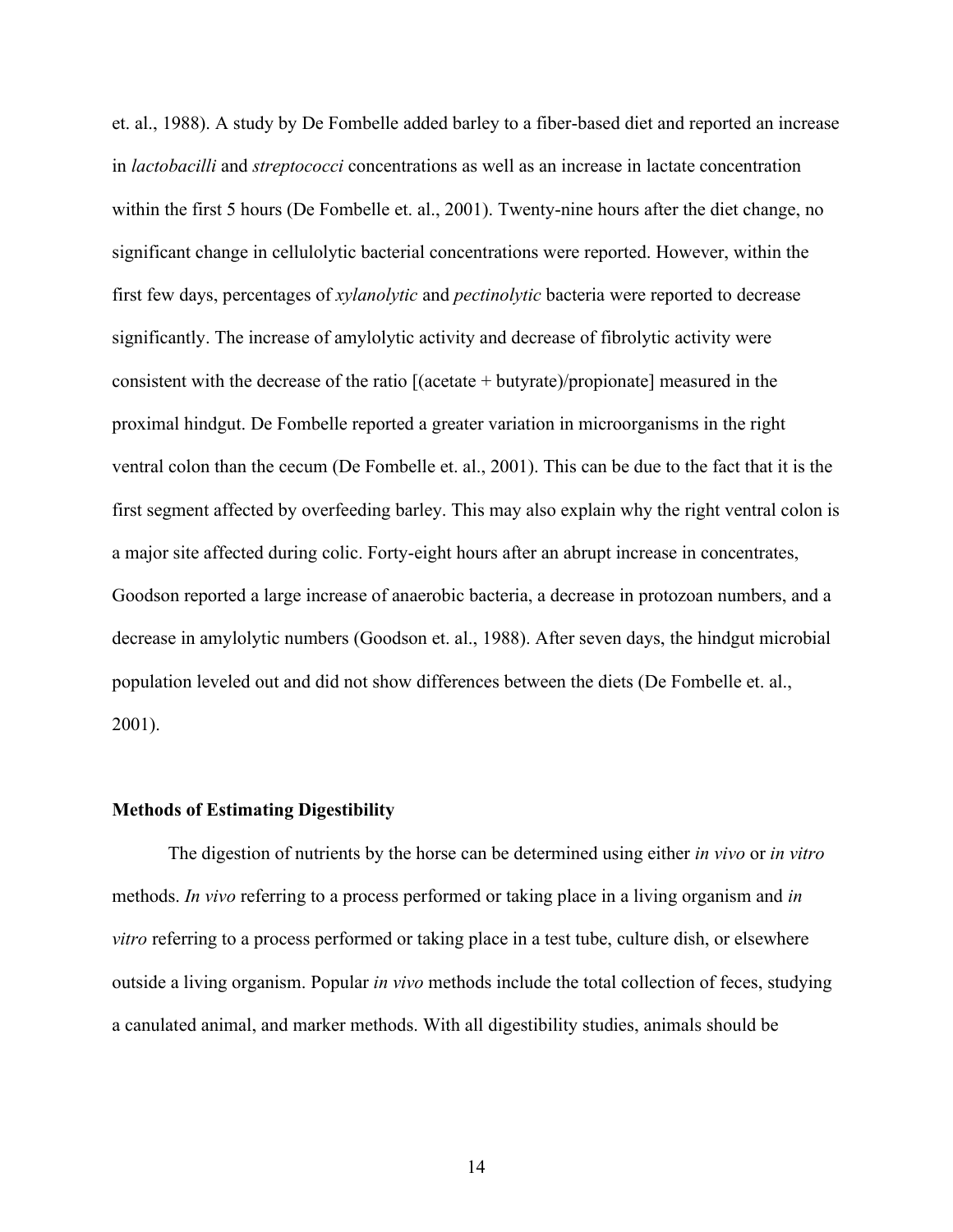et. al., 1988). A study by De Fombelle added barley to a fiber-based diet and reported an increase in *lactobacilli* and *streptococci* concentrations as well as an increase in lactate concentration within the first 5 hours (De Fombelle et. al., 2001). Twenty-nine hours after the diet change, no significant change in cellulolytic bacterial concentrations were reported. However, within the first few days, percentages of *xylanolytic* and *pectinolytic* bacteria were reported to decrease significantly. The increase of amylolytic activity and decrease of fibrolytic activity were consistent with the decrease of the ratio [(acetate + butyrate)/propionate] measured in the proximal hindgut. De Fombelle reported a greater variation in microorganisms in the right ventral colon than the cecum (De Fombelle et. al., 2001). This can be due to the fact that it is the first segment affected by overfeeding barley. This may also explain why the right ventral colon is a major site affected during colic. Forty-eight hours after an abrupt increase in concentrates, Goodson reported a large increase of anaerobic bacteria, a decrease in protozoan numbers, and a decrease in amylolytic numbers (Goodson et. al., 1988). After seven days, the hindgut microbial population leveled out and did not show differences between the diets (De Fombelle et. al., 2001).

### Methods of Estimating Digestibility

The digestion of nutrients by the horse can be determined using either *in vivo* or *in vitro* methods. *In vivo* referring to a process performed or taking place in a living organism and *in vitro* referring to a process performed or taking place in a test tube, culture dish, or elsewhere outside a living organism. Popular *in vivo* methods include the total collection of feces, studying a canulated animal, and marker methods. With all digestibility studies, animals should be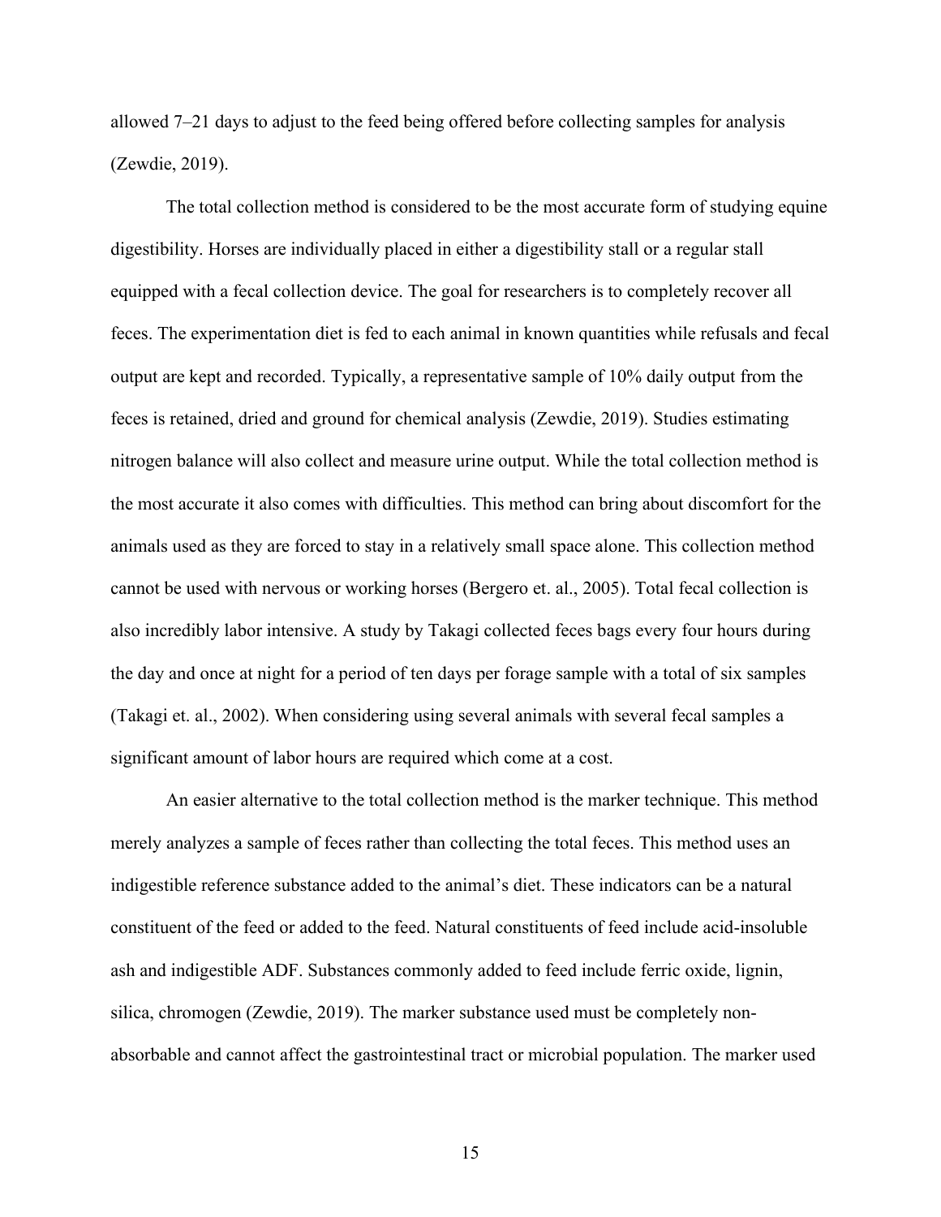allowed 7–21 days to adjust to the feed being offered before collecting samples for analysis (Zewdie, 2019).

The total collection method is considered to be the most accurate form of studying equine digestibility. Horses are individually placed in either a digestibility stall or a regular stall equipped with a fecal collection device. The goal for researchers is to completely recover all feces. The experimentation diet is fed to each animal in known quantities while refusals and fecal output are kept and recorded. Typically, a representative sample of 10% daily output from the feces is retained, dried and ground for chemical analysis (Zewdie, 2019). Studies estimating nitrogen balance will also collect and measure urine output. While the total collection method is the most accurate it also comes with difficulties. This method can bring about discomfort for the animals used as they are forced to stay in a relatively small space alone. This collection method cannot be used with nervous or working horses (Bergero et. al., 2005). Total fecal collection is also incredibly labor intensive. A study by Takagi collected feces bags every four hours during the day and once at night for a period of ten days per forage sample with a total of six samples (Takagi et. al., 2002). When considering using several animals with several fecal samples a significant amount of labor hours are required which come at a cost.

An easier alternative to the total collection method is the marker technique. This method merely analyzes a sample of feces rather than collecting the total feces. This method uses an indigestible reference substance added to the animal's diet. These indicators can be a natural constituent of the feed or added to the feed. Natural constituents of feed include acid-insoluble ash and indigestible ADF. Substances commonly added to feed include ferric oxide, lignin, silica, chromogen (Zewdie, 2019). The marker substance used must be completely non-absorbable and cannot affect the gastrointestinal tract or microbial population. The marker used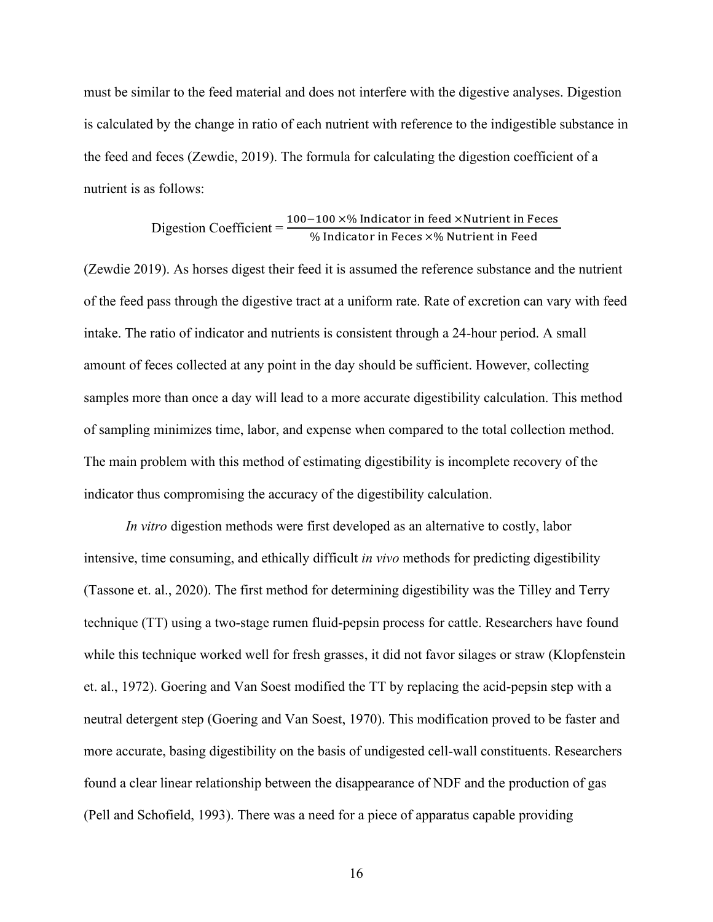must be similar to the feed material and does not interfere with the digestive analyses. Digestion is calculated by the change in ratio of each nutrient with reference to the indigestible substance in the feed and feces (Zewdie, 2019). The formula for calculating the digestion coefficient of a nutrient is as follows:

$$\text{Digestion Coefficient} = \frac{100 - 100 \times \%\ \text{Indicator in feed} \times \text{Nutrient in Feces}}{\%\ \text{Indicator in Feces} \times \%\ \text{Nutrient in Feed}}$$

(Zewdie 2019). As horses digest their feed it is assumed the reference substance and the nutrient of the feed pass through the digestive tract at a uniform rate. Rate of excretion can vary with feed intake. The ratio of indicator and nutrients is consistent through a 24-hour period. A small amount of feces collected at any point in the day should be sufficient. However, collecting samples more than once a day will lead to a more accurate digestibility calculation. This method of sampling minimizes time, labor, and expense when compared to the total collection method. The main problem with this method of estimating digestibility is incomplete recovery of the indicator thus compromising the accuracy of the digestibility calculation.

*In vitro* digestion methods were first developed as an alternative to costly, labor intensive, time consuming, and ethically difficult *in vivo* methods for predicting digestibility (Tassone et. al., 2020). The first method for determining digestibility was the Tilley and Terry technique (TT) using a two-stage rumen fluid-pepsin process for cattle. Researchers have found while this technique worked well for fresh grasses, it did not favor silages or straw (Klopfenstein et. al., 1972). Goering and Van Soest modified the TT by replacing the acid-pepsin step with a neutral detergent step (Goering and Van Soest, 1970). This modification proved to be faster and more accurate, basing digestibility on the basis of undigested cell-wall constituents. Researchers found a clear linear relationship between the disappearance of NDF and the production of gas (Pell and Schofield, 1993). There was a need for a piece of apparatus capable providing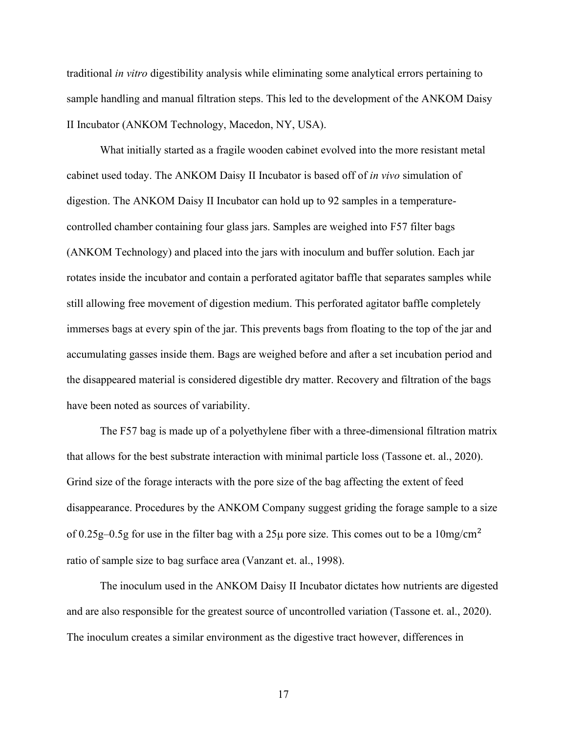traditional *in vitro* digestibility analysis while eliminating some analytical errors pertaining to sample handling and manual filtration steps. This led to the development of the ANKOM Daisy II Incubator (ANKOM Technology, Macedon, NY, USA).

What initially started as a fragile wooden cabinet evolved into the more resistant metal cabinet used today. The ANKOM Daisy II Incubator is based off of *in vivo* simulation of digestion. The ANKOM Daisy II Incubator can hold up to 92 samples in a temperature-controlled chamber containing four glass jars. Samples are weighed into F57 filter bags (ANKOM Technology) and placed into the jars with inoculum and buffer solution. Each jar rotates inside the incubator and contain a perforated agitator baffle that separates samples while still allowing free movement of digestion medium. This perforated agitator baffle completely immerses bags at every spin of the jar. This prevents bags from floating to the top of the jar and accumulating gasses inside them. Bags are weighed before and after a set incubation period and the disappeared material is considered digestible dry matter. Recovery and filtration of the bags have been noted as sources of variability.

The F57 bag is made up of a polyethylene fiber with a three-dimensional filtration matrix that allows for the best substrate interaction with minimal particle loss (Tassone et. al., 2020). Grind size of the forage interacts with the pore size of the bag affecting the extent of feed disappearance. Procedures by the ANKOM Company suggest griding the forage sample to a size of 0.25g–0.5g for use in the filter bag with a 25μ pore size. This comes out to be a 10mg/$cm^2$ ratio of sample size to bag surface area (Vanzant et. al., 1998).

The inoculum used in the ANKOM Daisy II Incubator dictates how nutrients are digested and are also responsible for the greatest source of uncontrolled variation (Tassone et. al., 2020). The inoculum creates a similar environment as the digestive tract however, differences in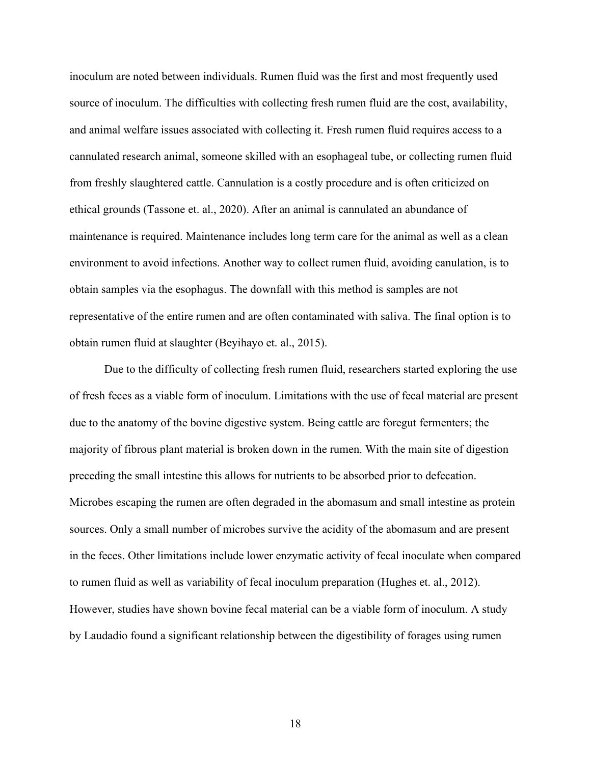inoculum are noted between individuals. Rumen fluid was the first and most frequently used source of inoculum. The difficulties with collecting fresh rumen fluid are the cost, availability, and animal welfare issues associated with collecting it. Fresh rumen fluid requires access to a cannulated research animal, someone skilled with an esophageal tube, or collecting rumen fluid from freshly slaughtered cattle. Cannulation is a costly procedure and is often criticized on ethical grounds (Tassone et. al., 2020). After an animal is cannulated an abundance of maintenance is required. Maintenance includes long term care for the animal as well as a clean environment to avoid infections. Another way to collect rumen fluid, avoiding canulation, is to obtain samples via the esophagus. The downfall with this method is samples are not representative of the entire rumen and are often contaminated with saliva. The final option is to obtain rumen fluid at slaughter (Beyihayo et. al., 2015).

Due to the difficulty of collecting fresh rumen fluid, researchers started exploring the use of fresh feces as a viable form of inoculum. Limitations with the use of fecal material are present due to the anatomy of the bovine digestive system. Being cattle are foregut fermenters; the majority of fibrous plant material is broken down in the rumen. With the main site of digestion preceding the small intestine this allows for nutrients to be absorbed prior to defecation. Microbes escaping the rumen are often degraded in the abomasum and small intestine as protein sources. Only a small number of microbes survive the acidity of the abomasum and are present in the feces. Other limitations include lower enzymatic activity of fecal inoculate when compared to rumen fluid as well as variability of fecal inoculum preparation (Hughes et. al., 2012). However, studies have shown bovine fecal material can be a viable form of inoculum. A study by Laudadio found a significant relationship between the digestibility of forages using rumen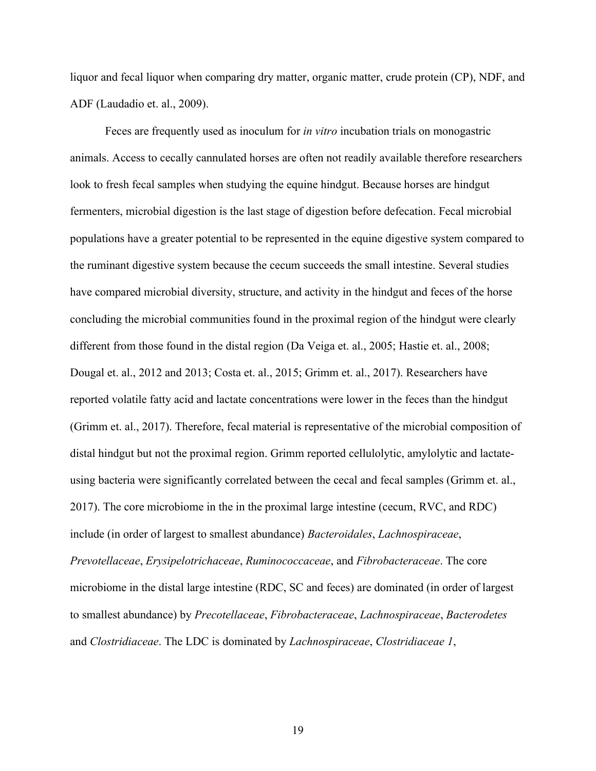liquor and fecal liquor when comparing dry matter, organic matter, crude protein (CP), NDF, and ADF (Laudadio et. al., 2009).

Feces are frequently used as inoculum for *in vitro* incubation trials on monogastric animals. Access to cecally cannulated horses are often not readily available therefore researchers look to fresh fecal samples when studying the equine hindgut. Because horses are hindgut fermenters, microbial digestion is the last stage of digestion before defecation. Fecal microbial populations have a greater potential to be represented in the equine digestive system compared to the ruminant digestive system because the cecum succeeds the small intestine. Several studies have compared microbial diversity, structure, and activity in the hindgut and feces of the horse concluding the microbial communities found in the proximal region of the hindgut were clearly different from those found in the distal region (Da Veiga et. al., 2005; Hastie et. al., 2008; Dougal et. al., 2012 and 2013; Costa et. al., 2015; Grimm et. al., 2017). Researchers have reported volatile fatty acid and lactate concentrations were lower in the feces than the hindgut (Grimm et. al., 2017). Therefore, fecal material is representative of the microbial composition of distal hindgut but not the proximal region. Grimm reported cellulolytic, amylolytic and lactate-using bacteria were significantly correlated between the cecal and fecal samples (Grimm et. al., 2017). The core microbiome in the in the proximal large intestine (cecum, RVC, and RDC) include (in order of largest to smallest abundance) *Bacteroidales*, *Lachnospiraceae*, *Prevotellaceae*, *Erysipelotrichaceae*, *Ruminococcaceae*, and *Fibrobacteraceae*. The core microbiome in the distal large intestine (RDC, SC and feces) are dominated (in order of largest to smallest abundance) by *Precotellaceae*, *Fibrobacteraceae*, *Lachnospiraceae*, *Bacterodetes* and *Clostridiaceae*. The LDC is dominated by *Lachnospiraceae*, *Clostridiaceae 1*,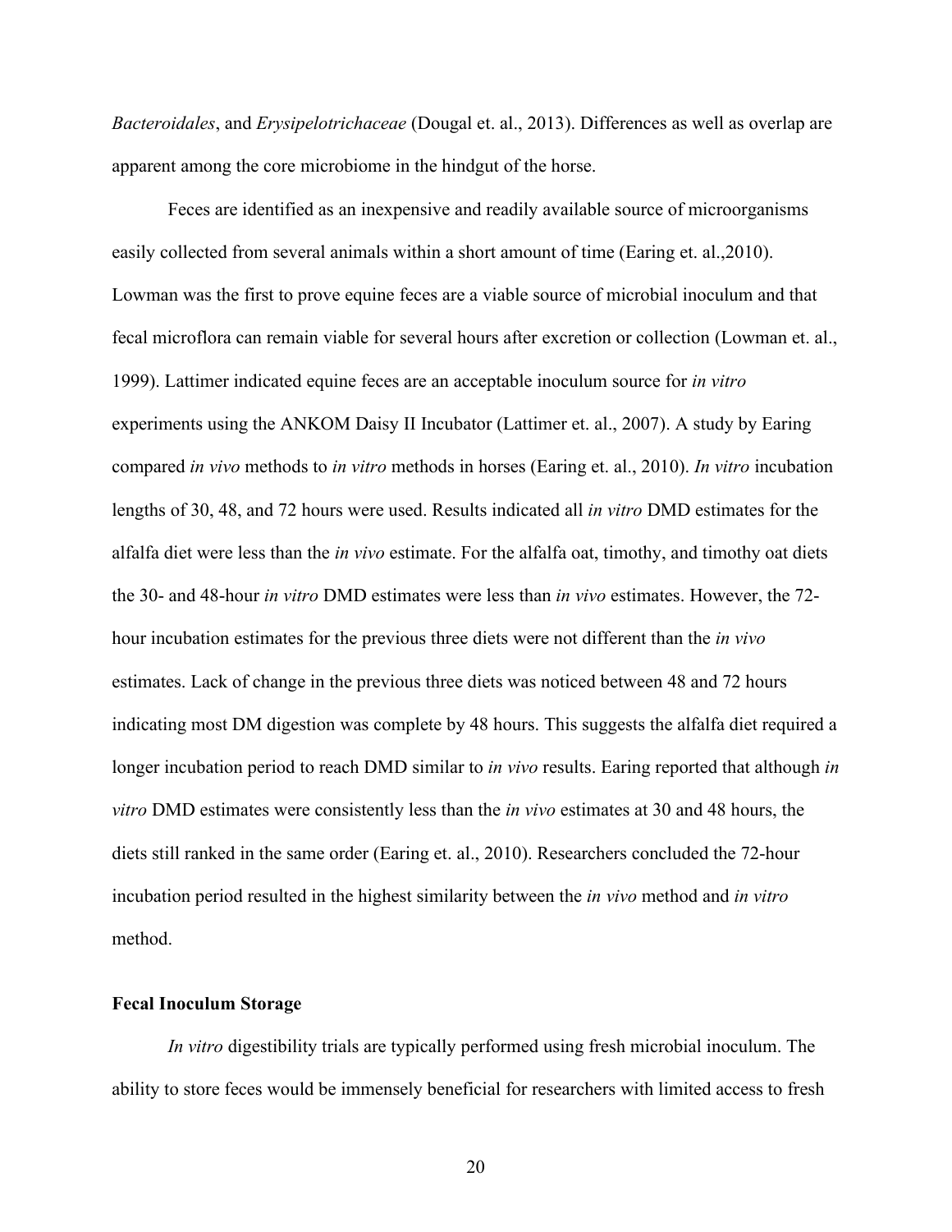*Bacteroidales*, and *Erysipelotrichaceae* (Dougal et. al., 2013). Differences as well as overlap are apparent among the core microbiome in the hindgut of the horse.

Feces are identified as an inexpensive and readily available source of microorganisms easily collected from several animals within a short amount of time (Earing et. al.,2010). Lowman was the first to prove equine feces are a viable source of microbial inoculum and that fecal microflora can remain viable for several hours after excretion or collection (Lowman et. al., 1999). Lattimer indicated equine feces are an acceptable inoculum source for *in vitro* experiments using the ANKOM Daisy II Incubator (Lattimer et. al., 2007). A study by Earing compared *in vivo* methods to *in vitro* methods in horses (Earing et. al., 2010). *In vitro* incubation lengths of 30, 48, and 72 hours were used. Results indicated all *in vitro* DMD estimates for the alfalfa diet were less than the *in vivo* estimate. For the alfalfa oat, timothy, and timothy oat diets the 30- and 48-hour *in vitro* DMD estimates were less than *in vivo* estimates. However, the 72-hour incubation estimates for the previous three diets were not different than the *in vivo* estimates. Lack of change in the previous three diets was noticed between 48 and 72 hours indicating most DM digestion was complete by 48 hours. This suggests the alfalfa diet required a longer incubation period to reach DMD similar to *in vivo* results. Earing reported that although *in vitro* DMD estimates were consistently less than the *in vivo* estimates at 30 and 48 hours, the diets still ranked in the same order (Earing et. al., 2010). Researchers concluded the 72-hour incubation period resulted in the highest similarity between the *in vivo* method and *in vitro* method.

### Fecal Inoculum Storage

*In vitro* digestibility trials are typically performed using fresh microbial inoculum. The ability to store feces would be immensely beneficial for researchers with limited access to fresh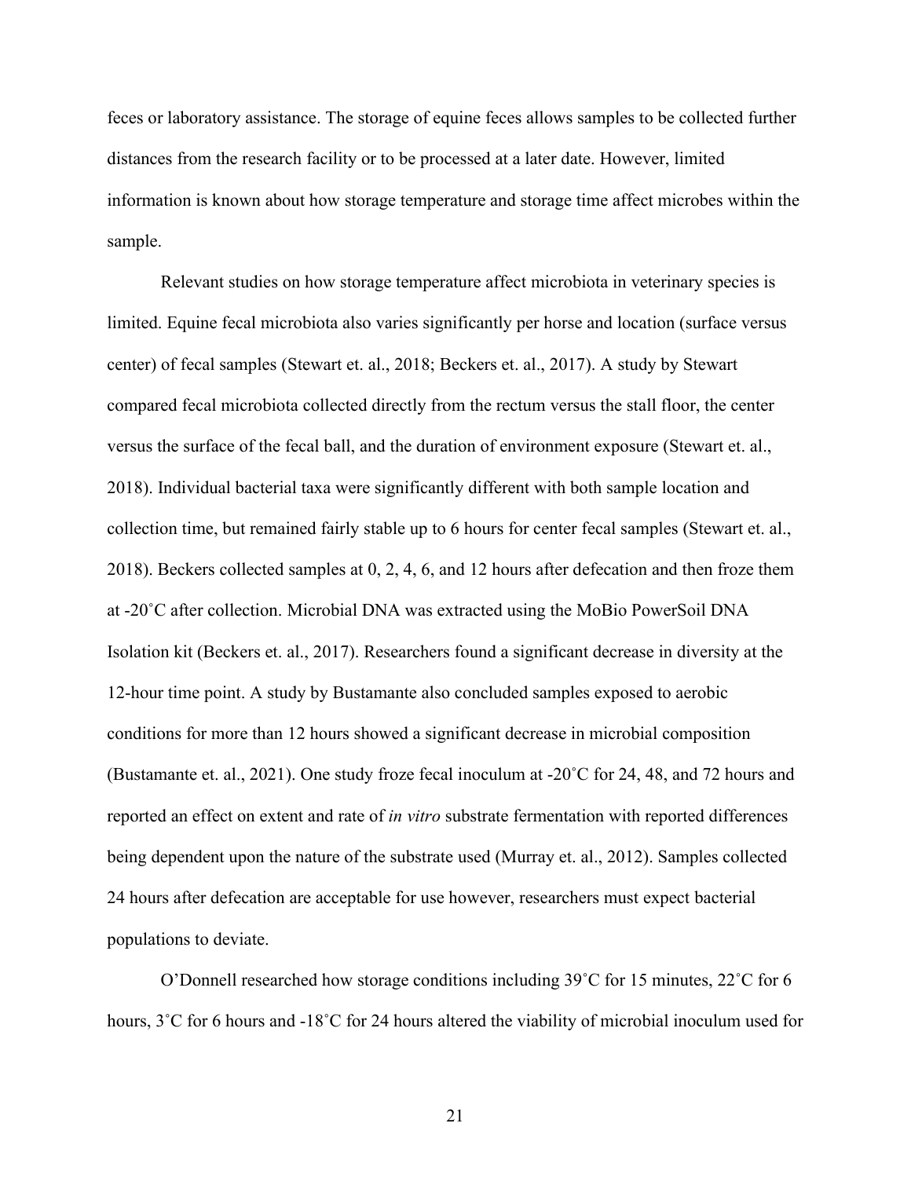feces or laboratory assistance. The storage of equine feces allows samples to be collected further distances from the research facility or to be processed at a later date. However, limited information is known about how storage temperature and storage time affect microbes within the sample.

Relevant studies on how storage temperature affect microbiota in veterinary species is limited. Equine fecal microbiota also varies significantly per horse and location (surface versus center) of fecal samples (Stewart et. al., 2018; Beckers et. al., 2017). A study by Stewart compared fecal microbiota collected directly from the rectum versus the stall floor, the center versus the surface of the fecal ball, and the duration of environment exposure (Stewart et. al., 2018). Individual bacterial taxa were significantly different with both sample location and collection time, but remained fairly stable up to 6 hours for center fecal samples (Stewart et. al., 2018). Beckers collected samples at 0, 2, 4, 6, and 12 hours after defecation and then froze them at -20˚C after collection. Microbial DNA was extracted using the MoBio PowerSoil DNA Isolation kit (Beckers et. al., 2017). Researchers found a significant decrease in diversity at the 12-hour time point. A study by Bustamante also concluded samples exposed to aerobic conditions for more than 12 hours showed a significant decrease in microbial composition (Bustamante et. al., 2021). One study froze fecal inoculum at -20˚C for 24, 48, and 72 hours and reported an effect on extent and rate of *in vitro* substrate fermentation with reported differences being dependent upon the nature of the substrate used (Murray et. al., 2012). Samples collected 24 hours after defecation are acceptable for use however, researchers must expect bacterial populations to deviate.

O'Donnell researched how storage conditions including 39˚C for 15 minutes, 22˚C for 6 hours, 3˚C for 6 hours and -18˚C for 24 hours altered the viability of microbial inoculum used for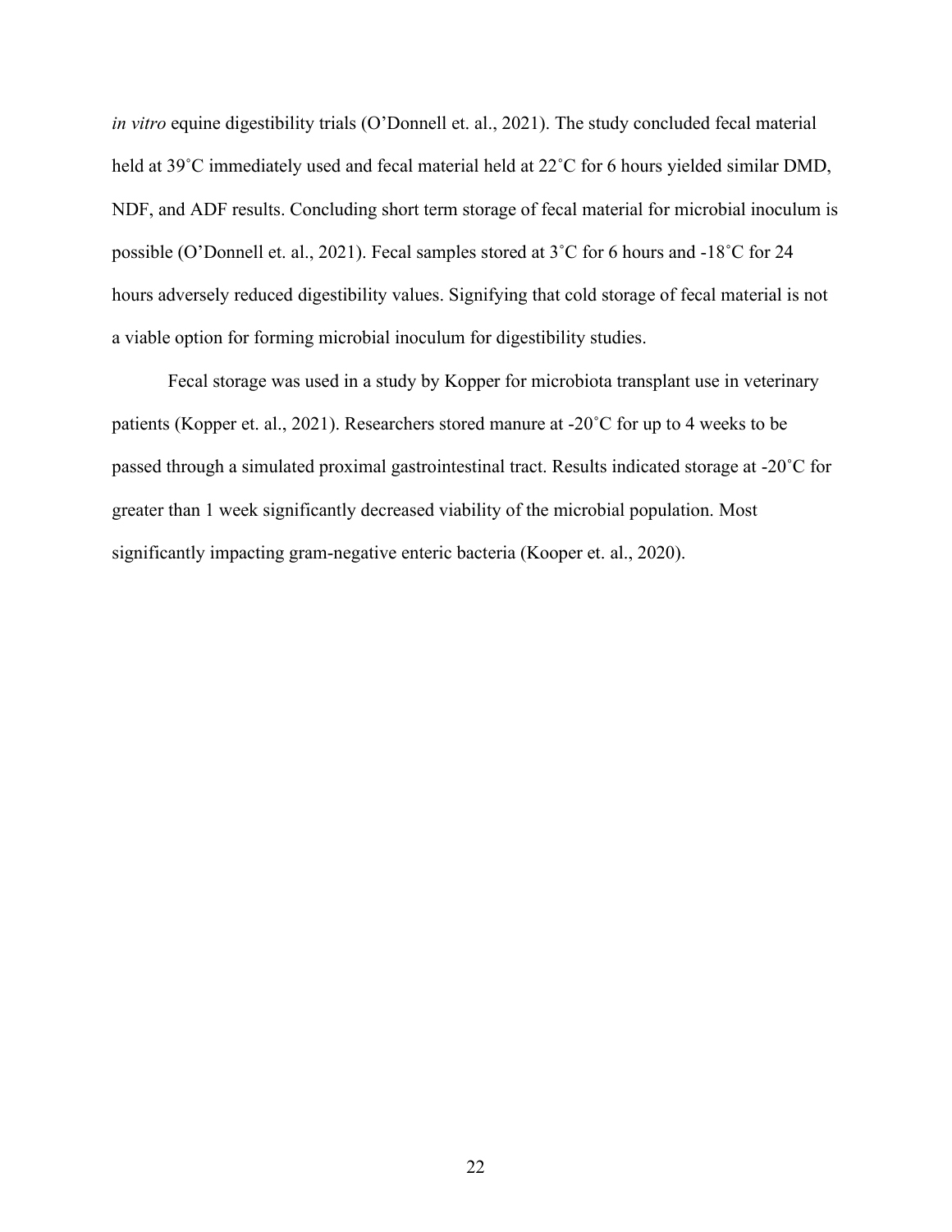*in vitro* equine digestibility trials (O'Donnell et. al., 2021). The study concluded fecal material held at 39˚C immediately used and fecal material held at 22˚C for 6 hours yielded similar DMD, NDF, and ADF results. Concluding short term storage of fecal material for microbial inoculum is possible (O'Donnell et. al., 2021). Fecal samples stored at 3˚C for 6 hours and -18˚C for 24 hours adversely reduced digestibility values. Signifying that cold storage of fecal material is not a viable option for forming microbial inoculum for digestibility studies.

Fecal storage was used in a study by Kopper for microbiota transplant use in veterinary patients (Kopper et. al., 2021). Researchers stored manure at -20˚C for up to 4 weeks to be passed through a simulated proximal gastrointestinal tract. Results indicated storage at -20˚C for greater than 1 week significantly decreased viability of the microbial population. Most significantly impacting gram-negative enteric bacteria (Kooper et. al., 2020).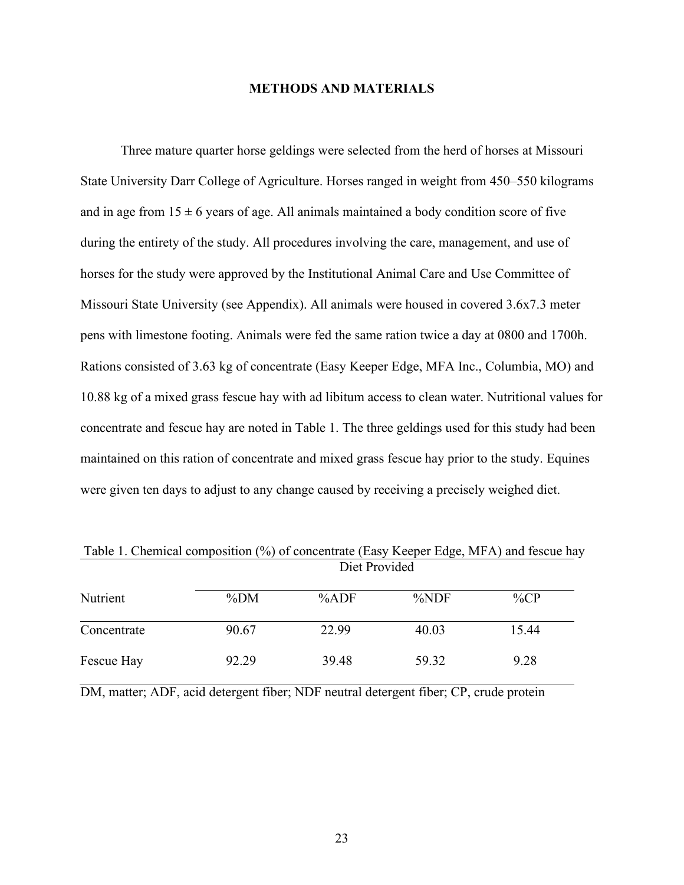# METHODS AND MATERIALS

Three mature quarter horse geldings were selected from the herd of horses at Missouri State University Darr College of Agriculture. Horses ranged in weight from 450–550 kilograms and in age from 15 ± 6 years of age. All animals maintained a body condition score of five during the entirety of the study. All procedures involving the care, management, and use of horses for the study were approved by the Institutional Animal Care and Use Committee of Missouri State University (see Appendix). All animals were housed in covered 3.6x7.3 meter pens with limestone footing. Animals were fed the same ration twice a day at 0800 and 1700h. Rations consisted of 3.63 kg of concentrate (Easy Keeper Edge, MFA Inc., Columbia, MO) and 10.88 kg of a mixed grass fescue hay with ad libitum access to clean water. Nutritional values for concentrate and fescue hay are noted in Table 1. The three geldings used for this study had been maintained on this ration of concentrate and mixed grass fescue hay prior to the study. Equines were given ten days to adjust to any change caused by receiving a precisely weighed diet.

Table 1. Chemical composition (%) of concentrate (Easy Keeper Edge, MFA) and fescue hay

| | Diet Provided | | | |
|---|---|---|---|---|
| Nutrient | %DM | %ADF | %NDF | %CP |
| Concentrate | 90.67 | 22.99 | 40.03 | 15.44 |
| Fescue Hay | 92.29 | 39.48 | 59.32 | 9.28 |

DM, matter; ADF, acid detergent fiber; NDF neutral detergent fiber; CP, crude protein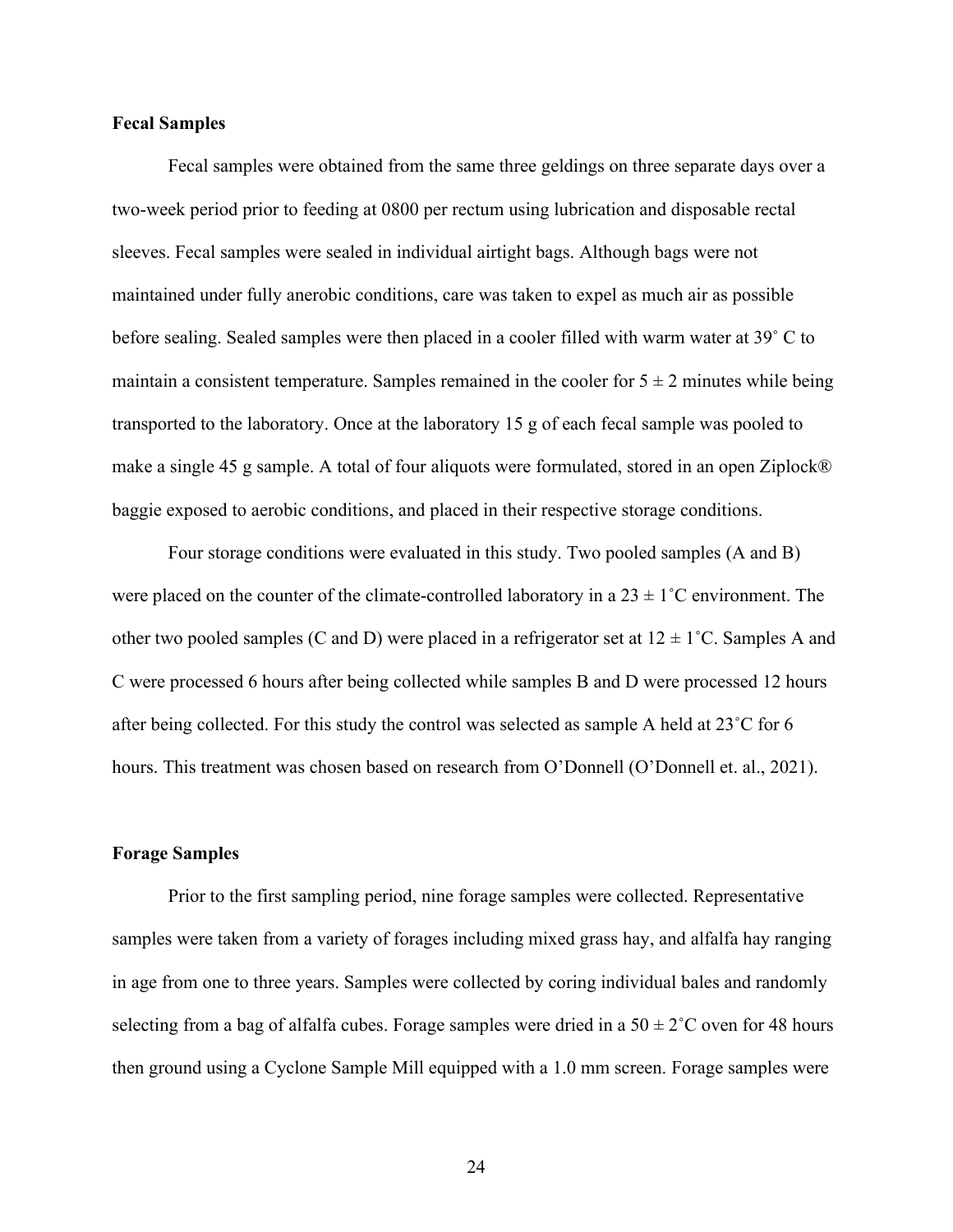**Fecal Samples**

Fecal samples were obtained from the same three geldings on three separate days over a two-week period prior to feeding at 0800 per rectum using lubrication and disposable rectal sleeves. Fecal samples were sealed in individual airtight bags. Although bags were not maintained under fully anerobic conditions, care was taken to expel as much air as possible before sealing. Sealed samples were then placed in a cooler filled with warm water at 39˚ C to maintain a consistent temperature. Samples remained in the cooler for 5 ± 2 minutes while being transported to the laboratory. Once at the laboratory 15 g of each fecal sample was pooled to make a single 45 g sample. A total of four aliquots were formulated, stored in an open Ziplock® baggie exposed to aerobic conditions, and placed in their respective storage conditions.

Four storage conditions were evaluated in this study. Two pooled samples (A and B) were placed on the counter of the climate-controlled laboratory in a 23 ± 1˚C environment. The other two pooled samples (C and D) were placed in a refrigerator set at 12 ± 1˚C. Samples A and C were processed 6 hours after being collected while samples B and D were processed 12 hours after being collected. For this study the control was selected as sample A held at 23˚C for 6 hours. This treatment was chosen based on research from O'Donnell (O'Donnell et. al., 2021).

**Forage Samples**

Prior to the first sampling period, nine forage samples were collected. Representative samples were taken from a variety of forages including mixed grass hay, and alfalfa hay ranging in age from one to three years. Samples were collected by coring individual bales and randomly selecting from a bag of alfalfa cubes. Forage samples were dried in a 50 ± 2˚C oven for 48 hours then ground using a Cyclone Sample Mill equipped with a 1.0 mm screen. Forage samples were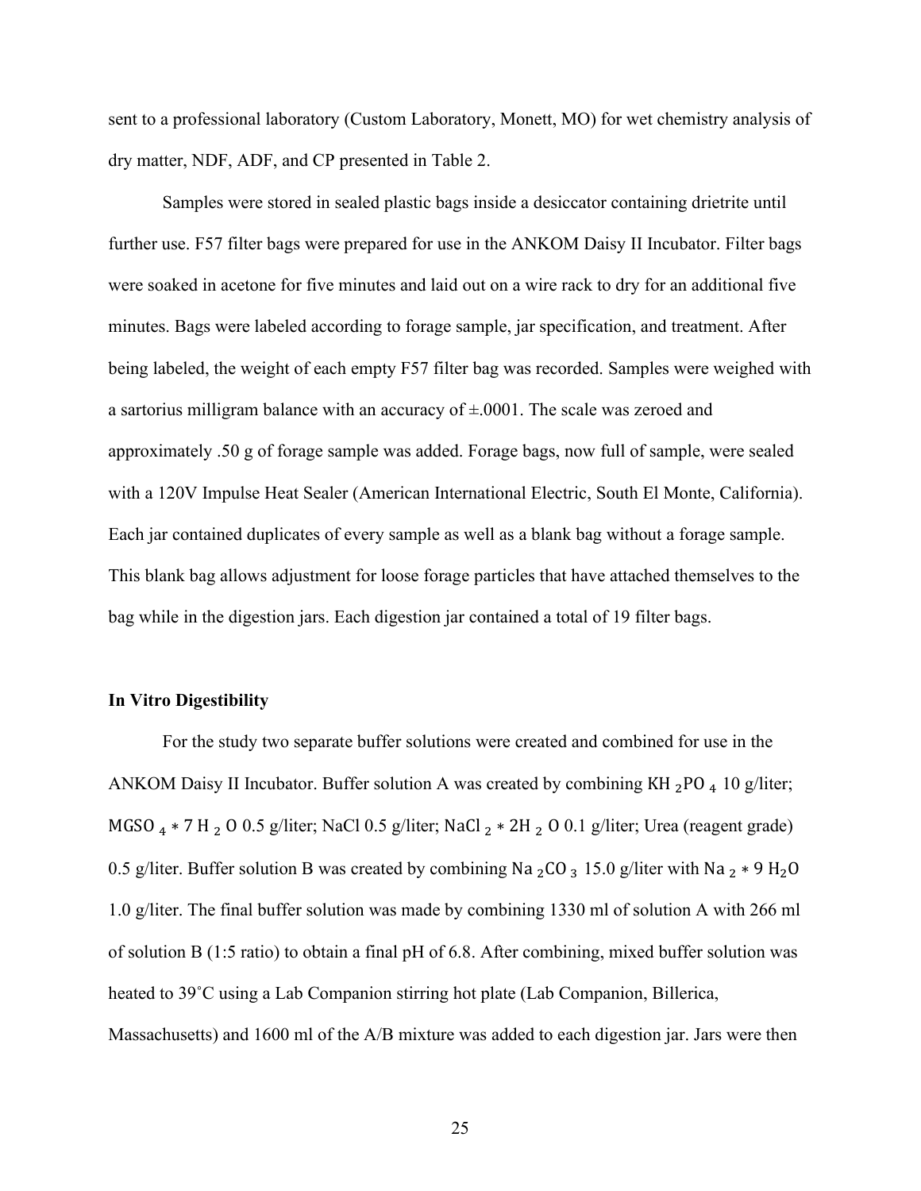sent to a professional laboratory (Custom Laboratory, Monett, MO) for wet chemistry analysis of dry matter, NDF, ADF, and CP presented in Table 2.

Samples were stored in sealed plastic bags inside a desiccator containing drietrite until further use. F57 filter bags were prepared for use in the ANKOM Daisy II Incubator. Filter bags were soaked in acetone for five minutes and laid out on a wire rack to dry for an additional five minutes. Bags were labeled according to forage sample, jar specification, and treatment. After being labeled, the weight of each empty F57 filter bag was recorded. Samples were weighed with a sartorius milligram balance with an accuracy of ±.0001. The scale was zeroed and approximately .50 g of forage sample was added. Forage bags, now full of sample, were sealed with a 120V Impulse Heat Sealer (American International Electric, South El Monte, California). Each jar contained duplicates of every sample as well as a blank bag without a forage sample. This blank bag allows adjustment for loose forage particles that have attached themselves to the bag while in the digestion jars. Each digestion jar contained a total of 19 filter bags.

## In Vitro Digestibility

For the study two separate buffer solutions were created and combined for use in the ANKOM Daisy II Incubator. Buffer solution A was created by combining $KH_2PO_4$ 10 g/liter; $MGSO_4 * 7H_2O$ 0.5 g/liter; NaCl 0.5 g/liter; $NaCl_2 * 2H_2O$ 0.1 g/liter; Urea (reagent grade) 0.5 g/liter. Buffer solution B was created by combining $Na_2CO_3$ 15.0 g/liter with $Na_2 * 9H_2O$ 1.0 g/liter. The final buffer solution was made by combining 1330 ml of solution A with 266 ml of solution B (1:5 ratio) to obtain a final pH of 6.8. After combining, mixed buffer solution was heated to 39˚C using a Lab Companion stirring hot plate (Lab Companion, Billerica, Massachusetts) and 1600 ml of the A/B mixture was added to each digestion jar. Jars were then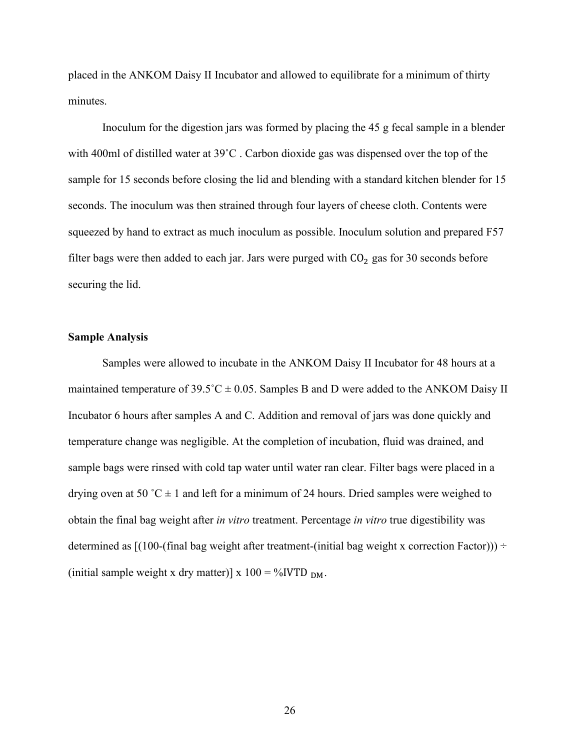placed in the ANKOM Daisy II Incubator and allowed to equilibrate for a minimum of thirty minutes.

Inoculum for the digestion jars was formed by placing the 45 g fecal sample in a blender with 400ml of distilled water at 39˚C . Carbon dioxide gas was dispensed over the top of the sample for 15 seconds before closing the lid and blending with a standard kitchen blender for 15 seconds. The inoculum was then strained through four layers of cheese cloth. Contents were squeezed by hand to extract as much inoculum as possible. Inoculum solution and prepared F57 filter bags were then added to each jar. Jars were purged with $CO_2$ gas for 30 seconds before securing the lid.

### Sample Analysis

Samples were allowed to incubate in the ANKOM Daisy II Incubator for 48 hours at a maintained temperature of 39.5˚C ± 0.05. Samples B and D were added to the ANKOM Daisy II Incubator 6 hours after samples A and C. Addition and removal of jars was done quickly and temperature change was negligible. At the completion of incubation, fluid was drained, and sample bags were rinsed with cold tap water until water ran clear. Filter bags were placed in a drying oven at 50 ˚C ± 1 and left for a minimum of 24 hours. Dried samples were weighed to obtain the final bag weight after *in vitro* treatment. Percentage *in vitro* true digestibility was determined as [(100-(final bag weight after treatment-(initial bag weight x correction Factor))) ÷ (initial sample weight x dry matter)] x 100 = %IVTD $_{DM}$.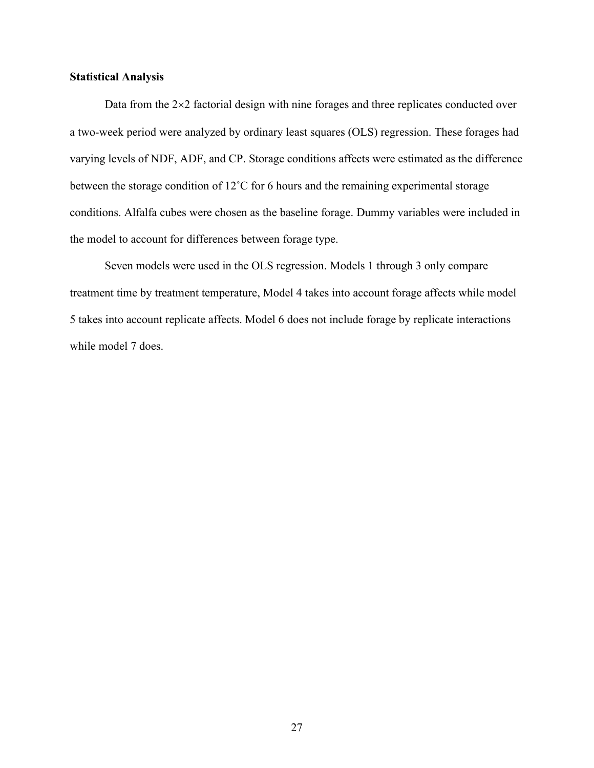**Statistical Analysis**

Data from the 2×2 factorial design with nine forages and three replicates conducted over a two-week period were analyzed by ordinary least squares (OLS) regression. These forages had varying levels of NDF, ADF, and CP. Storage conditions affects were estimated as the difference between the storage condition of 12˚C for 6 hours and the remaining experimental storage conditions. Alfalfa cubes were chosen as the baseline forage. Dummy variables were included in the model to account for differences between forage type.

Seven models were used in the OLS regression. Models 1 through 3 only compare treatment time by treatment temperature, Model 4 takes into account forage affects while model 5 takes into account replicate affects. Model 6 does not include forage by replicate interactions while model 7 does.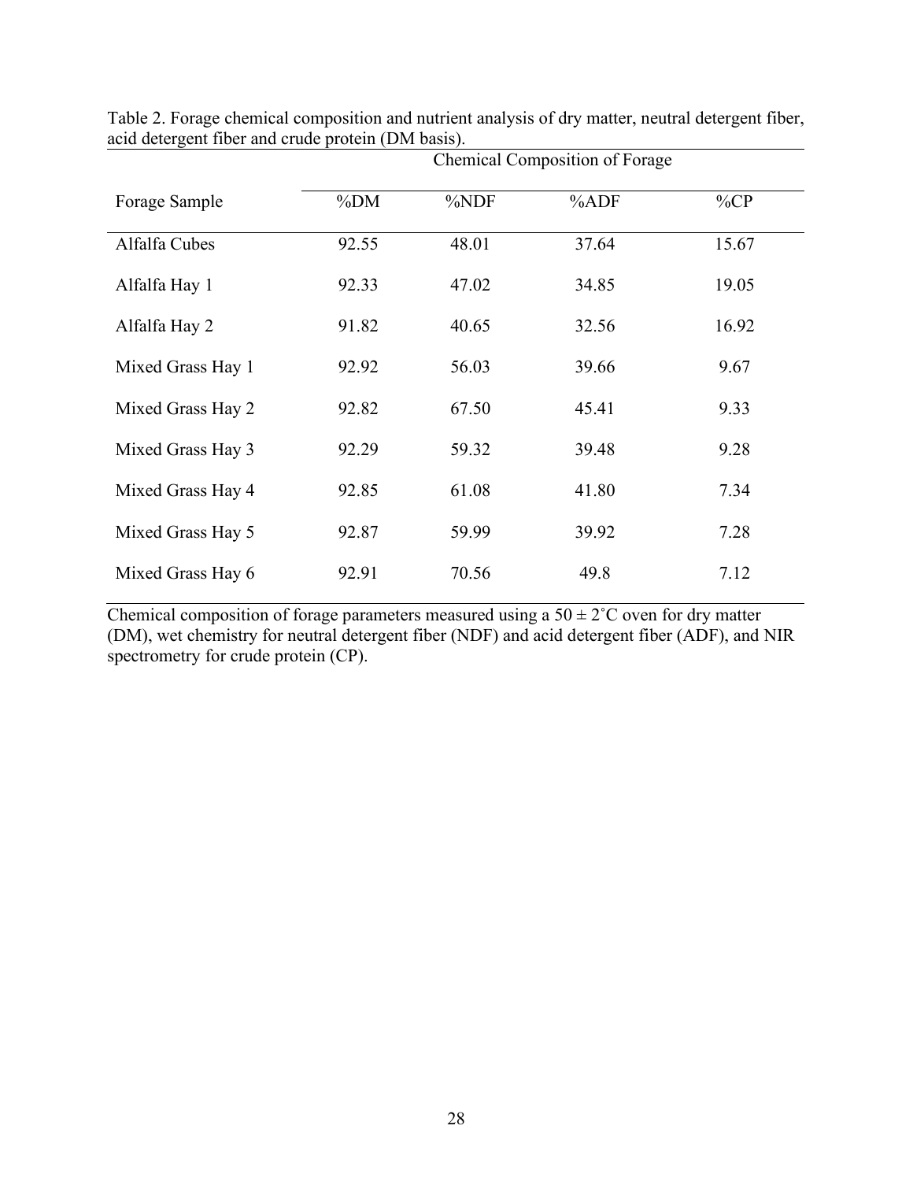Table 2. Forage chemical composition and nutrient analysis of dry matter, neutral detergent fiber, acid detergent fiber and crude protein (DM basis).

| | Chemical Composition of Forage | | | |
|---|---|---|---|---|
| Forage Sample | %DM | %NDF | %ADF | %CP |
| Alfalfa Cubes | 92.55 | 48.01 | 37.64 | 15.67 |
| Alfalfa Hay 1 | 92.33 | 47.02 | 34.85 | 19.05 |
| Alfalfa Hay 2 | 91.82 | 40.65 | 32.56 | 16.92 |
| Mixed Grass Hay 1 | 92.92 | 56.03 | 39.66 | 9.67 |
| Mixed Grass Hay 2 | 92.82 | 67.50 | 45.41 | 9.33 |
| Mixed Grass Hay 3 | 92.29 | 59.32 | 39.48 | 9.28 |
| Mixed Grass Hay 4 | 92.85 | 61.08 | 41.80 | 7.34 |
| Mixed Grass Hay 5 | 92.87 | 59.99 | 39.92 | 7.28 |
| Mixed Grass Hay 6 | 92.91 | 70.56 | 49.8 | 7.12 |

Chemical composition of forage parameters measured using a $50 \pm 2$˚C oven for dry matter (DM), wet chemistry for neutral detergent fiber (NDF) and acid detergent fiber (ADF), and NIR spectrometry for crude protein (CP).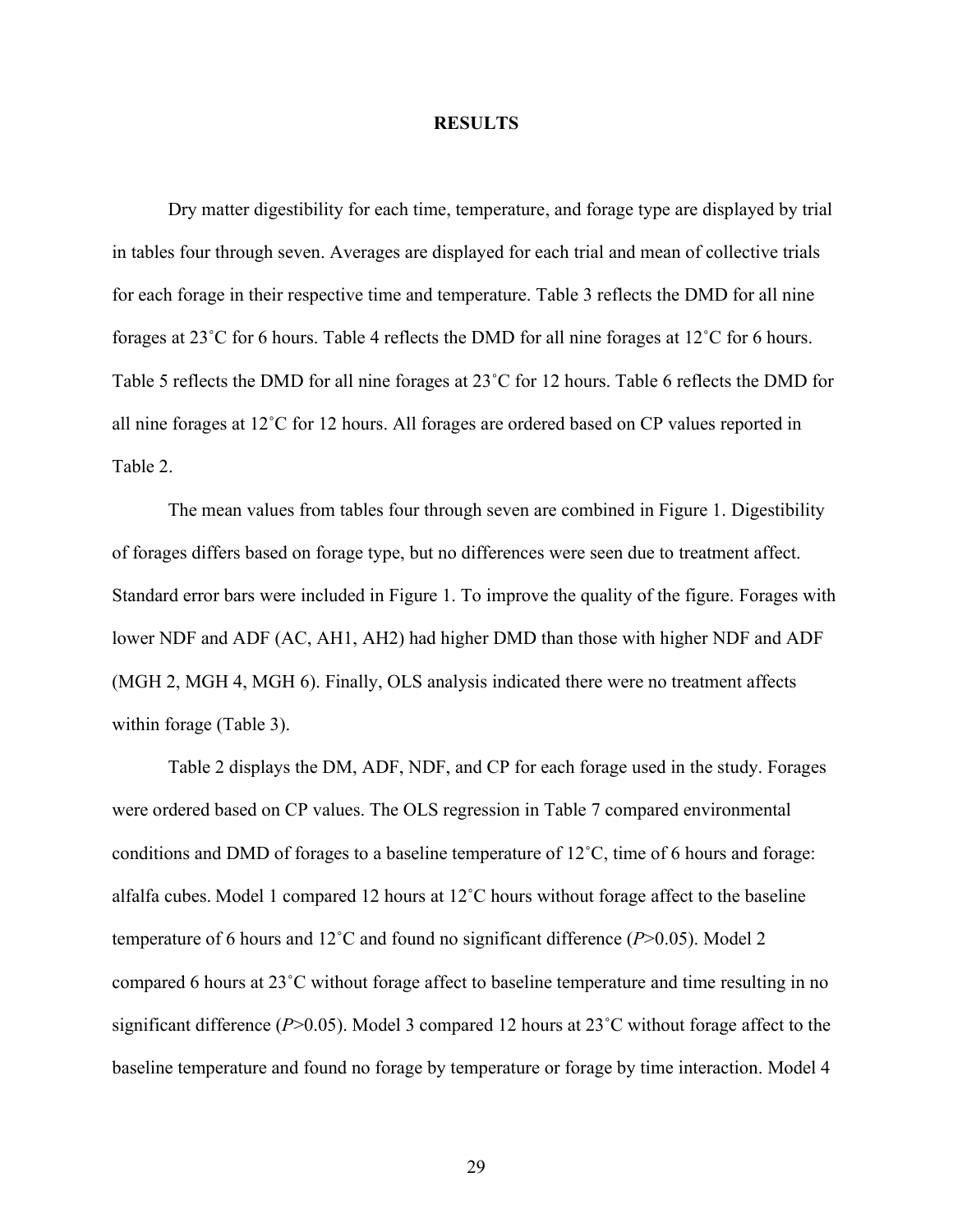# RESULTS

Dry matter digestibility for each time, temperature, and forage type are displayed by trial in tables four through seven. Averages are displayed for each trial and mean of collective trials for each forage in their respective time and temperature. Table 3 reflects the DMD for all nine forages at 23˚C for 6 hours. Table 4 reflects the DMD for all nine forages at 12˚C for 6 hours. Table 5 reflects the DMD for all nine forages at 23˚C for 12 hours. Table 6 reflects the DMD for all nine forages at 12˚C for 12 hours. All forages are ordered based on CP values reported in Table 2.

The mean values from tables four through seven are combined in Figure 1. Digestibility of forages differs based on forage type, but no differences were seen due to treatment affect. Standard error bars were included in Figure 1. To improve the quality of the figure. Forages with lower NDF and ADF (AC, AH1, AH2) had higher DMD than those with higher NDF and ADF (MGH 2, MGH 4, MGH 6). Finally, OLS analysis indicated there were no treatment affects within forage (Table 3).

Table 2 displays the DM, ADF, NDF, and CP for each forage used in the study. Forages were ordered based on CP values. The OLS regression in Table 7 compared environmental conditions and DMD of forages to a baseline temperature of 12˚C, time of 6 hours and forage: alfalfa cubes. Model 1 compared 12 hours at 12˚C hours without forage affect to the baseline temperature of 6 hours and 12˚C and found no significant difference ($P$>0.05). Model 2 compared 6 hours at 23˚C without forage affect to baseline temperature and time resulting in no significant difference ($P$>0.05). Model 3 compared 12 hours at 23˚C without forage affect to the baseline temperature and found no forage by temperature or forage by time interaction. Model 4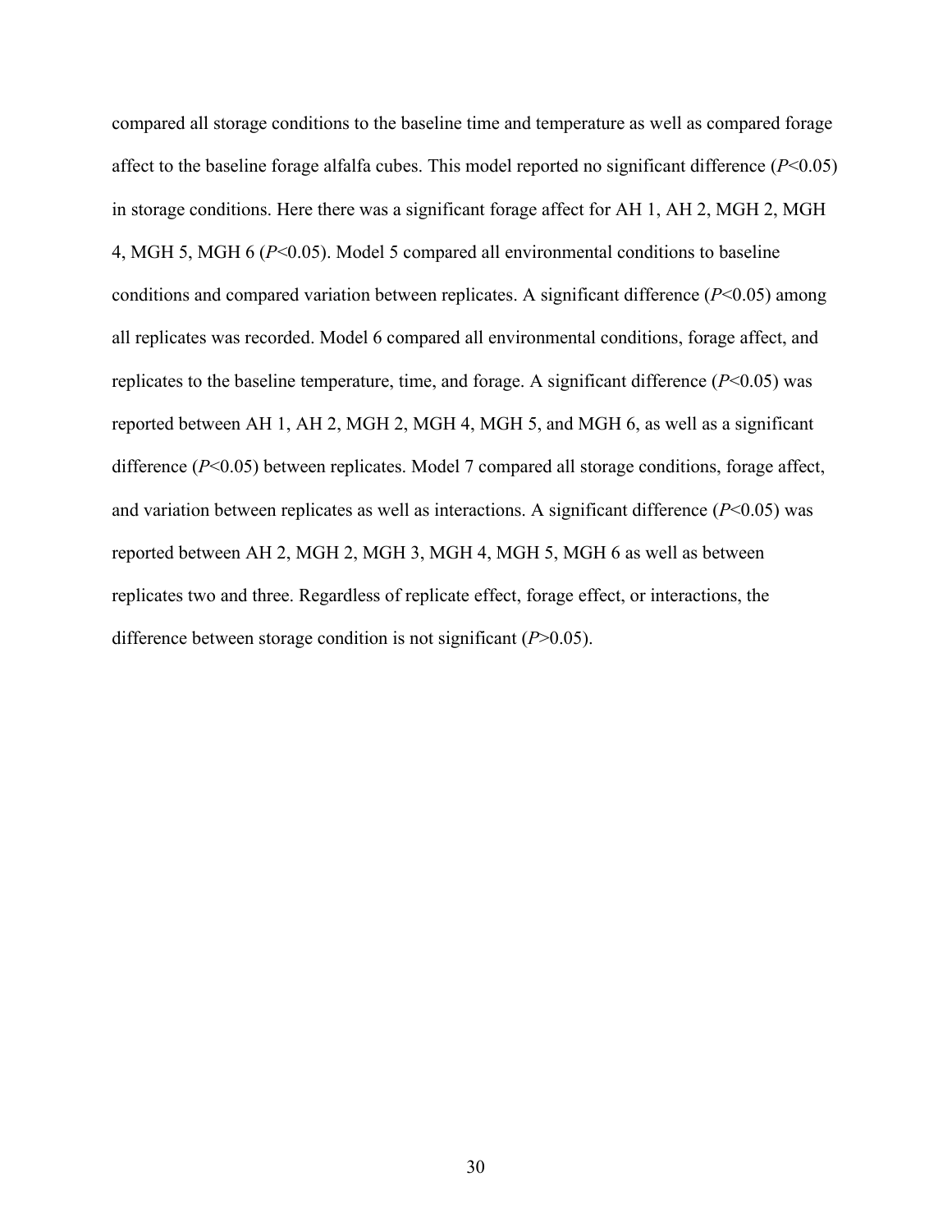compared all storage conditions to the baseline time and temperature as well as compared forage affect to the baseline forage alfalfa cubes. This model reported no significant difference ($P<0.05$) in storage conditions. Here there was a significant forage affect for AH 1, AH 2, MGH 2, MGH 4, MGH 5, MGH 6 ($P<0.05$). Model 5 compared all environmental conditions to baseline conditions and compared variation between replicates. A significant difference ($P<0.05$) among all replicates was recorded. Model 6 compared all environmental conditions, forage affect, and replicates to the baseline temperature, time, and forage. A significant difference ($P<0.05$) was reported between AH 1, AH 2, MGH 2, MGH 4, MGH 5, and MGH 6, as well as a significant difference ($P<0.05$) between replicates. Model 7 compared all storage conditions, forage affect, and variation between replicates as well as interactions. A significant difference ($P<0.05$) was reported between AH 2, MGH 2, MGH 3, MGH 4, MGH 5, MGH 6 as well as between replicates two and three. Regardless of replicate effect, forage effect, or interactions, the difference between storage condition is not significant ($P>0.05$).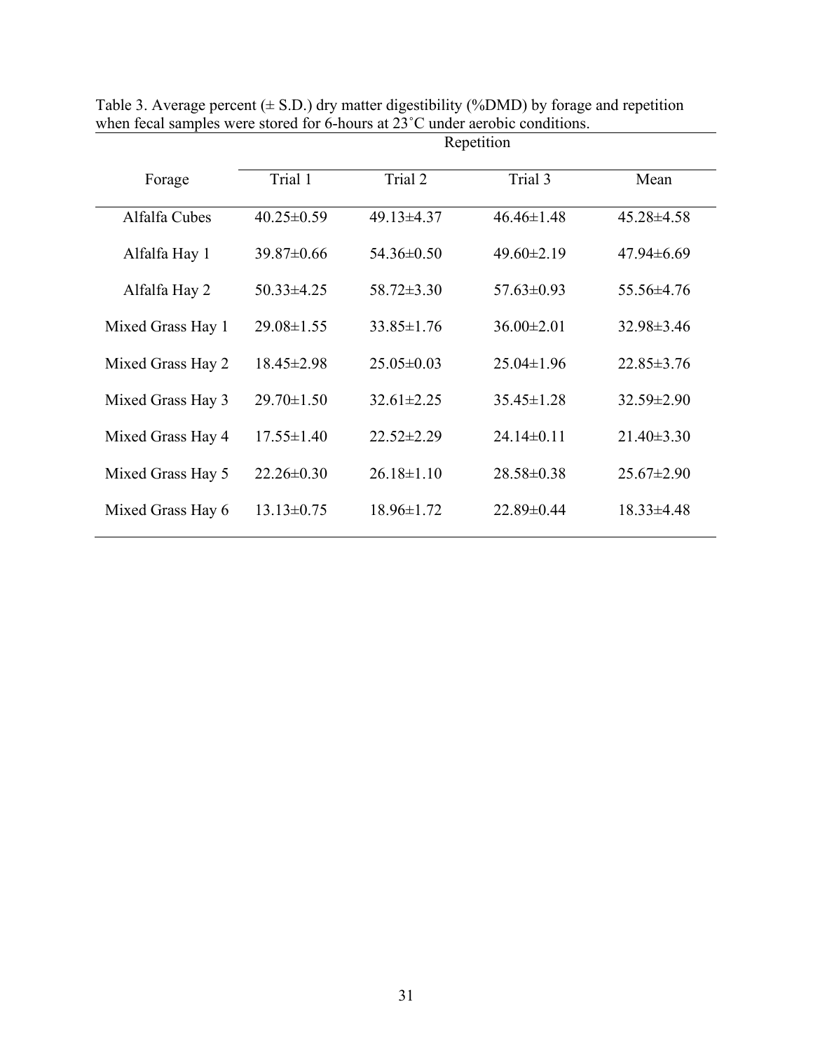Table 3. Average percent (± S.D.) dry matter digestibility (%DMD) by forage and repetition when fecal samples were stored for 6-hours at 23˚C under aerobic conditions.

| Forage | Repetition | | | |
|---|---|---|---|---|
| | Trial 1 | Trial 2 | Trial 3 | Mean |
| Alfalfa Cubes | 40.25±0.59 | 49.13±4.37 | 46.46±1.48 | 45.28±4.58 |
| Alfalfa Hay 1 | 39.87±0.66 | 54.36±0.50 | 49.60±2.19 | 47.94±6.69 |
| Alfalfa Hay 2 | 50.33±4.25 | 58.72±3.30 | 57.63±0.93 | 55.56±4.76 |
| Mixed Grass Hay 1 | 29.08±1.55 | 33.85±1.76 | 36.00±2.01 | 32.98±3.46 |
| Mixed Grass Hay 2 | 18.45±2.98 | 25.05±0.03 | 25.04±1.96 | 22.85±3.76 |
| Mixed Grass Hay 3 | 29.70±1.50 | 32.61±2.25 | 35.45±1.28 | 32.59±2.90 |
| Mixed Grass Hay 4 | 17.55±1.40 | 22.52±2.29 | 24.14±0.11 | 21.40±3.30 |
| Mixed Grass Hay 5 | 22.26±0.30 | 26.18±1.10 | 28.58±0.38 | 25.67±2.90 |
| Mixed Grass Hay 6 | 13.13±0.75 | 18.96±1.72 | 22.89±0.44 | 18.33±4.48 |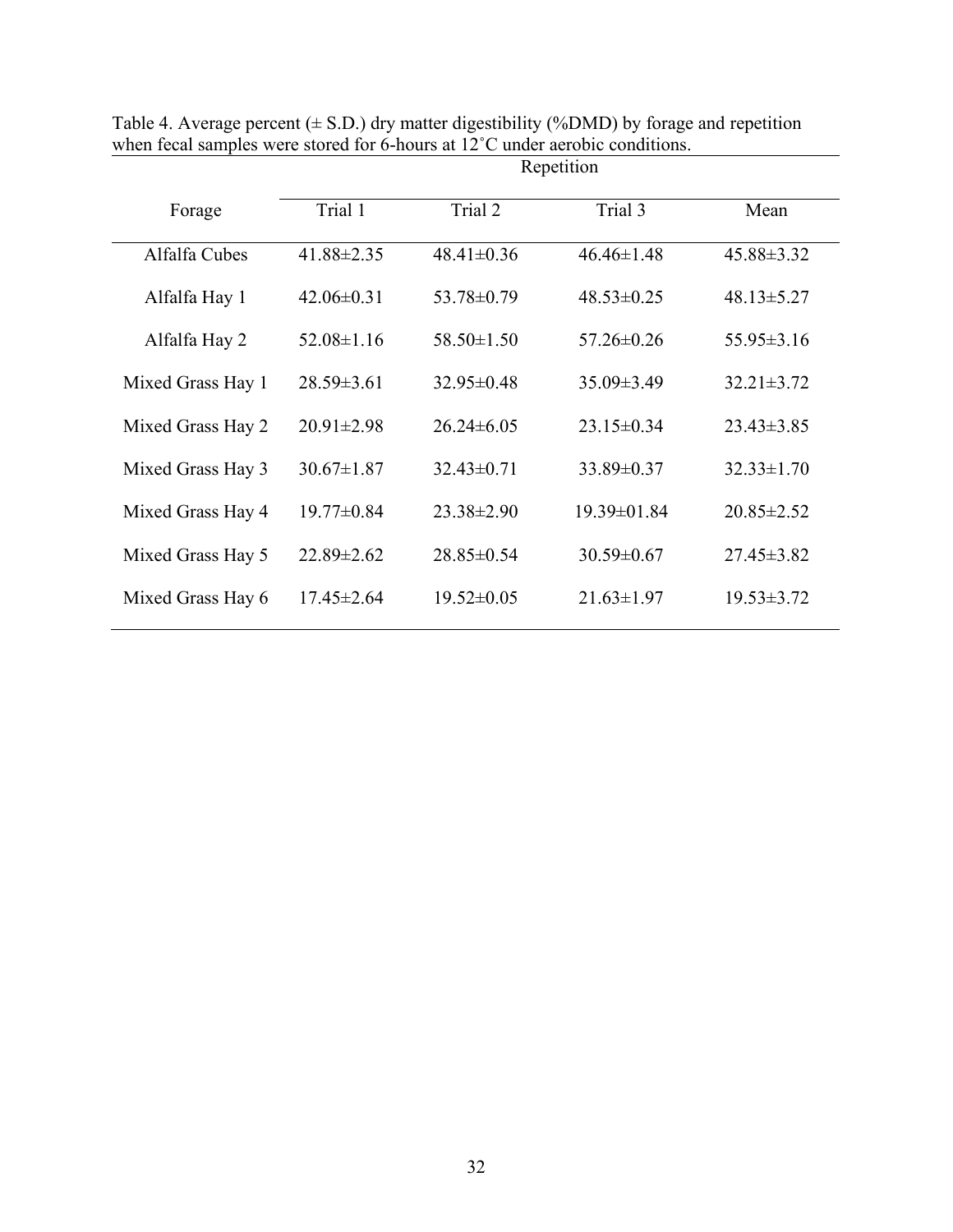Table 4. Average percent (± S.D.) dry matter digestibility (%DMD) by forage and repetition when fecal samples were stored for 6-hours at 12˚C under aerobic conditions.

| Forage | Repetition | | | |
|---|---|---|---|---|
| | Trial 1 | Trial 2 | Trial 3 | Mean |
| Alfalfa Cubes | 41.88±2.35 | 48.41±0.36 | 46.46±1.48 | 45.88±3.32 |
| Alfalfa Hay 1 | 42.06±0.31 | 53.78±0.79 | 48.53±0.25 | 48.13±5.27 |
| Alfalfa Hay 2 | 52.08±1.16 | 58.50±1.50 | 57.26±0.26 | 55.95±3.16 |
| Mixed Grass Hay 1 | 28.59±3.61 | 32.95±0.48 | 35.09±3.49 | 32.21±3.72 |
| Mixed Grass Hay 2 | 20.91±2.98 | 26.24±6.05 | 23.15±0.34 | 23.43±3.85 |
| Mixed Grass Hay 3 | 30.67±1.87 | 32.43±0.71 | 33.89±0.37 | 32.33±1.70 |
| Mixed Grass Hay 4 | 19.77±0.84 | 23.38±2.90 | 19.39±01.84 | 20.85±2.52 |
| Mixed Grass Hay 5 | 22.89±2.62 | 28.85±0.54 | 30.59±0.67 | 27.45±3.82 |
| Mixed Grass Hay 6 | 17.45±2.64 | 19.52±0.05 | 21.63±1.97 | 19.53±3.72 |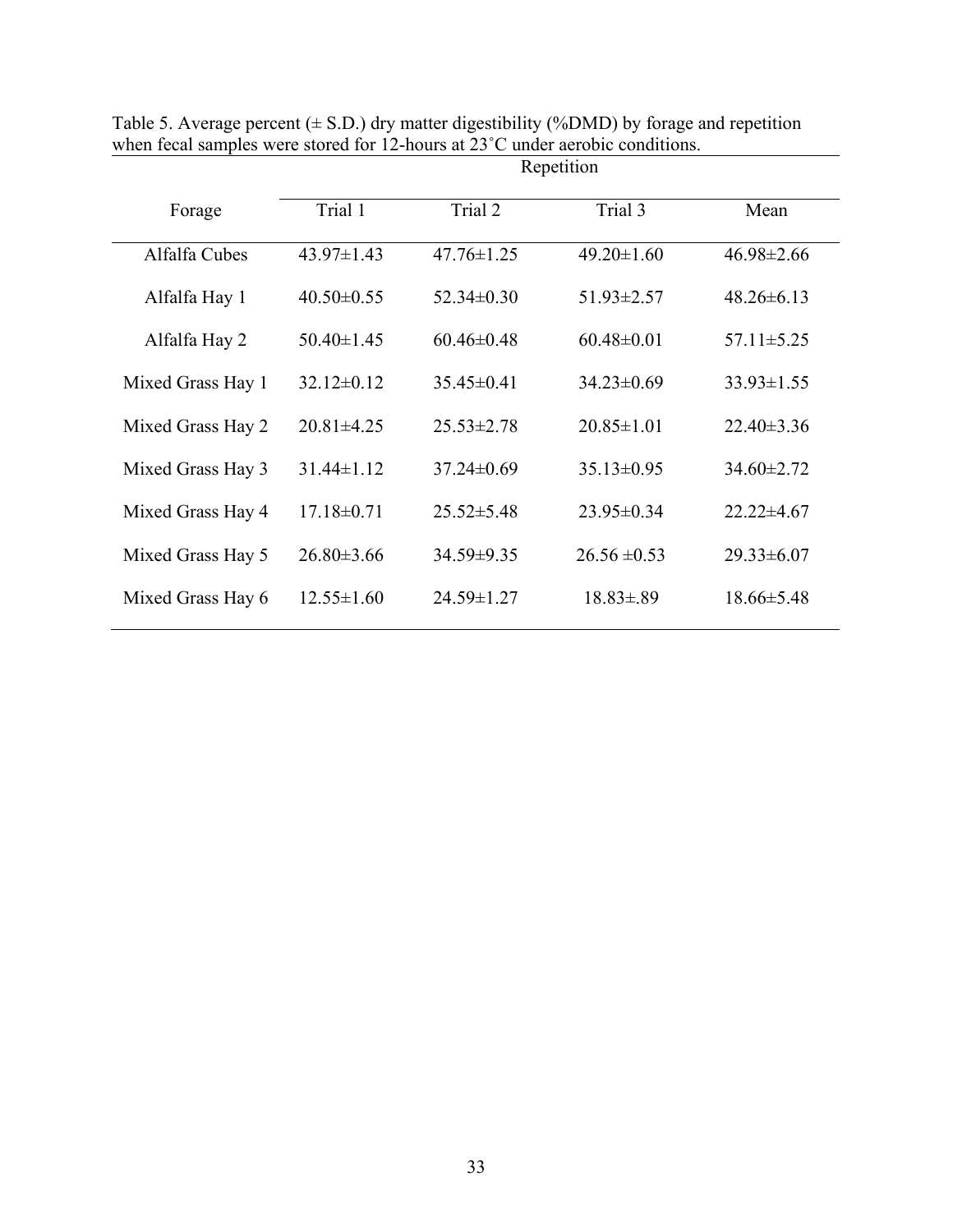Table 5. Average percent (± S.D.) dry matter digestibility (%DMD) by forage and repetition when fecal samples were stored for 12-hours at 23˚C under aerobic conditions.

| Forage | Repetition | | | |
|---|---|---|---|---|
| | Trial 1 | Trial 2 | Trial 3 | Mean |
| Alfalfa Cubes | 43.97±1.43 | 47.76±1.25 | 49.20±1.60 | 46.98±2.66 |
| Alfalfa Hay 1 | 40.50±0.55 | 52.34±0.30 | 51.93±2.57 | 48.26±6.13 |
| Alfalfa Hay 2 | 50.40±1.45 | 60.46±0.48 | 60.48±0.01 | 57.11±5.25 |
| Mixed Grass Hay 1 | 32.12±0.12 | 35.45±0.41 | 34.23±0.69 | 33.93±1.55 |
| Mixed Grass Hay 2 | 20.81±4.25 | 25.53±2.78 | 20.85±1.01 | 22.40±3.36 |
| Mixed Grass Hay 3 | 31.44±1.12 | 37.24±0.69 | 35.13±0.95 | 34.60±2.72 |
| Mixed Grass Hay 4 | 17.18±0.71 | 25.52±5.48 | 23.95±0.34 | 22.22±4.67 |
| Mixed Grass Hay 5 | 26.80±3.66 | 34.59±9.35 | 26.56 ±0.53 | 29.33±6.07 |
| Mixed Grass Hay 6 | 12.55±1.60 | 24.59±1.27 | 18.83±.89 | 18.66±5.48 |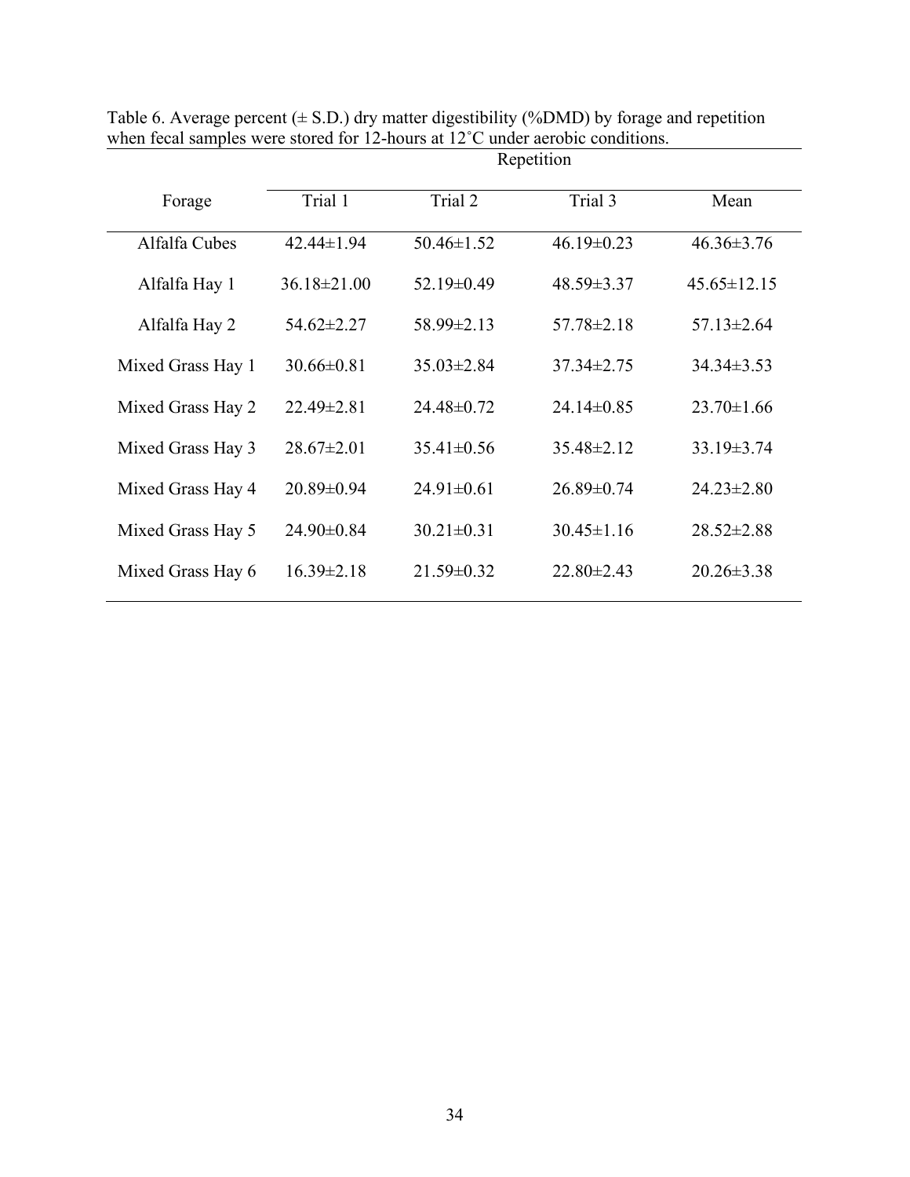Table 6. Average percent (± S.D.) dry matter digestibility (%DMD) by forage and repetition when fecal samples were stored for 12-hours at 12˚C under aerobic conditions.

| Forage | Repetition | | | |
|---|---|---|---|---|
| | Trial 1 | Trial 2 | Trial 3 | Mean |
| Alfalfa Cubes | 42.44±1.94 | 50.46±1.52 | 46.19±0.23 | 46.36±3.76 |
| Alfalfa Hay 1 | 36.18±21.00 | 52.19±0.49 | 48.59±3.37 | 45.65±12.15 |
| Alfalfa Hay 2 | 54.62±2.27 | 58.99±2.13 | 57.78±2.18 | 57.13±2.64 |
| Mixed Grass Hay 1 | 30.66±0.81 | 35.03±2.84 | 37.34±2.75 | 34.34±3.53 |
| Mixed Grass Hay 2 | 22.49±2.81 | 24.48±0.72 | 24.14±0.85 | 23.70±1.66 |
| Mixed Grass Hay 3 | 28.67±2.01 | 35.41±0.56 | 35.48±2.12 | 33.19±3.74 |
| Mixed Grass Hay 4 | 20.89±0.94 | 24.91±0.61 | 26.89±0.74 | 24.23±2.80 |
| Mixed Grass Hay 5 | 24.90±0.84 | 30.21±0.31 | 30.45±1.16 | 28.52±2.88 |
| Mixed Grass Hay 6 | 16.39±2.18 | 21.59±0.32 | 22.80±2.43 | 20.26±3.38 |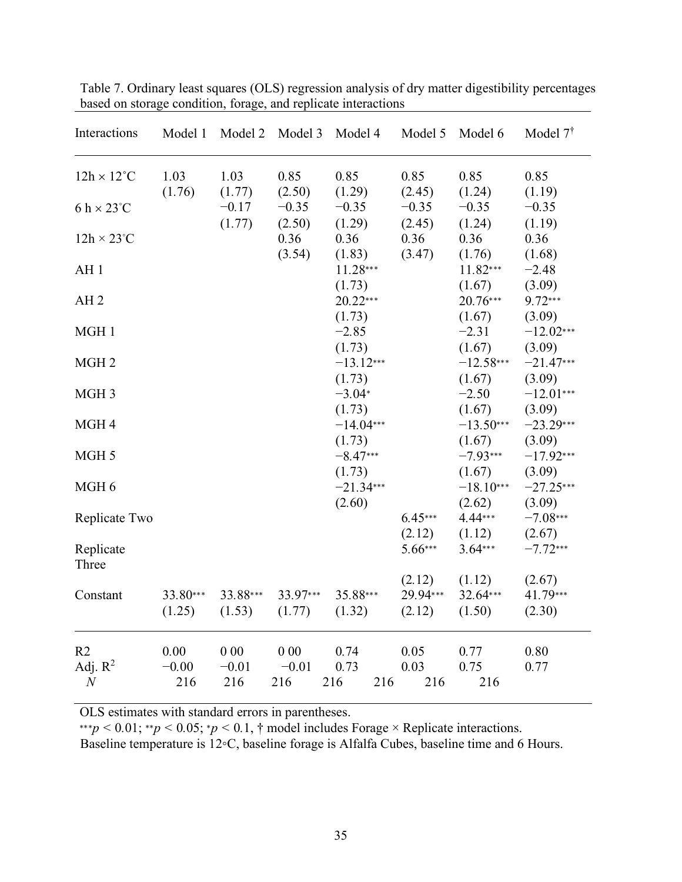Table 7. Ordinary least squares (OLS) regression analysis of dry matter digestibility percentages based on storage condition, forage, and replicate interactions

| Interactions | Model 1 | Model 2 | Model 3 | Model 4 | Model 5 | Model 6 | Model 7[†] |
|---|---|---|---|---|---|---|---|
| 12h × 12˚C | 1.03 | 1.03 | 0.85 | 0.85 | 0.85 | 0.85 | 0.85 |
| | (1.76) | (1.77) | (2.50) | (1.29) | (2.45) | (1.24) | (1.19) |
| 6 h × 23˚C | | −0.17 | −0.35 | −0.35 | −0.35 | −0.35 | −0.35 |
| | | (1.77) | (2.50) | (1.29) | (2.45) | (1.24) | (1.19) |
| 12h × 23˚C | | | 0.36 | 0.36 | 0.36 | 0.36 | 0.36 |
| | | | (3.54) | (1.83) | (3.47) | (1.76) | (1.68) |
| AH 1 | | | | 11.28*** | | 11.82*** | −2.48 |
| | | | | (1.73) | | (1.67) | (3.09) |
| AH 2 | | | | 20.22*** | | 20.76*** | 9.72*** |
| | | | | (1.73) | | (1.67) | (3.09) |
| MGH 1 | | | | −2.85 | | −2.31 | −12.02*** |
| | | | | (1.73) | | (1.67) | (3.09) |
| MGH 2 | | | | −13.12*** | | −12.58*** | −21.47*** |
| | | | | (1.73) | | (1.67) | (3.09) |
| MGH 3 | | | | −3.04* | | −2.50 | −12.01*** |
| | | | | (1.73) | | (1.67) | (3.09) |
| MGH 4 | | | | −14.04*** | | −13.50*** | −23.29*** |
| | | | | (1.73) | | (1.67) | (3.09) |
| MGH 5 | | | | −8.47*** | | −7.93*** | −17.92*** |
| | | | | (1.73) | | (1.67) | (3.09) |
| MGH 6 | | | | −21.34*** | | −18.10*** | −27.25*** |
| | | | | (2.60) | | (2.62) | (3.09) |
| Replicate Two | | | | | 6.45*** | 4.44*** | −7.08*** |
| | | | | | (2.12) | (1.12) | (2.67) |
| Replicate Three | | | | | 5.66*** | 3.64*** | −7.72*** |
| | | | | | (2.12) | (1.12) | (2.67) |
| Constant | 33.80*** | 33.88*** | 33.97*** | 35.88*** | 29.94*** | 32.64*** | 41.79*** |
| | (1.25) | (1.53) | (1.77) | (1.32) | (2.12) | (1.50) | (2.30) |
| R2 | 0.00 | 0 00 | 0 00 | 0.74 | 0.05 | 0.77 | 0.80 |
| Adj. $R^2$ | −0.00 | −0.01 | −0.01 | 0.73 | 0.03 | 0.75 | 0.77 |
| *N* | 216 | 216 | 216 | 216 | 216 | 216 | 216 |

OLS estimates with standard errors in parentheses.

***$p < 0.01$; **$p < 0.05$; *$p < 0.1$, † model includes Forage × Replicate interactions.

Baseline temperature is 12◦C, baseline forage is Alfalfa Cubes, baseline time and 6 Hours.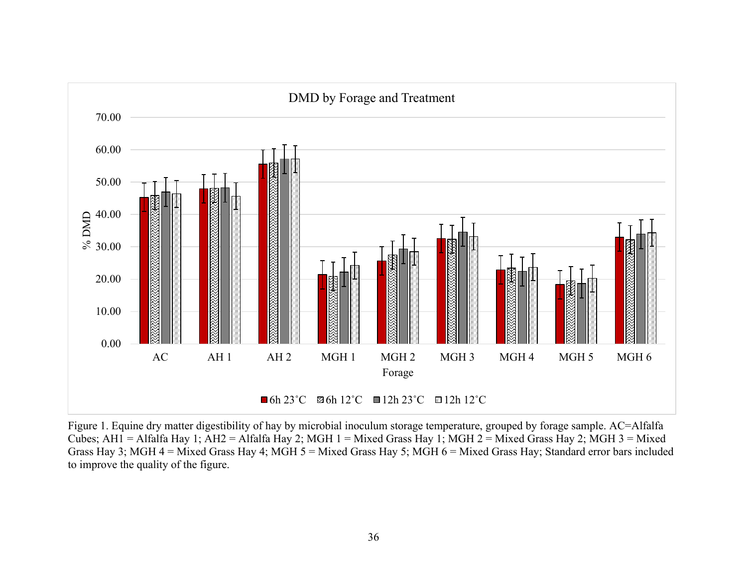Figure 1. Equine dry matter digestibility of hay by microbial inoculum storage temperature, grouped by forage sample. AC=Alfalfa Cubes; AH1 = Alfalfa Hay 1; AH2 = Alfalfa Hay 2; MGH 1 = Mixed Grass Hay 1; MGH 2 = Mixed Grass Hay 2; MGH 3 = Mixed Grass Hay 3; MGH 4 = Mixed Grass Hay 4; MGH 5 = Mixed Grass Hay 5; MGH 6 = Mixed Grass Hay; Standard error bars included to improve the quality of the figure.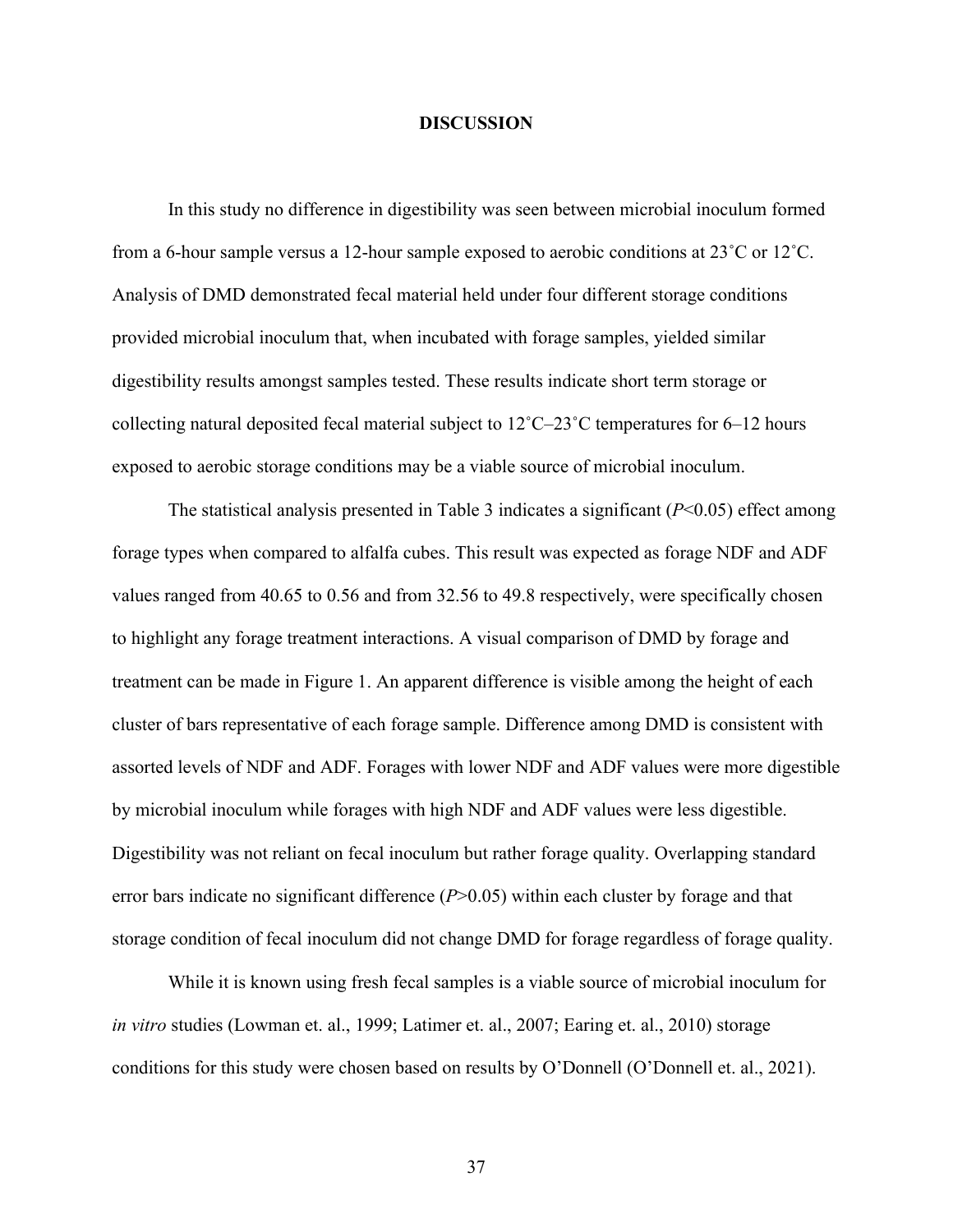# DISCUSSION

In this study no difference in digestibility was seen between microbial inoculum formed from a 6-hour sample versus a 12-hour sample exposed to aerobic conditions at 23˚C or 12˚C. Analysis of DMD demonstrated fecal material held under four different storage conditions provided microbial inoculum that, when incubated with forage samples, yielded similar digestibility results amongst samples tested. These results indicate short term storage or collecting natural deposited fecal material subject to 12˚C–23˚C temperatures for 6–12 hours exposed to aerobic storage conditions may be a viable source of microbial inoculum.

The statistical analysis presented in Table 3 indicates a significant ($P$<0.05) effect among forage types when compared to alfalfa cubes. This result was expected as forage NDF and ADF values ranged from 40.65 to 0.56 and from 32.56 to 49.8 respectively, were specifically chosen to highlight any forage treatment interactions. A visual comparison of DMD by forage and treatment can be made in Figure 1. An apparent difference is visible among the height of each cluster of bars representative of each forage sample. Difference among DMD is consistent with assorted levels of NDF and ADF. Forages with lower NDF and ADF values were more digestible by microbial inoculum while forages with high NDF and ADF values were less digestible. Digestibility was not reliant on fecal inoculum but rather forage quality. Overlapping standard error bars indicate no significant difference ($P$>0.05) within each cluster by forage and that storage condition of fecal inoculum did not change DMD for forage regardless of forage quality.

While it is known using fresh fecal samples is a viable source of microbial inoculum for *in vitro* studies (Lowman et. al., 1999; Latimer et. al., 2007; Earing et. al., 2010) storage conditions for this study were chosen based on results by O'Donnell (O'Donnell et. al., 2021).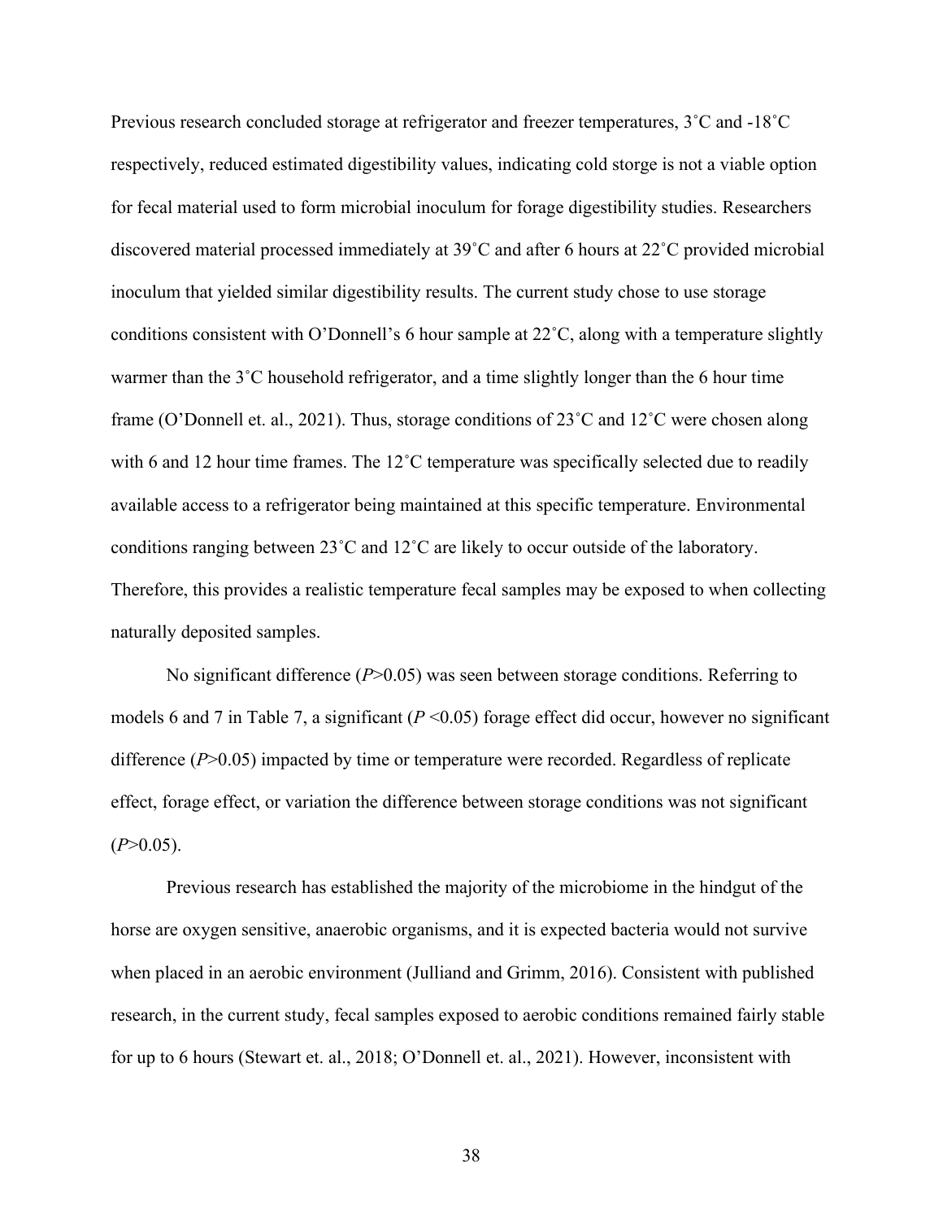Previous research concluded storage at refrigerator and freezer temperatures, 3˚C and -18˚C respectively, reduced estimated digestibility values, indicating cold storge is not a viable option for fecal material used to form microbial inoculum for forage digestibility studies. Researchers discovered material processed immediately at 39˚C and after 6 hours at 22˚C provided microbial inoculum that yielded similar digestibility results. The current study chose to use storage conditions consistent with O'Donnell's 6 hour sample at 22˚C, along with a temperature slightly warmer than the 3˚C household refrigerator, and a time slightly longer than the 6 hour time frame (O'Donnell et. al., 2021). Thus, storage conditions of 23˚C and 12˚C were chosen along with 6 and 12 hour time frames. The 12˚C temperature was specifically selected due to readily available access to a refrigerator being maintained at this specific temperature. Environmental conditions ranging between 23˚C and 12˚C are likely to occur outside of the laboratory. Therefore, this provides a realistic temperature fecal samples may be exposed to when collecting naturally deposited samples.

No significant difference ($P$>0.05) was seen between storage conditions. Referring to models 6 and 7 in Table 7, a significant ($P$ <0.05) forage effect did occur, however no significant difference ($P$>0.05) impacted by time or temperature were recorded. Regardless of replicate effect, forage effect, or variation the difference between storage conditions was not significant ($P$>0.05).

Previous research has established the majority of the microbiome in the hindgut of the horse are oxygen sensitive, anaerobic organisms, and it is expected bacteria would not survive when placed in an aerobic environment (Julliand and Grimm, 2016). Consistent with published research, in the current study, fecal samples exposed to aerobic conditions remained fairly stable for up to 6 hours (Stewart et. al., 2018; O'Donnell et. al., 2021). However, inconsistent with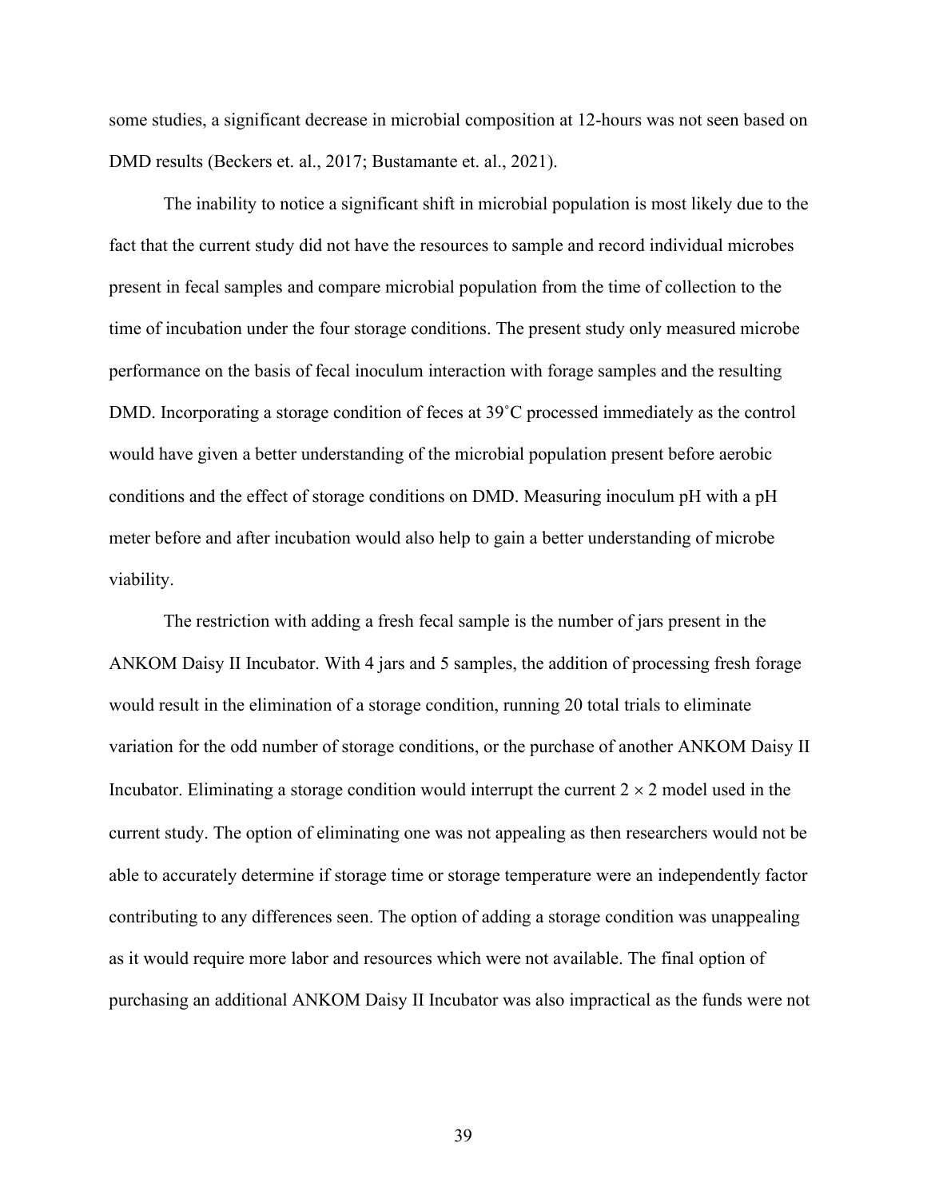some studies, a significant decrease in microbial composition at 12-hours was not seen based on DMD results (Beckers et. al., 2017; Bustamante et. al., 2021).

The inability to notice a significant shift in microbial population is most likely due to the fact that the current study did not have the resources to sample and record individual microbes present in fecal samples and compare microbial population from the time of collection to the time of incubation under the four storage conditions. The present study only measured microbe performance on the basis of fecal inoculum interaction with forage samples and the resulting DMD. Incorporating a storage condition of feces at 39˚C processed immediately as the control would have given a better understanding of the microbial population present before aerobic conditions and the effect of storage conditions on DMD. Measuring inoculum pH with a pH meter before and after incubation would also help to gain a better understanding of microbe viability.

The restriction with adding a fresh fecal sample is the number of jars present in the ANKOM Daisy II Incubator. With 4 jars and 5 samples, the addition of processing fresh forage would result in the elimination of a storage condition, running 20 total trials to eliminate variation for the odd number of storage conditions, or the purchase of another ANKOM Daisy II Incubator. Eliminating a storage condition would interrupt the current $2 \times 2$ model used in the current study. The option of eliminating one was not appealing as then researchers would not be able to accurately determine if storage time or storage temperature were an independently factor contributing to any differences seen. The option of adding a storage condition was unappealing as it would require more labor and resources which were not available. The final option of purchasing an additional ANKOM Daisy II Incubator was also impractical as the funds were not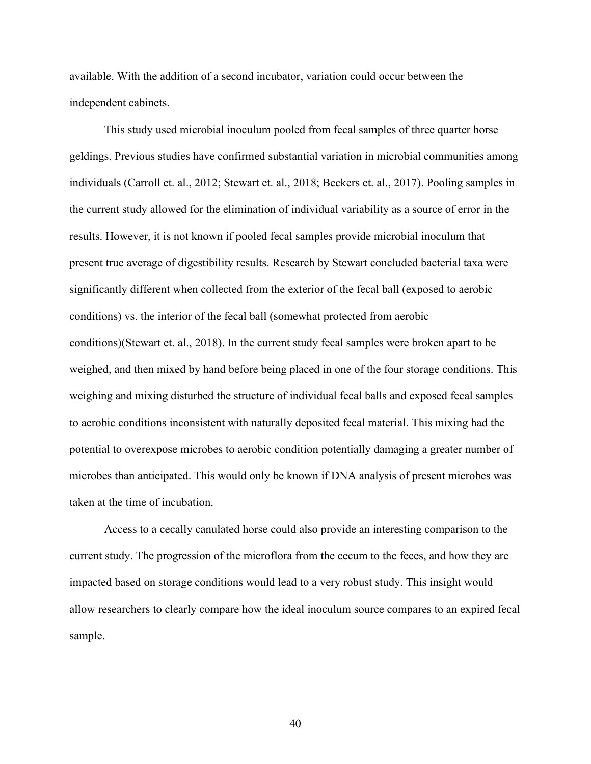available. With the addition of a second incubator, variation could occur between the independent cabinets.

This study used microbial inoculum pooled from fecal samples of three quarter horse geldings. Previous studies have confirmed substantial variation in microbial communities among individuals (Carroll et. al., 2012; Stewart et. al., 2018; Beckers et. al., 2017). Pooling samples in the current study allowed for the elimination of individual variability as a source of error in the results. However, it is not known if pooled fecal samples provide microbial inoculum that present true average of digestibility results. Research by Stewart concluded bacterial taxa were significantly different when collected from the exterior of the fecal ball (exposed to aerobic conditions) vs. the interior of the fecal ball (somewhat protected from aerobic conditions)(Stewart et. al., 2018). In the current study fecal samples were broken apart to be weighed, and then mixed by hand before being placed in one of the four storage conditions. This weighing and mixing disturbed the structure of individual fecal balls and exposed fecal samples to aerobic conditions inconsistent with naturally deposited fecal material. This mixing had the potential to overexpose microbes to aerobic condition potentially damaging a greater number of microbes than anticipated. This would only be known if DNA analysis of present microbes was taken at the time of incubation.

Access to a cecally canulated horse could also provide an interesting comparison to the current study. The progression of the microflora from the cecum to the feces, and how they are impacted based on storage conditions would lead to a very robust study. This insight would allow researchers to clearly compare how the ideal inoculum source compares to an expired fecal sample.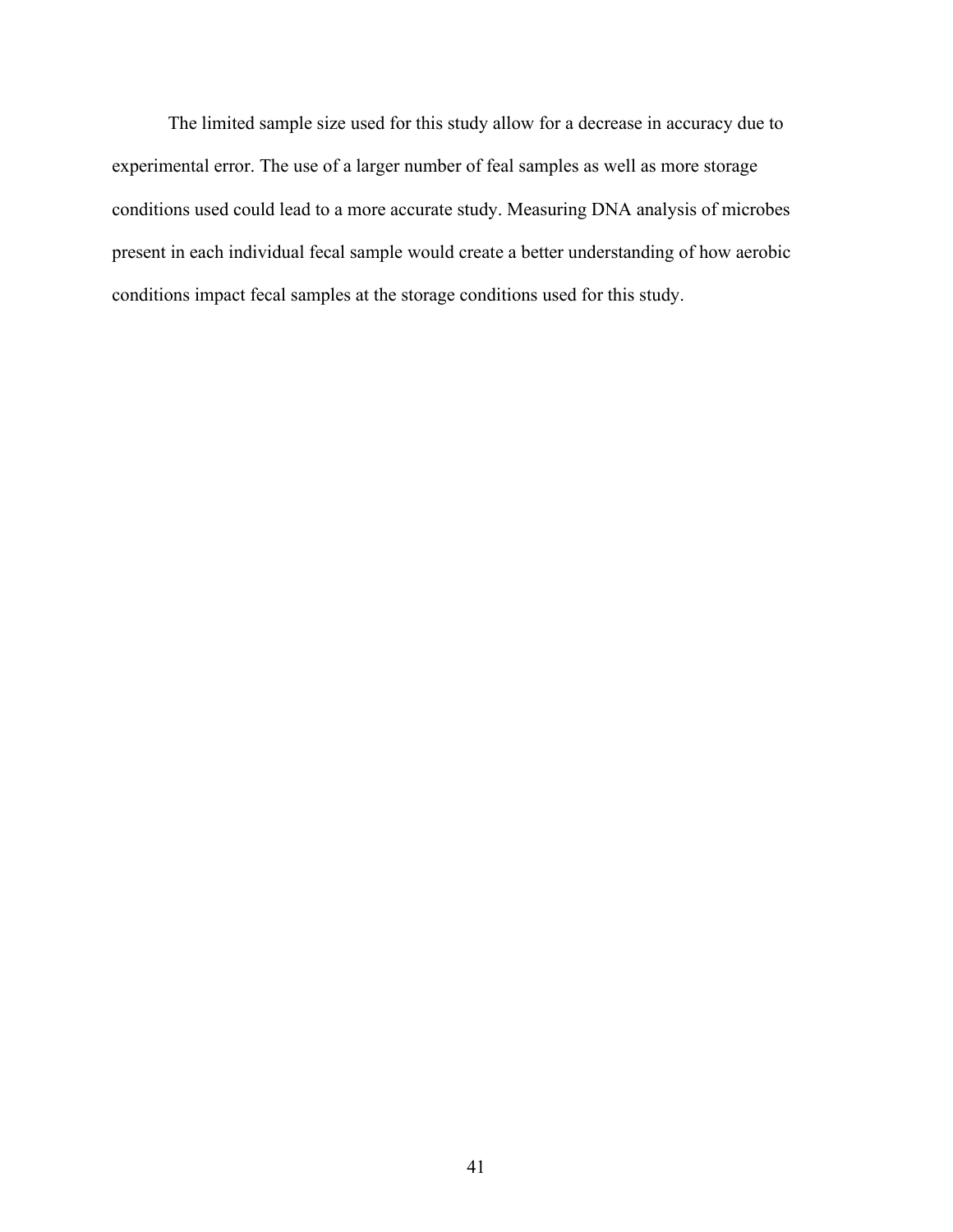The limited sample size used for this study allow for a decrease in accuracy due to experimental error. The use of a larger number of feal samples as well as more storage conditions used could lead to a more accurate study. Measuring DNA analysis of microbes present in each individual fecal sample would create a better understanding of how aerobic conditions impact fecal samples at the storage conditions used for this study.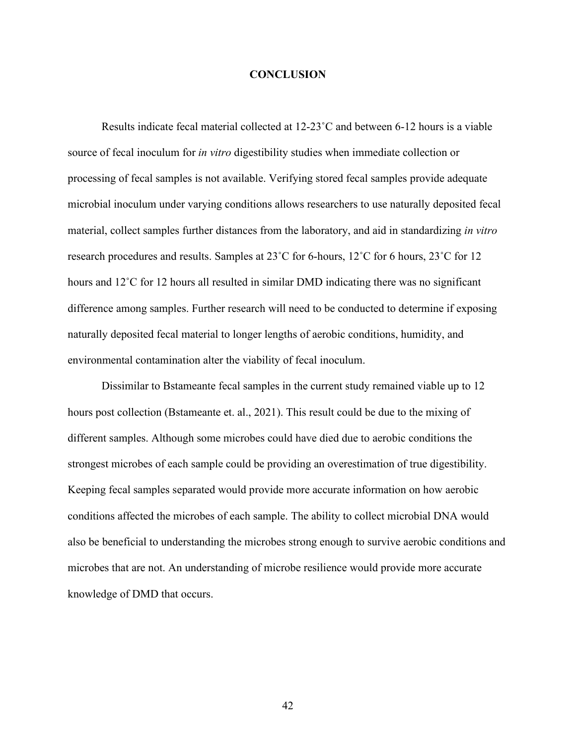# CONCLUSION

Results indicate fecal material collected at 12-23˚C and between 6-12 hours is a viable source of fecal inoculum for *in vitro* digestibility studies when immediate collection or processing of fecal samples is not available. Verifying stored fecal samples provide adequate microbial inoculum under varying conditions allows researchers to use naturally deposited fecal material, collect samples further distances from the laboratory, and aid in standardizing *in vitro* research procedures and results. Samples at 23˚C for 6-hours, 12˚C for 6 hours, 23˚C for 12 hours and 12˚C for 12 hours all resulted in similar DMD indicating there was no significant difference among samples. Further research will need to be conducted to determine if exposing naturally deposited fecal material to longer lengths of aerobic conditions, humidity, and environmental contamination alter the viability of fecal inoculum.

Dissimilar to Bstameante fecal samples in the current study remained viable up to 12 hours post collection (Bstameante et. al., 2021). This result could be due to the mixing of different samples. Although some microbes could have died due to aerobic conditions the strongest microbes of each sample could be providing an overestimation of true digestibility. Keeping fecal samples separated would provide more accurate information on how aerobic conditions affected the microbes of each sample. The ability to collect microbial DNA would also be beneficial to understanding the microbes strong enough to survive aerobic conditions and microbes that are not. An understanding of microbe resilience would provide more accurate knowledge of DMD that occurs.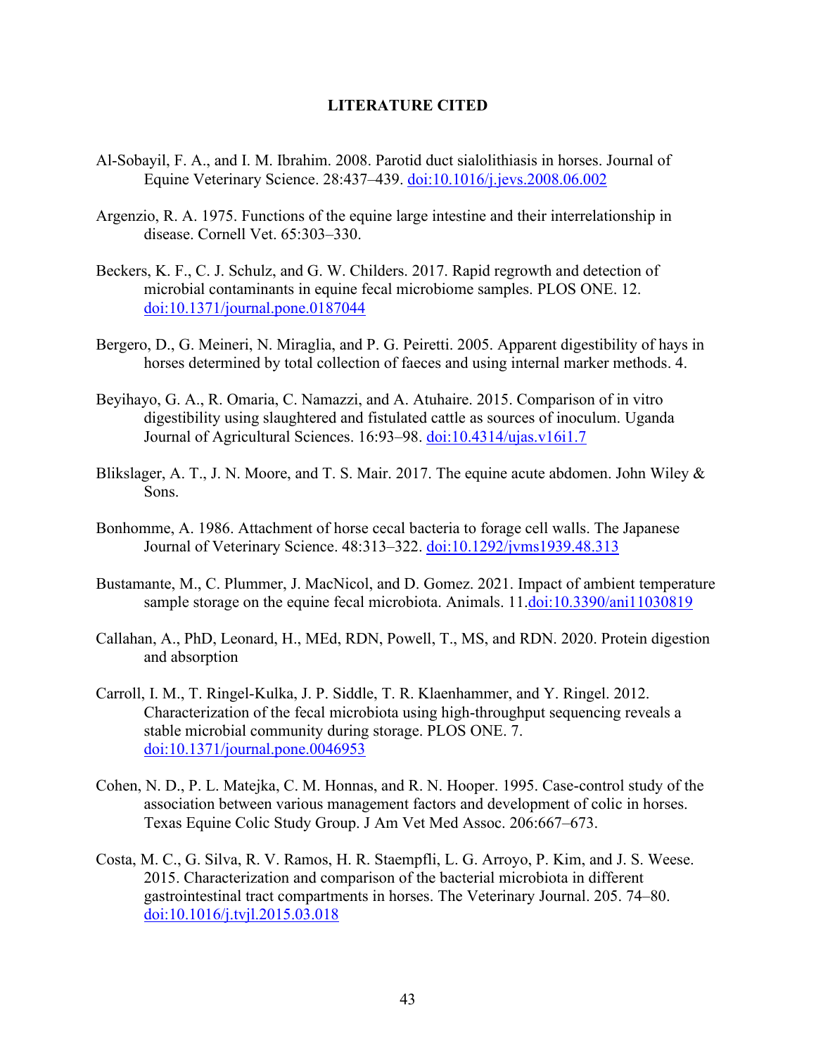## LITERATURE CITED

Al-Sobayil, F. A., and I. M. Ibrahim. 2008. Parotid duct sialolithiasis in horses. Journal of Equine Veterinary Science. 28:437–439. doi:10.1016/j.jevs.2008.06.002

Argenzio, R. A. 1975. Functions of the equine large intestine and their interrelationship in disease. Cornell Vet. 65:303–330.

Beckers, K. F., C. J. Schulz, and G. W. Childers. 2017. Rapid regrowth and detection of microbial contaminants in equine fecal microbiome samples. PLOS ONE. 12. doi:10.1371/journal.pone.0187044

Bergero, D., G. Meineri, N. Miraglia, and P. G. Peiretti. 2005. Apparent digestibility of hays in horses determined by total collection of faeces and using internal marker methods. 4.

Beyihayo, G. A., R. Omaria, C. Namazzi, and A. Atuhaire. 2015. Comparison of in vitro digestibility using slaughtered and fistulated cattle as sources of inoculum. Uganda Journal of Agricultural Sciences. 16:93–98. doi:10.4314/ujas.v16i1.7

Blikslager, A. T., J. N. Moore, and T. S. Mair. 2017. The equine acute abdomen. John Wiley & Sons.

Bonhomme, A. 1986. Attachment of horse cecal bacteria to forage cell walls. The Japanese Journal of Veterinary Science. 48:313–322. doi:10.1292/jvms1939.48.313

Bustamante, M., C. Plummer, J. MacNicol, and D. Gomez. 2021. Impact of ambient temperature sample storage on the equine fecal microbiota. Animals. 11.doi:10.3390/ani11030819

Callahan, A., PhD, Leonard, H., MEd, RDN, Powell, T., MS, and RDN. 2020. Protein digestion and absorption

Carroll, I. M., T. Ringel-Kulka, J. P. Siddle, T. R. Klaenhammer, and Y. Ringel. 2012. Characterization of the fecal microbiota using high-throughput sequencing reveals a stable microbial community during storage. PLOS ONE. 7. doi:10.1371/journal.pone.0046953

Cohen, N. D., P. L. Matejka, C. M. Honnas, and R. N. Hooper. 1995. Case-control study of the association between various management factors and development of colic in horses. Texas Equine Colic Study Group. J Am Vet Med Assoc. 206:667–673.

Costa, M. C., G. Silva, R. V. Ramos, H. R. Staempfli, L. G. Arroyo, P. Kim, and J. S. Weese. 2015. Characterization and comparison of the bacterial microbiota in different gastrointestinal tract compartments in horses. The Veterinary Journal. 205. 74–80. doi:10.1016/j.tvjl.2015.03.018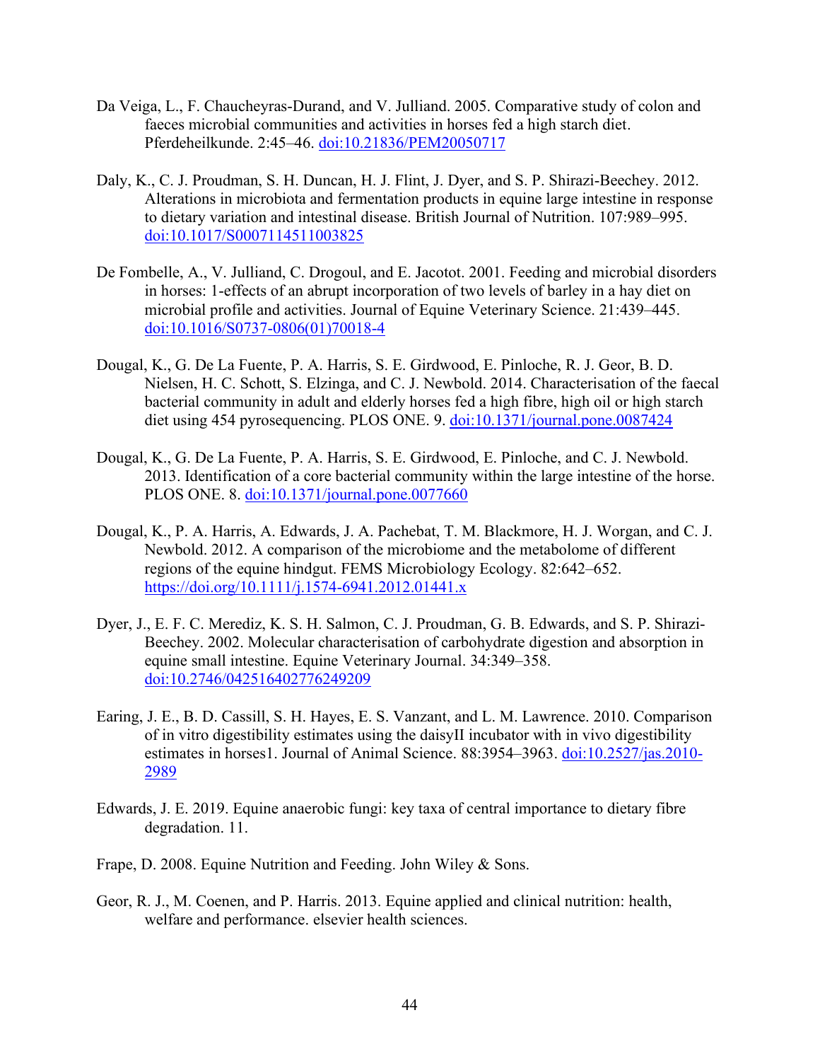Da Veiga, L., F. Chaucheyras-Durand, and V. Julliand. 2005. Comparative study of colon and faeces microbial communities and activities in horses fed a high starch diet. Pferdeheilkunde. 2:45–46. doi:10.21836/PEM20050717

Daly, K., C. J. Proudman, S. H. Duncan, H. J. Flint, J. Dyer, and S. P. Shirazi-Beechey. 2012. Alterations in microbiota and fermentation products in equine large intestine in response to dietary variation and intestinal disease. British Journal of Nutrition. 107:989–995. doi:10.1017/S0007114511003825

De Fombelle, A., V. Julliand, C. Drogoul, and E. Jacotot. 2001. Feeding and microbial disorders in horses: 1-effects of an abrupt incorporation of two levels of barley in a hay diet on microbial profile and activities. Journal of Equine Veterinary Science. 21:439–445. doi:10.1016/S0737-0806(01)70018-4

Dougal, K., G. De La Fuente, P. A. Harris, S. E. Girdwood, E. Pinloche, R. J. Geor, B. D. Nielsen, H. C. Schott, S. Elzinga, and C. J. Newbold. 2014. Characterisation of the faecal bacterial community in adult and elderly horses fed a high fibre, high oil or high starch diet using 454 pyrosequencing. PLOS ONE. 9. doi:10.1371/journal.pone.0087424

Dougal, K., G. De La Fuente, P. A. Harris, S. E. Girdwood, E. Pinloche, and C. J. Newbold. 2013. Identification of a core bacterial community within the large intestine of the horse. PLOS ONE. 8. doi:10.1371/journal.pone.0077660

Dougal, K., P. A. Harris, A. Edwards, J. A. Pachebat, T. M. Blackmore, H. J. Worgan, and C. J. Newbold. 2012. A comparison of the microbiome and the metabolome of different regions of the equine hindgut. FEMS Microbiology Ecology. 82:642–652. https://doi.org/10.1111/j.1574-6941.2012.01441.x

Dyer, J., E. F. C. Merediz, K. S. H. Salmon, C. J. Proudman, G. B. Edwards, and S. P. Shirazi-Beechey. 2002. Molecular characterisation of carbohydrate digestion and absorption in equine small intestine. Equine Veterinary Journal. 34:349–358. doi:10.2746/042516402776249209

Earing, J. E., B. D. Cassill, S. H. Hayes, E. S. Vanzant, and L. M. Lawrence. 2010. Comparison of in vitro digestibility estimates using the daisyII incubator with in vivo digestibility estimates in horses1. Journal of Animal Science. 88:3954–3963. doi:10.2527/jas.2010-2989

Edwards, J. E. 2019. Equine anaerobic fungi: key taxa of central importance to dietary fibre degradation. 11.

Frape, D. 2008. Equine Nutrition and Feeding. John Wiley & Sons.

Geor, R. J., M. Coenen, and P. Harris. 2013. Equine applied and clinical nutrition: health, welfare and performance. elsevier health sciences.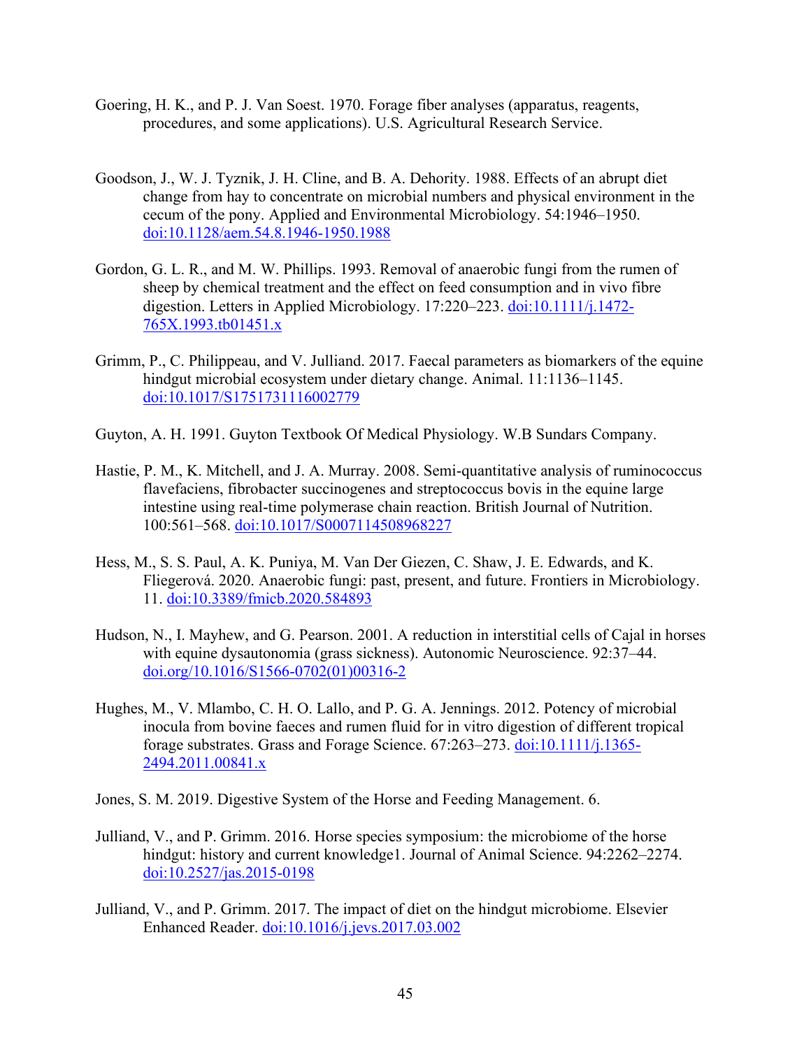Goering, H. K., and P. J. Van Soest. 1970. Forage fiber analyses (apparatus, reagents, procedures, and some applications). U.S. Agricultural Research Service.

Goodson, J., W. J. Tyznik, J. H. Cline, and B. A. Dehority. 1988. Effects of an abrupt diet change from hay to concentrate on microbial numbers and physical environment in the cecum of the pony. Applied and Environmental Microbiology. 54:1946–1950. doi:10.1128/aem.54.8.1946-1950.1988

Gordon, G. L. R., and M. W. Phillips. 1993. Removal of anaerobic fungi from the rumen of sheep by chemical treatment and the effect on feed consumption and in vivo fibre digestion. Letters in Applied Microbiology. 17:220–223. doi:10.1111/j.1472-765X.1993.tb01451.x

Grimm, P., C. Philippeau, and V. Julliand. 2017. Faecal parameters as biomarkers of the equine hindgut microbial ecosystem under dietary change. Animal. 11:1136–1145. doi:10.1017/S1751731116002779

Guyton, A. H. 1991. Guyton Textbook Of Medical Physiology. W.B Sundars Company.

Hastie, P. M., K. Mitchell, and J. A. Murray. 2008. Semi-quantitative analysis of ruminococcus flavefaciens, fibrobacter succinogenes and streptococcus bovis in the equine large intestine using real-time polymerase chain reaction. British Journal of Nutrition. 100:561–568. doi:10.1017/S0007114508968227

Hess, M., S. S. Paul, A. K. Puniya, M. Van Der Giezen, C. Shaw, J. E. Edwards, and K. Fliegerová. 2020. Anaerobic fungi: past, present, and future. Frontiers in Microbiology. 11. doi:10.3389/fmicb.2020.584893

Hudson, N., I. Mayhew, and G. Pearson. 2001. A reduction in interstitial cells of Cajal in horses with equine dysautonomia (grass sickness). Autonomic Neuroscience. 92:37–44. doi.org/10.1016/S1566-0702(01)00316-2

Hughes, M., V. Mlambo, C. H. O. Lallo, and P. G. A. Jennings. 2012. Potency of microbial inocula from bovine faeces and rumen fluid for in vitro digestion of different tropical forage substrates. Grass and Forage Science. 67:263–273. doi:10.1111/j.1365-2494.2011.00841.x

Jones, S. M. 2019. Digestive System of the Horse and Feeding Management. 6.

Julliand, V., and P. Grimm. 2016. Horse species symposium: the microbiome of the horse hindgut: history and current knowledge1. Journal of Animal Science. 94:2262–2274. doi:10.2527/jas.2015-0198

Julliand, V., and P. Grimm. 2017. The impact of diet on the hindgut microbiome. Elsevier Enhanced Reader. doi:10.1016/j.jevs.2017.03.002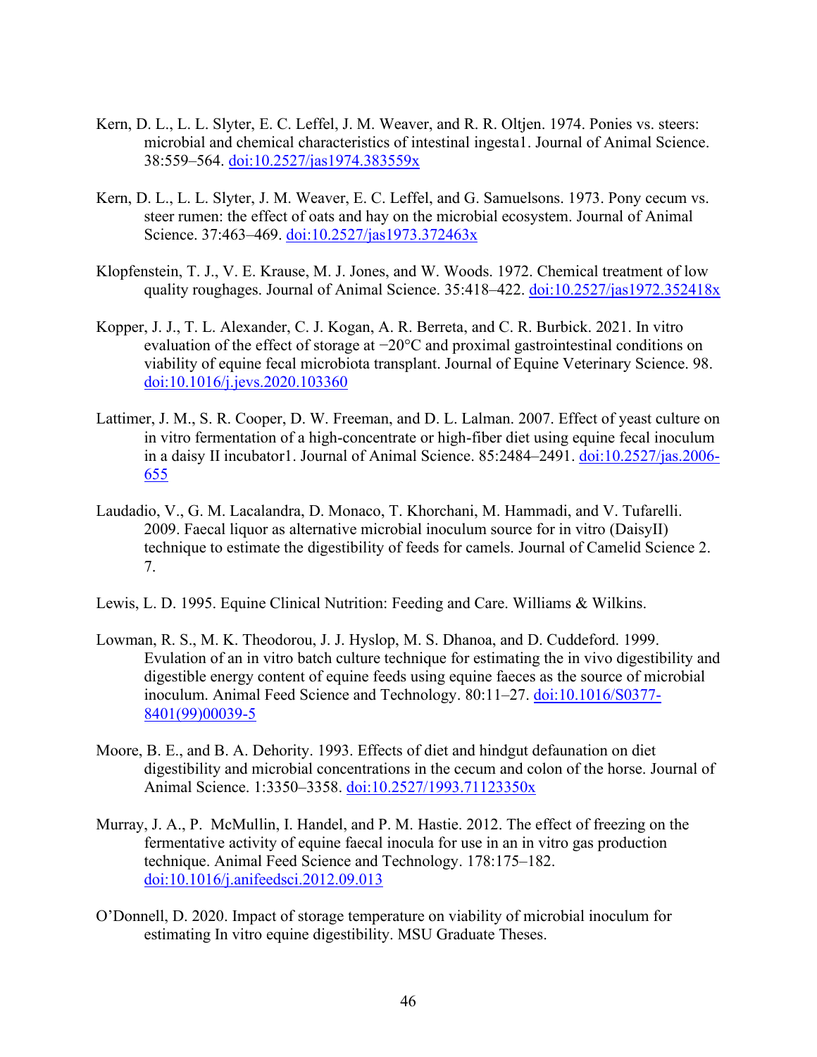Kern, D. L., L. L. Slyter, E. C. Leffel, J. M. Weaver, and R. R. Oltjen. 1974. Ponies vs. steers: microbial and chemical characteristics of intestinal ingesta1. Journal of Animal Science. 38:559–564. doi:10.2527/jas1974.383559x

Kern, D. L., L. L. Slyter, J. M. Weaver, E. C. Leffel, and G. Samuelsons. 1973. Pony cecum vs. steer rumen: the effect of oats and hay on the microbial ecosystem. Journal of Animal Science. 37:463–469. doi:10.2527/jas1973.372463x

Klopfenstein, T. J., V. E. Krause, M. J. Jones, and W. Woods. 1972. Chemical treatment of low quality roughages. Journal of Animal Science. 35:418–422. doi:10.2527/jas1972.352418x

Kopper, J. J., T. L. Alexander, C. J. Kogan, A. R. Berreta, and C. R. Burbick. 2021. In vitro evaluation of the effect of storage at −20°C and proximal gastrointestinal conditions on viability of equine fecal microbiota transplant. Journal of Equine Veterinary Science. 98. doi:10.1016/j.jevs.2020.103360

Lattimer, J. M., S. R. Cooper, D. W. Freeman, and D. L. Lalman. 2007. Effect of yeast culture on in vitro fermentation of a high-concentrate or high-fiber diet using equine fecal inoculum in a daisy II incubator1. Journal of Animal Science. 85:2484–2491. doi:10.2527/jas.2006-655

Laudadio, V., G. M. Lacalandra, D. Monaco, T. Khorchani, M. Hammadi, and V. Tufarelli. 2009. Faecal liquor as alternative microbial inoculum source for in vitro (DaisyII) technique to estimate the digestibility of feeds for camels. Journal of Camelid Science 2. 7.

Lewis, L. D. 1995. Equine Clinical Nutrition: Feeding and Care. Williams & Wilkins.

Lowman, R. S., M. K. Theodorou, J. J. Hyslop, M. S. Dhanoa, and D. Cuddeford. 1999. Evulation of an in vitro batch culture technique for estimating the in vivo digestibility and digestible energy content of equine feeds using equine faeces as the source of microbial inoculum. Animal Feed Science and Technology. 80:11–27. doi:10.1016/S0377-8401(99)00039-5

Moore, B. E., and B. A. Dehority. 1993. Effects of diet and hindgut defaunation on diet digestibility and microbial concentrations in the cecum and colon of the horse. Journal of Animal Science. 1:3350–3358. doi:10.2527/1993.71123350x

Murray, J. A., P. McMullin, I. Handel, and P. M. Hastie. 2012. The effect of freezing on the fermentative activity of equine faecal inocula for use in an in vitro gas production technique. Animal Feed Science and Technology. 178:175–182. doi:10.1016/j.anifeedsci.2012.09.013

O'Donnell, D. 2020. Impact of storage temperature on viability of microbial inoculum for estimating In vitro equine digestibility. MSU Graduate Theses.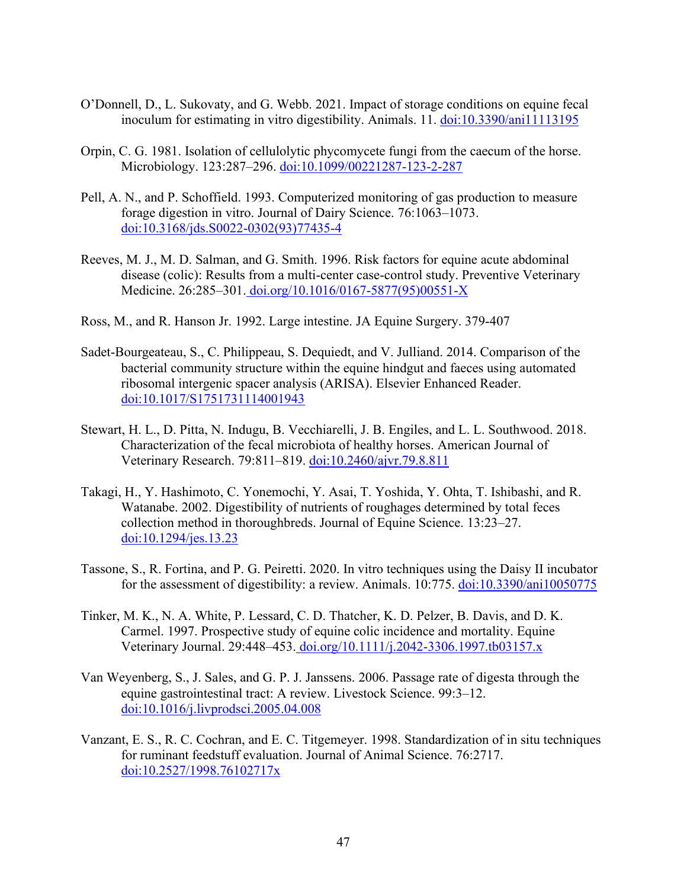O'Donnell, D., L. Sukovaty, and G. Webb. 2021. Impact of storage conditions on equine fecal inoculum for estimating in vitro digestibility. Animals. 11. doi:10.3390/ani11113195

Orpin, C. G. 1981. Isolation of cellulolytic phycomycete fungi from the caecum of the horse. Microbiology. 123:287–296. doi:10.1099/00221287-123-2-287

Pell, A. N., and P. Schoffield. 1993. Computerized monitoring of gas production to measure forage digestion in vitro. Journal of Dairy Science. 76:1063–1073. doi:10.3168/jds.S0022-0302(93)77435-4

Reeves, M. J., M. D. Salman, and G. Smith. 1996. Risk factors for equine acute abdominal disease (colic): Results from a multi-center case-control study. Preventive Veterinary Medicine. 26:285–301. doi.org/10.1016/0167-5877(95)00551-X

Ross, M., and R. Hanson Jr. 1992. Large intestine. JA Equine Surgery. 379-407

Sadet-Bourgeateau, S., C. Philippeau, S. Dequiedt, and V. Julliand. 2014. Comparison of the bacterial community structure within the equine hindgut and faeces using automated ribosomal intergenic spacer analysis (ARISA). Elsevier Enhanced Reader. doi:10.1017/S1751731114001943

Stewart, H. L., D. Pitta, N. Indugu, B. Vecchiarelli, J. B. Engiles, and L. L. Southwood. 2018. Characterization of the fecal microbiota of healthy horses. American Journal of Veterinary Research. 79:811–819. doi:10.2460/ajvr.79.8.811

Takagi, H., Y. Hashimoto, C. Yonemochi, Y. Asai, T. Yoshida, Y. Ohta, T. Ishibashi, and R. Watanabe. 2002. Digestibility of nutrients of roughages determined by total feces collection method in thoroughbreds. Journal of Equine Science. 13:23–27. doi:10.1294/jes.13.23

Tassone, S., R. Fortina, and P. G. Peiretti. 2020. In vitro techniques using the Daisy II incubator for the assessment of digestibility: a review. Animals. 10:775. doi:10.3390/ani10050775

Tinker, M. K., N. A. White, P. Lessard, C. D. Thatcher, K. D. Pelzer, B. Davis, and D. K. Carmel. 1997. Prospective study of equine colic incidence and mortality. Equine Veterinary Journal. 29:448–453. doi.org/10.1111/j.2042-3306.1997.tb03157.x

Van Weyenberg, S., J. Sales, and G. P. J. Janssens. 2006. Passage rate of digesta through the equine gastrointestinal tract: A review. Livestock Science. 99:3–12. doi:10.1016/j.livprodsci.2005.04.008

Vanzant, E. S., R. C. Cochran, and E. C. Titgemeyer. 1998. Standardization of in situ techniques for ruminant feedstuff evaluation. Journal of Animal Science. 76:2717. doi:10.2527/1998.76102717x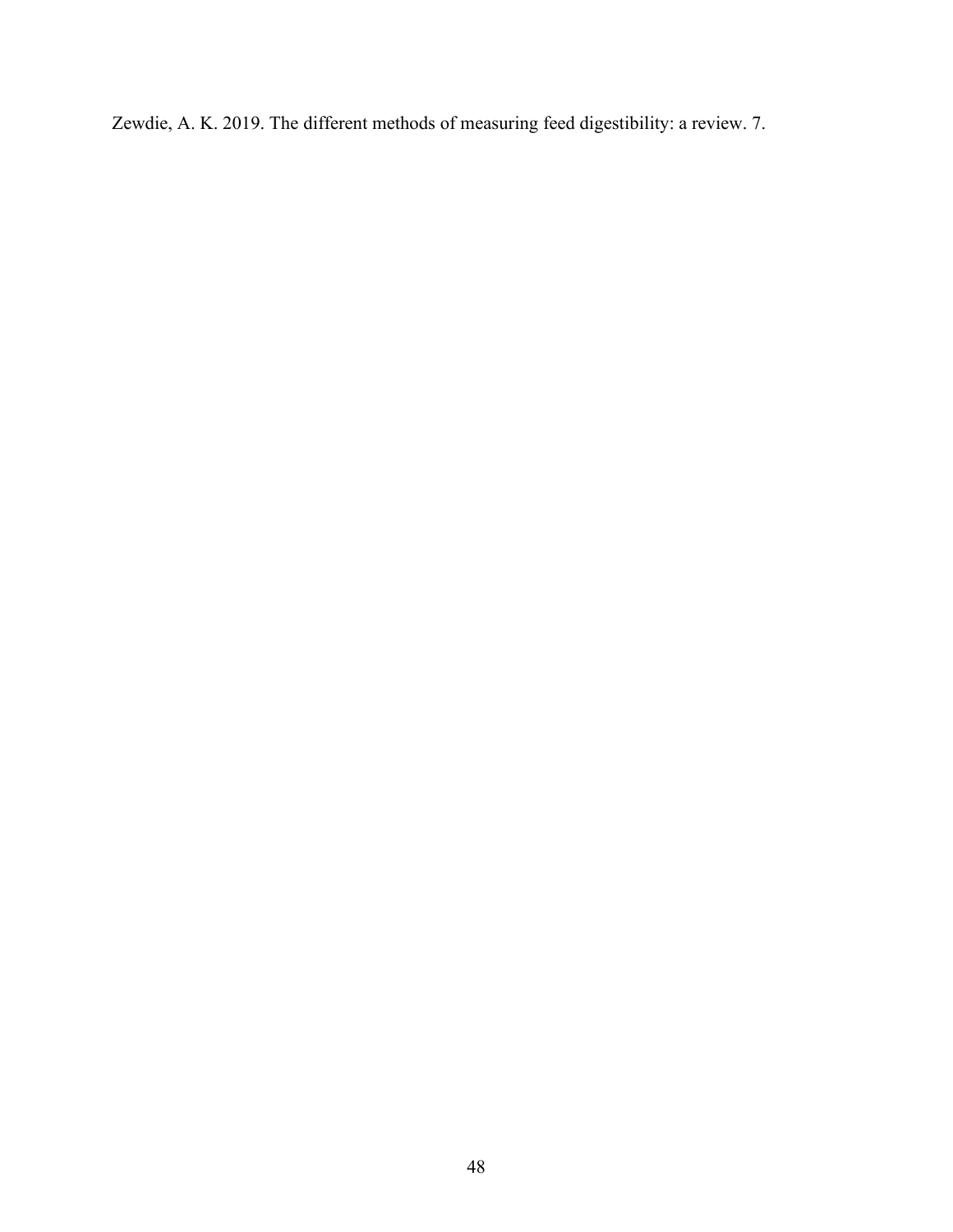Zewdie, A. K. 2019. The different methods of measuring feed digestibility: a review. 7.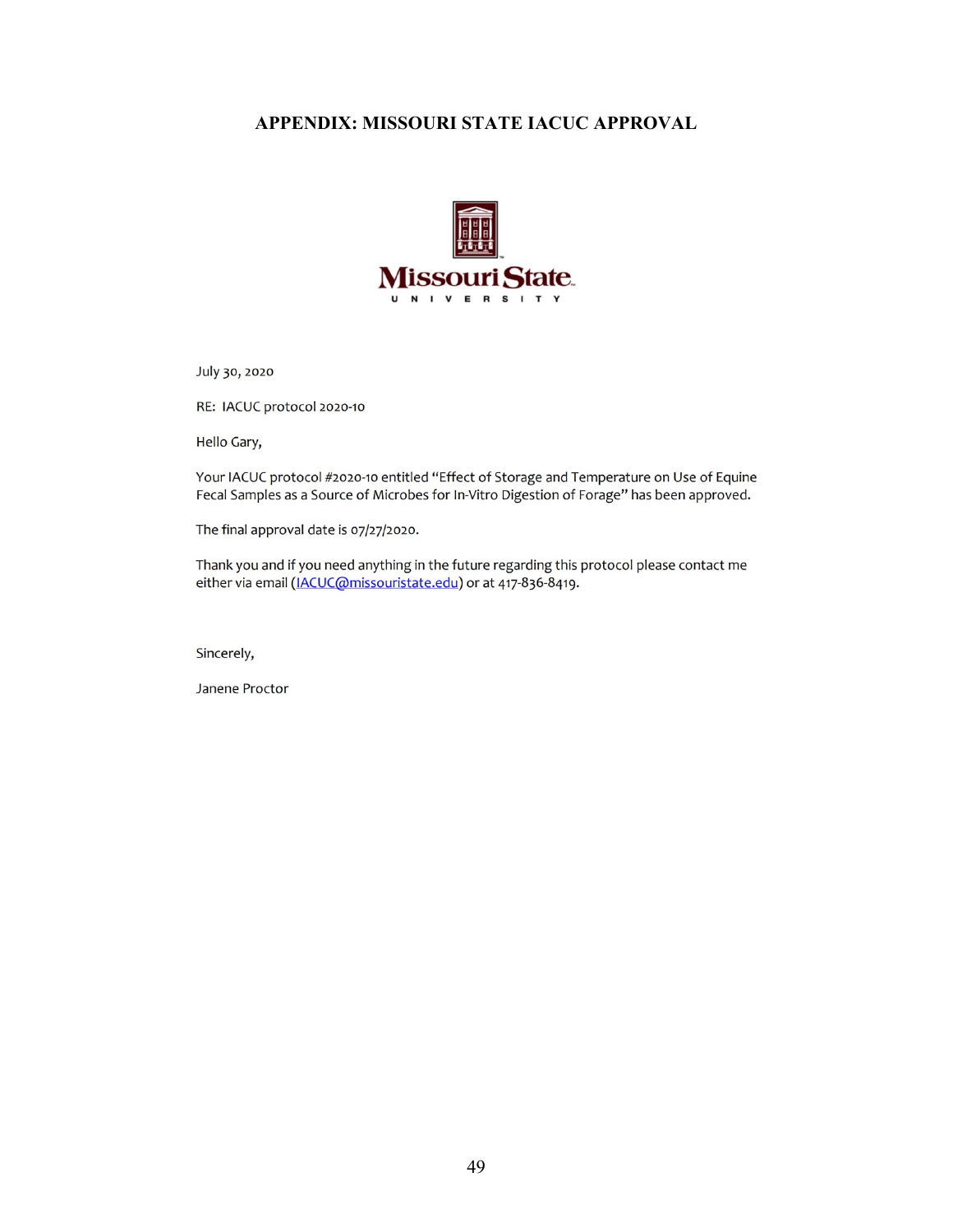# APPENDIX: MISSOURI STATE IACUC APPROVAL

Missouri State
UNIVERSITY

July 30, 2020

RE: IACUC protocol 2020-10

Hello Gary,

Your IACUC protocol #2020-10 entitled "Effect of Storage and Temperature on Use of Equine Fecal Samples as a Source of Microbes for In-Vitro Digestion of Forage" has been approved.

The final approval date is 07/27/2020.

Thank you and if you need anything in the future regarding this protocol please contact me either via email (IACUC@missouristate.edu) or at 417-836-8419.

Sincerely,

Janene Proctor